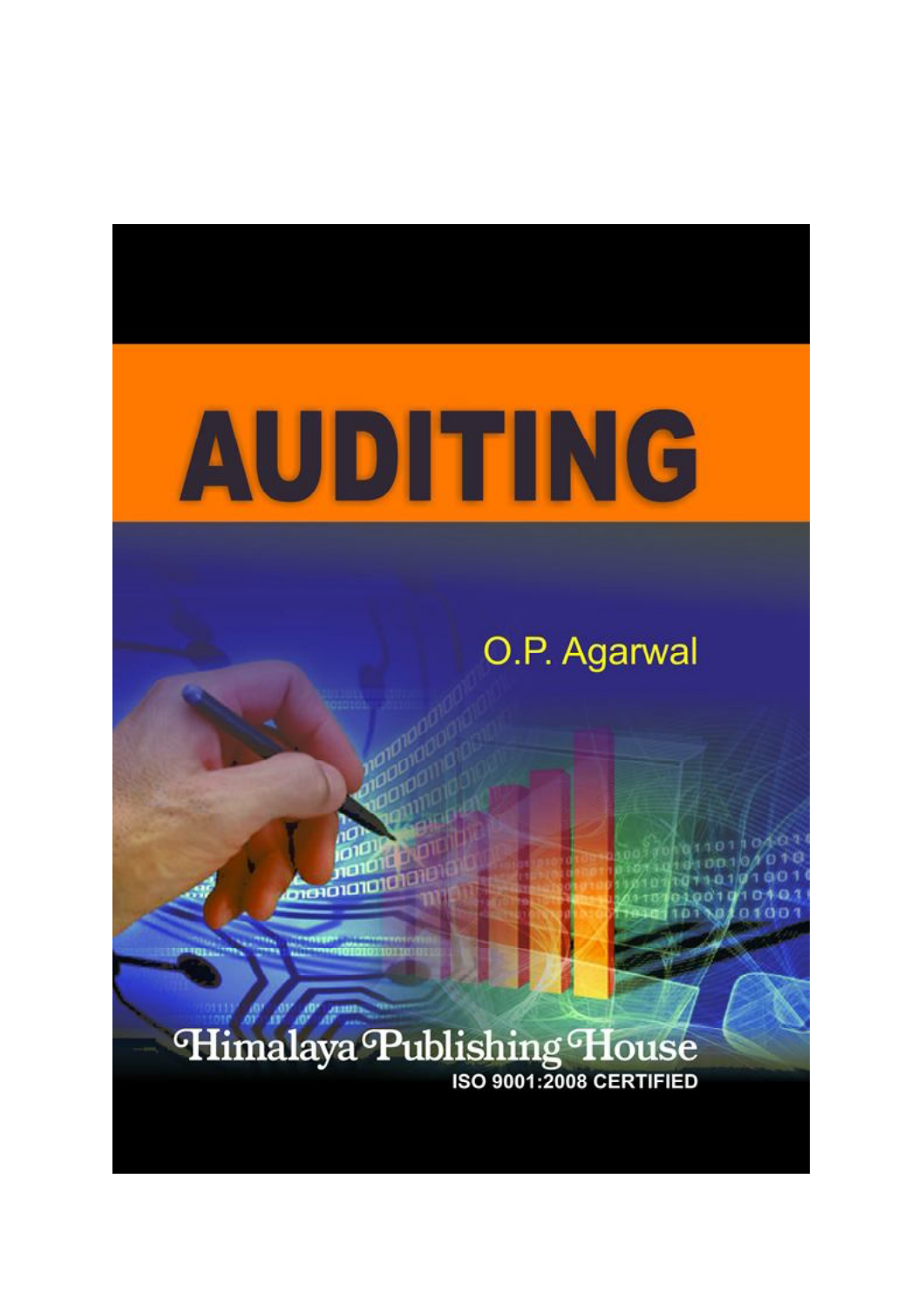# AUDITING

O.P. Agarwal

Himalaya Publishing House

ISO 9001:2008 CERTIFIED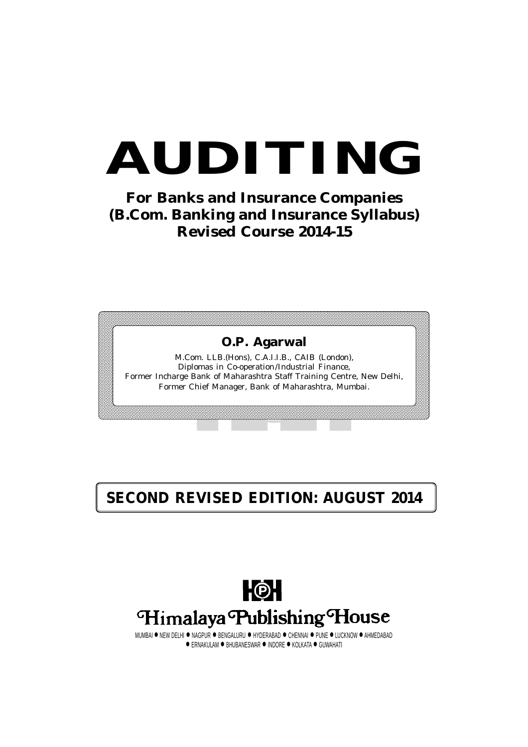# AUDITING

## For Banks and Insurance Companies
## (B.Com. Banking and Insurance Syllabus)
## Revised Course 2014-15

**O.P. Agarwal**

M.Com. LLB.(Hons), C.A.I.I.B., CAIB (London),
Diplomas in Co-operation/Industrial Finance,
Former Incharge Bank of Maharashtra Staff Training Centre, New Delhi,
Former Chief Manager, Bank of Maharashtra, Mumbai.

**SECOND REVISED EDITION: AUGUST 2014**

Himalaya Publishing House

MUMBAI ● NEW DELHI ● NAGPUR ● BENGALURU ● HYDERABAD ● CHENNAI ● PUNE ● LUCKNOW ● AHMEDABAD
● ERNAKULAM ● BHUBANESWAR ● INDORE ● KOLKATA ● GUWAHATI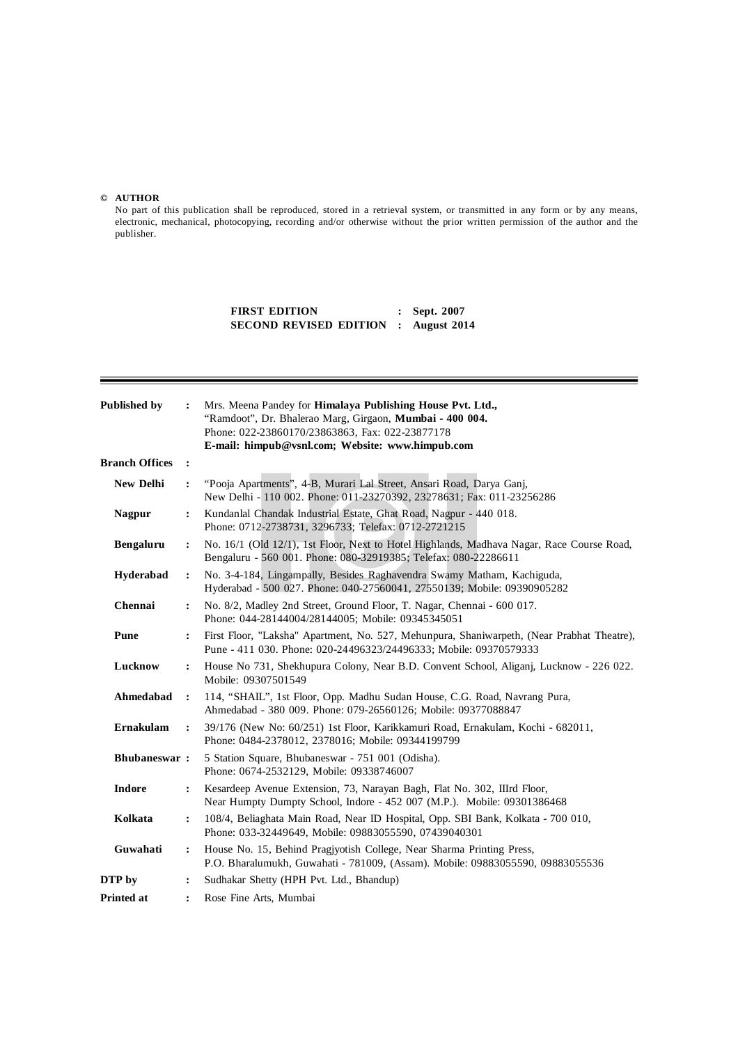**© AUTHOR**

No part of this publication shall be reproduced, stored in a retrieval system, or transmitted in any form or by any means, electronic, mechanical, photocopying, recording and/or otherwise without the prior written permission of the author and the publisher.

**FIRST EDITION : Sept. 2007**
**SECOND REVISED EDITION : August 2014**

---

**Published by** : Mrs. Meena Pandey for **Himalaya Publishing House Pvt. Ltd.,**
"Ramdoot", Dr. Bhalerao Marg, Girgaon, **Mumbai - 400 004.**
Phone: 022-23860170/23863863, Fax: 022-23877178
**E-mail: himpub@vsnl.com; Website: www.himpub.com**

**Branch Offices** :

**New Delhi** : "Pooja Apartments", 4-B, Murari Lal Street, Ansari Road, Darya Ganj, New Delhi - 110 002. Phone: 011-23270392, 23278631; Fax: 011-23256286

**Nagpur** : Kundanlal Chandak Industrial Estate, Ghat Road, Nagpur - 440 018. Phone: 0712-2738731, 3296733; Telefax: 0712-2721215

**Bengaluru** : No. 16/1 (Old 12/1), 1st Floor, Next to Hotel Highlands, Madhava Nagar, Race Course Road, Bengaluru - 560 001. Phone: 080-32919385; Telefax: 080-22286611

**Hyderabad** : No. 3-4-184, Lingampally, Besides Raghavendra Swamy Matham, Kachiguda, Hyderabad - 500 027. Phone: 040-27560041, 27550139; Mobile: 09390905282

**Chennai** : No. 8/2, Madley 2nd Street, Ground Floor, T. Nagar, Chennai - 600 017. Phone: 044-28144004/28144005; Mobile: 09345345051

**Pune** : First Floor, "Laksha" Apartment, No. 527, Mehunpura, Shaniwarpeth, (Near Prabhat Theatre), Pune - 411 030. Phone: 020-24496323/24496333; Mobile: 09370579333

**Lucknow** : House No 731, Shekhupura Colony, Near B.D. Convent School, Aliganj, Lucknow - 226 022. Mobile: 09307501549

**Ahmedabad** : 114, "SHAIL", 1st Floor, Opp. Madhu Sudan House, C.G. Road, Navrang Pura, Ahmedabad - 380 009. Phone: 079-26560126; Mobile: 09377088847

**Ernakulam** : 39/176 (New No: 60/251) 1st Floor, Karikkamuri Road, Ernakulam, Kochi - 682011, Phone: 0484-2378012, 2378016; Mobile: 09344199799

**Bhubaneswar** : 5 Station Square, Bhubaneswar - 751 001 (Odisha). Phone: 0674-2532129, Mobile: 09338746007

**Indore** : Kesardeep Avenue Extension, 73, Narayan Bagh, Flat No. 302, IIIrd Floor, Near Humpty Dumpty School, Indore - 452 007 (M.P.). Mobile: 09301386468

**Kolkata** : 108/4, Beliaghata Main Road, Near ID Hospital, Opp. SBI Bank, Kolkata - 700 010, Phone: 033-32449649, Mobile: 09883055590, 07439040301

**Guwahati** : House No. 15, Behind Pragjyotish College, Near Sharma Printing Press, P.O. Bharalumukh, Guwahati - 781009, (Assam). Mobile: 09883055590, 09883055536

**DTP by** : Sudhakar Shetty (HPH Pvt. Ltd., Bhandup)

**Printed at** : Rose Fine Arts, Mumbai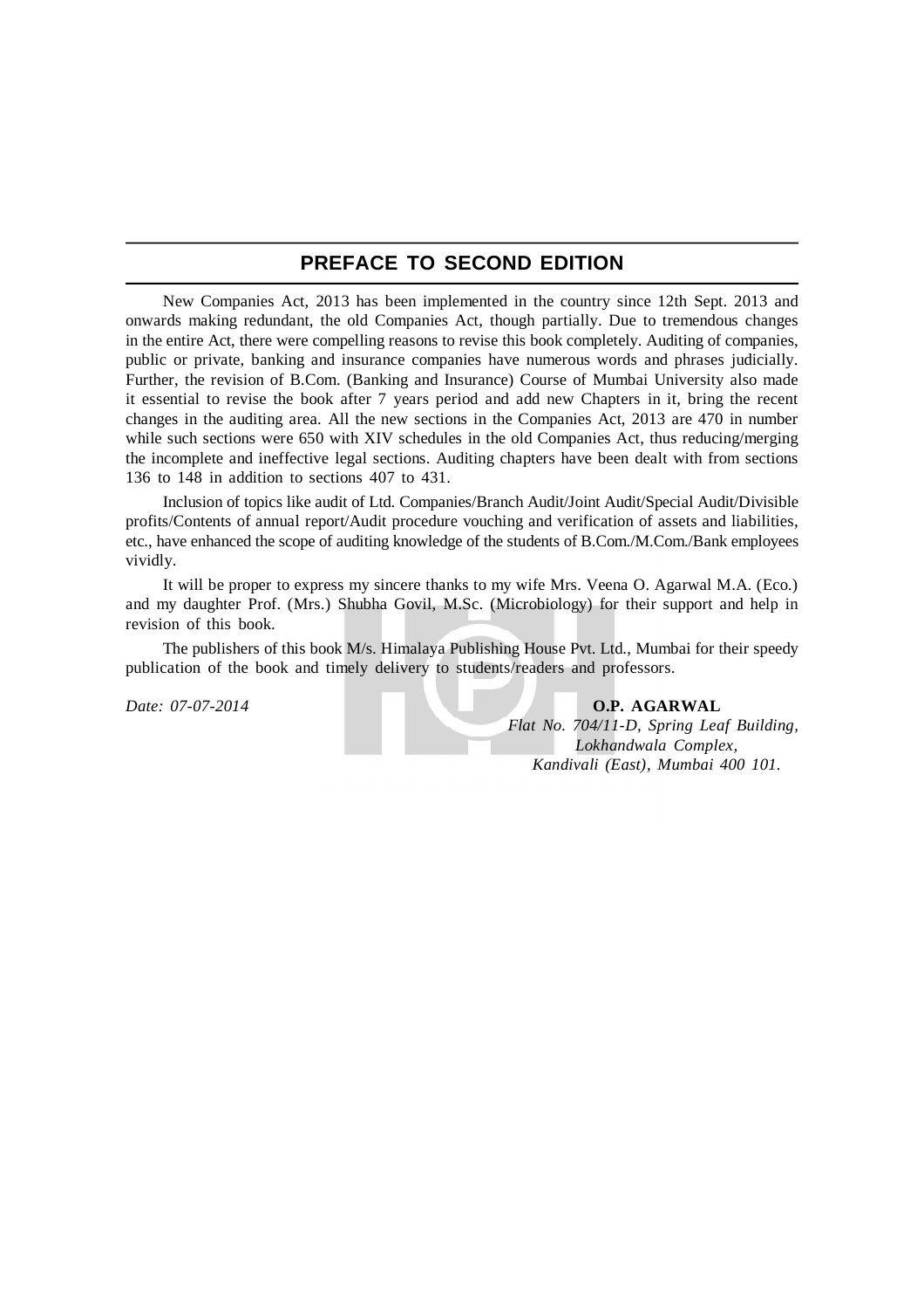## PREFACE TO SECOND EDITION

New Companies Act, 2013 has been implemented in the country since 12th Sept. 2013 and onwards making redundant, the old Companies Act, though partially. Due to tremendous changes in the entire Act, there were compelling reasons to revise this book completely. Auditing of companies, public or private, banking and insurance companies have numerous words and phrases judicially. Further, the revision of B.Com. (Banking and Insurance) Course of Mumbai University also made it essential to revise the book after 7 years period and add new Chapters in it, bring the recent changes in the auditing area. All the new sections in the Companies Act, 2013 are 470 in number while such sections were 650 with XIV schedules in the old Companies Act, thus reducing/merging the incomplete and ineffective legal sections. Auditing chapters have been dealt with from sections 136 to 148 in addition to sections 407 to 431.

Inclusion of topics like audit of Ltd. Companies/Branch Audit/Joint Audit/Special Audit/Divisible profits/Contents of annual report/Audit procedure vouching and verification of assets and liabilities, etc., have enhanced the scope of auditing knowledge of the students of B.Com./M.Com./Bank employees vividly.

It will be proper to express my sincere thanks to my wife Mrs. Veena O. Agarwal M.A. (Eco.) and my daughter Prof. (Mrs.) Shubha Govil, M.Sc. (Microbiology) for their support and help in revision of this book.

The publishers of this book M/s. Himalaya Publishing House Pvt. Ltd., Mumbai for their speedy publication of the book and timely delivery to students/readers and professors.

*Date: 07-07-2014*

**O.P. AGARWAL**
*Flat No. 704/11-D, Spring Leaf Building,*
*Lokhandwala Complex,*
*Kandivali (East), Mumbai 400 101.*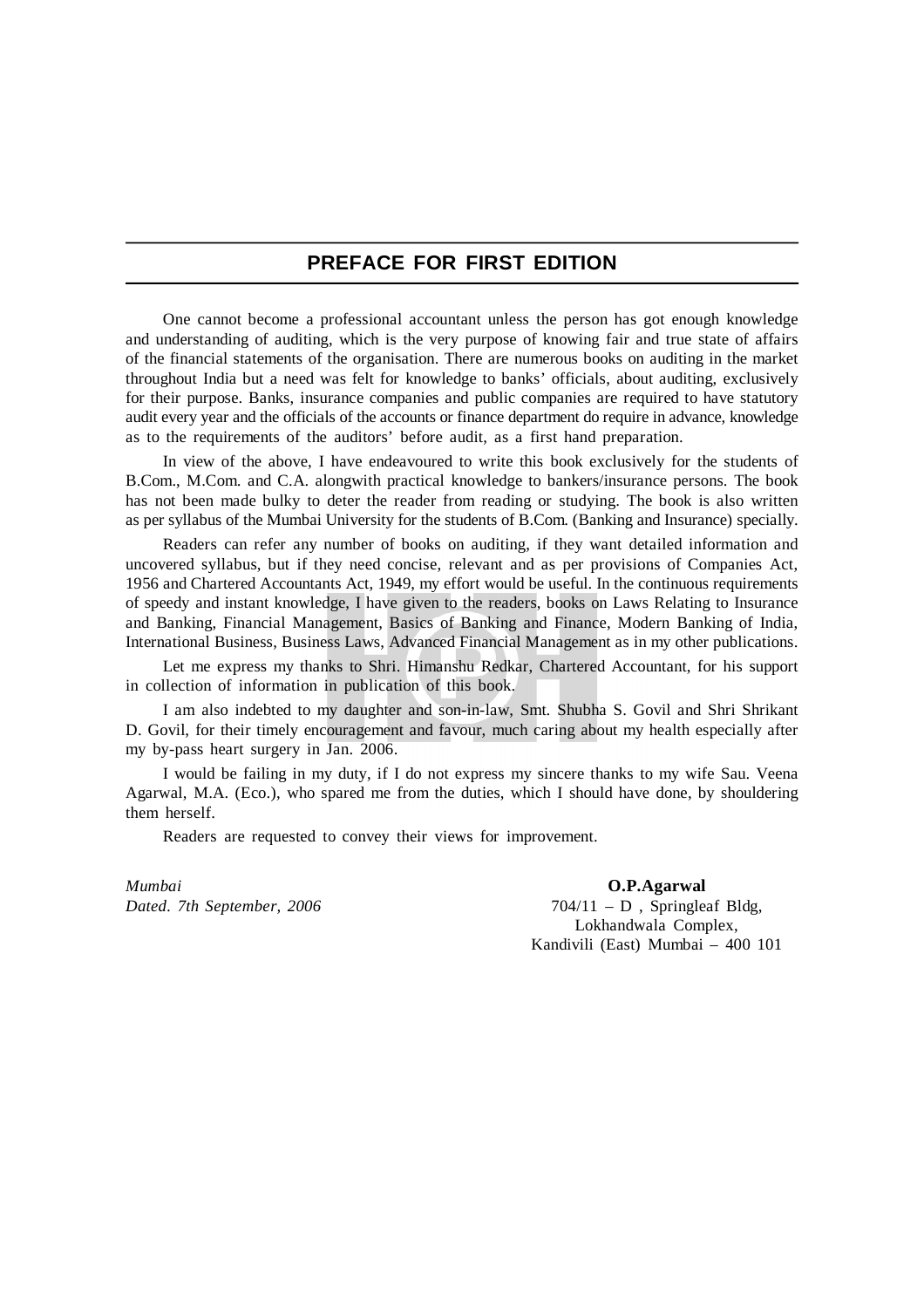## PREFACE FOR FIRST EDITION

One cannot become a professional accountant unless the person has got enough knowledge and understanding of auditing, which is the very purpose of knowing fair and true state of affairs of the financial statements of the organisation. There are numerous books on auditing in the market throughout India but a need was felt for knowledge to banks' officials, about auditing, exclusively for their purpose. Banks, insurance companies and public companies are required to have statutory audit every year and the officials of the accounts or finance department do require in advance, knowledge as to the requirements of the auditors' before audit, as a first hand preparation.

In view of the above, I have endeavoured to write this book exclusively for the students of B.Com., M.Com. and C.A. alongwith practical knowledge to bankers/insurance persons. The book has not been made bulky to deter the reader from reading or studying. The book is also written as per syllabus of the Mumbai University for the students of B.Com. (Banking and Insurance) specially.

Readers can refer any number of books on auditing, if they want detailed information and uncovered syllabus, but if they need concise, relevant and as per provisions of Companies Act, 1956 and Chartered Accountants Act, 1949, my effort would be useful. In the continuous requirements of speedy and instant knowledge, I have given to the readers, books on Laws Relating to Insurance and Banking, Financial Management, Basics of Banking and Finance, Modern Banking of India, International Business, Business Laws, Advanced Financial Management as in my other publications.

Let me express my thanks to Shri. Himanshu Redkar, Chartered Accountant, for his support in collection of information in publication of this book.

I am also indebted to my daughter and son-in-law, Smt. Shubha S. Govil and Shri Shrikant D. Govil, for their timely encouragement and favour, much caring about my health especially after my by-pass heart surgery in Jan. 2006.

I would be failing in my duty, if I do not express my sincere thanks to my wife Sau. Veena Agarwal, M.A. (Eco.), who spared me from the duties, which I should have done, by shouldering them herself.

Readers are requested to convey their views for improvement.

*Mumbai*
*Dated. 7th September, 2006*

**O.P.Agarwal**
704/11 – D , Springleaf Bldg,
Lokhandwala Complex,
Kandivili (East) Mumbai – 400 101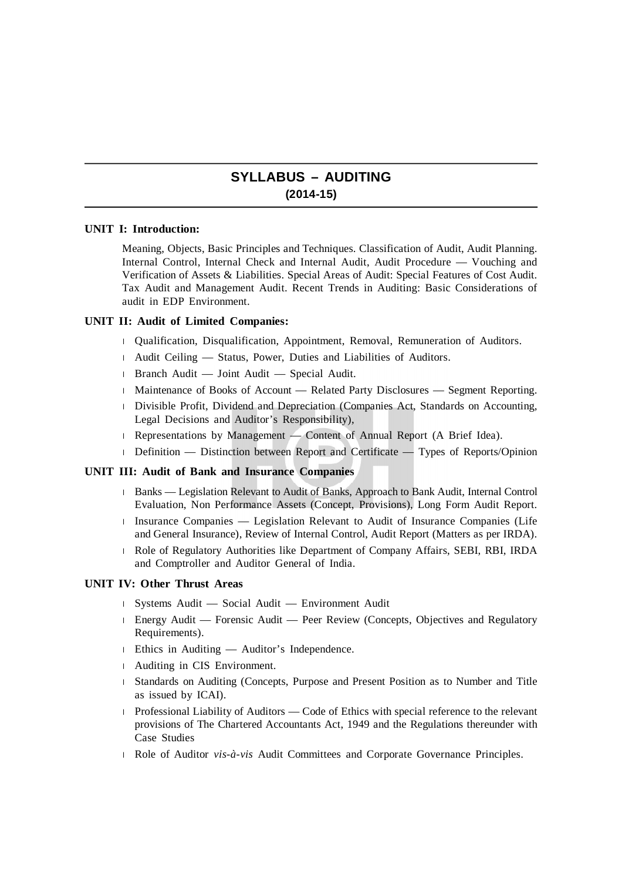# SYLLABUS – AUDITING

**(2014-15)**

**UNIT I: Introduction:**

Meaning, Objects, Basic Principles and Techniques. Classification of Audit, Audit Planning. Internal Control, Internal Check and Internal Audit, Audit Procedure — Vouching and Verification of Assets & Liabilities. Special Areas of Audit: Special Features of Cost Audit. Tax Audit and Management Audit. Recent Trends in Auditing: Basic Considerations of audit in EDP Environment.

**UNIT II: Audit of Limited Companies:**

- Qualification, Disqualification, Appointment, Removal, Remuneration of Auditors.
- Audit Ceiling — Status, Power, Duties and Liabilities of Auditors.
- Branch Audit — Joint Audit — Special Audit.
- Maintenance of Books of Account — Related Party Disclosures — Segment Reporting.
- Divisible Profit, Dividend and Depreciation (Companies Act, Standards on Accounting, Legal Decisions and Auditor's Responsibility),
- Representations by Management — Content of Annual Report (A Brief Idea).
- Definition — Distinction between Report and Certificate — Types of Reports/Opinion

**UNIT III: Audit of Bank and Insurance Companies**

- Banks — Legislation Relevant to Audit of Banks, Approach to Bank Audit, Internal Control Evaluation, Non Performance Assets (Concept, Provisions), Long Form Audit Report.
- Insurance Companies — Legislation Relevant to Audit of Insurance Companies (Life and General Insurance), Review of Internal Control, Audit Report (Matters as per IRDA).
- Role of Regulatory Authorities like Department of Company Affairs, SEBI, RBI, IRDA and Comptroller and Auditor General of India.

**UNIT IV: Other Thrust Areas**

- Systems Audit — Social Audit — Environment Audit
- Energy Audit — Forensic Audit — Peer Review (Concepts, Objectives and Regulatory Requirements).
- Ethics in Auditing — Auditor's Independence.
- Auditing in CIS Environment.
- Standards on Auditing (Concepts, Purpose and Present Position as to Number and Title as issued by ICAI).
- Professional Liability of Auditors — Code of Ethics with special reference to the relevant provisions of The Chartered Accountants Act, 1949 and the Regulations thereunder with Case Studies
- Role of Auditor *vis-à-vis* Audit Committees and Corporate Governance Principles.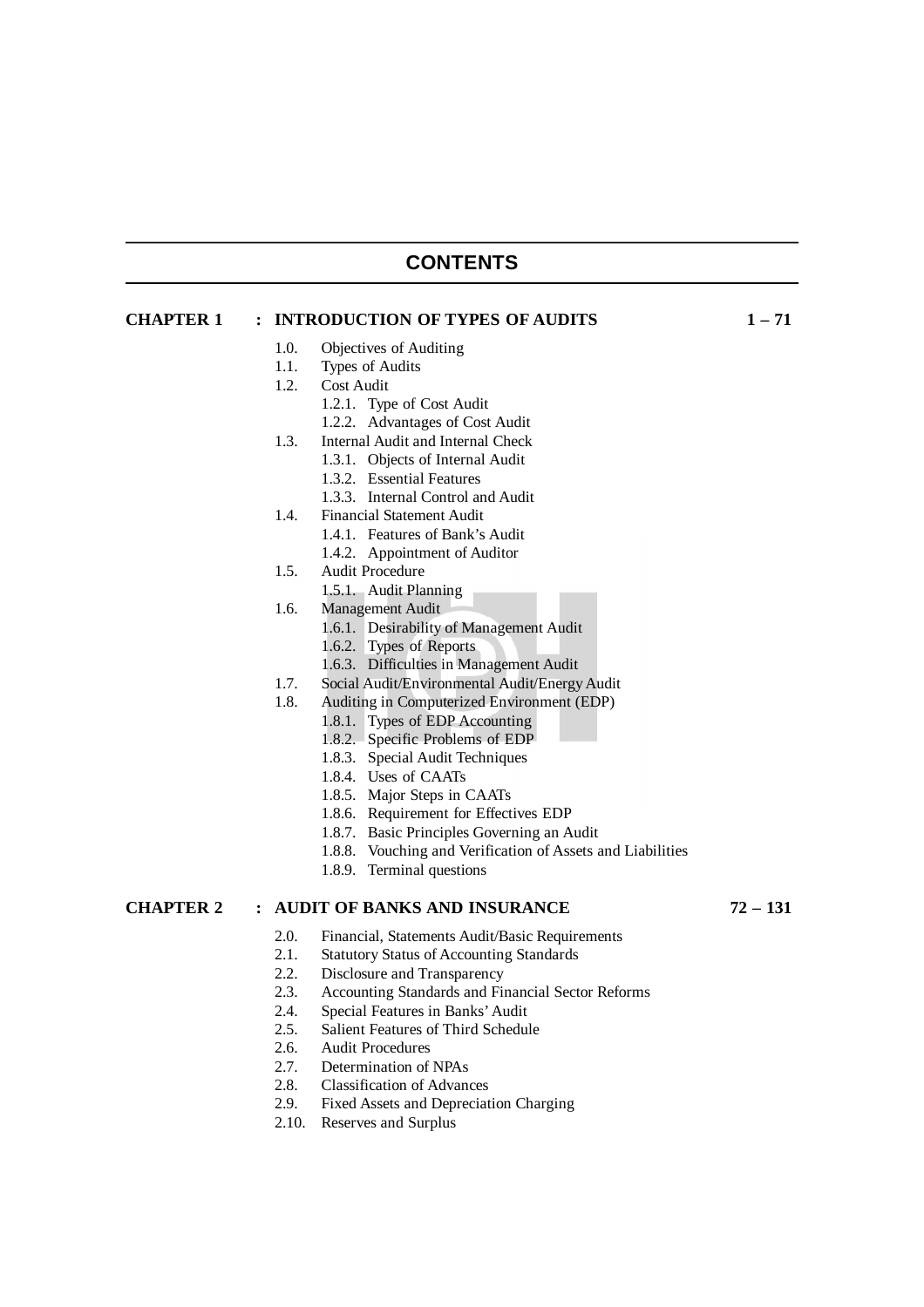# CONTENTS

**CHAPTER 1 : INTRODUCTION OF TYPES OF AUDITS** **1 – 71**

- 1.0. Objectives of Auditing
- 1.1. Types of Audits
- 1.2. Cost Audit
  - 1.2.1. Type of Cost Audit
  - 1.2.2. Advantages of Cost Audit
- 1.3. Internal Audit and Internal Check
  - 1.3.1. Objects of Internal Audit
  - 1.3.2. Essential Features
  - 1.3.3. Internal Control and Audit
- 1.4. Financial Statement Audit
  - 1.4.1. Features of Bank's Audit
  - 1.4.2. Appointment of Auditor
- 1.5. Audit Procedure
  - 1.5.1. Audit Planning
- 1.6. Management Audit
  - 1.6.1. Desirability of Management Audit
  - 1.6.2. Types of Reports
  - 1.6.3. Difficulties in Management Audit
- 1.7. Social Audit/Environmental Audit/Energy Audit
- 1.8. Auditing in Computerized Environment (EDP)
  - 1.8.1. Types of EDP Accounting
  - 1.8.2. Specific Problems of EDP
  - 1.8.3. Special Audit Techniques
  - 1.8.4. Uses of CAATs
  - 1.8.5. Major Steps in CAATs
  - 1.8.6. Requirement for Effectives EDP
  - 1.8.7. Basic Principles Governing an Audit
  - 1.8.8. Vouching and Verification of Assets and Liabilities
  - 1.8.9. Terminal questions

**CHAPTER 2 : AUDIT OF BANKS AND INSURANCE** **72 – 131**

- 2.0. Financial, Statements Audit/Basic Requirements
- 2.1. Statutory Status of Accounting Standards
- 2.2. Disclosure and Transparency
- 2.3. Accounting Standards and Financial Sector Reforms
- 2.4. Special Features in Banks' Audit
- 2.5. Salient Features of Third Schedule
- 2.6. Audit Procedures
- 2.7. Determination of NPAs
- 2.8. Classification of Advances
- 2.9. Fixed Assets and Depreciation Charging
- 2.10. Reserves and Surplus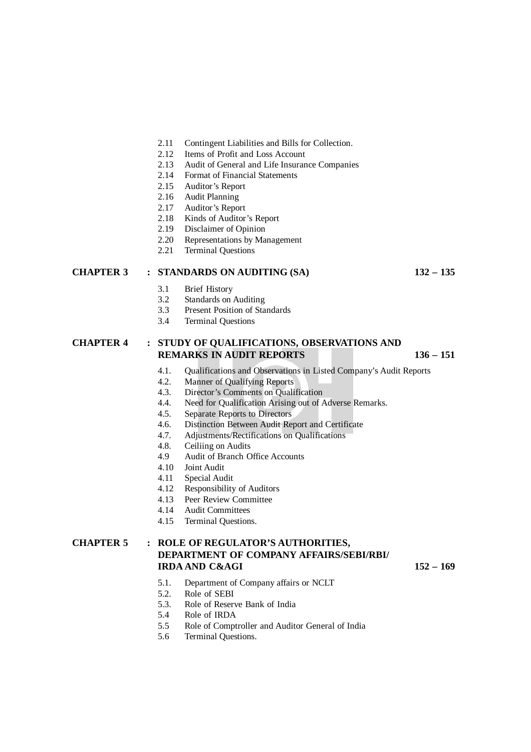2.11 Contingent Liabilities and Bills for Collection.
2.12 Items of Profit and Loss Account
2.13 Audit of General and Life Insurance Companies
2.14 Format of Financial Statements
2.15 Auditor's Report
2.16 Audit Planning
2.17 Auditor's Report
2.18 Kinds of Auditor's Report
2.19 Disclaimer of Opinion
2.20 Representations by Management
2.21 Terminal Questions

**CHAPTER 3 : STANDARDS ON AUDITING (SA) 132 – 135**

3.1 Brief History
3.2 Standards on Auditing
3.3 Present Position of Standards
3.4 Terminal Questions

**CHAPTER 4 : STUDY OF QUALIFICATIONS, OBSERVATIONS AND REMARKS IN AUDIT REPORTS 136 – 151**

4.1. Qualifications and Observations in Listed Company's Audit Reports
4.2. Manner of Qualifying Reports
4.3. Director's Comments on Qualification
4.4. Need for Qualification Arising out of Adverse Remarks.
4.5. Separate Reports to Directors
4.6. Distinction Between Audit Report and Certificate
4.7. Adjustments/Rectifications on Qualifications
4.8. Ceiliing on Audits
4.9 Audit of Branch Office Accounts
4.10 Joint Audit
4.11 Special Audit
4.12 Responsibility of Auditors
4.13 Peer Review Committee
4.14 Audit Committees
4.15 Terminal Questions.

**CHAPTER 5 : ROLE OF REGULATOR'S AUTHORITIES, DEPARTMENT OF COMPANY AFFAIRS/SEBI/RBI/ IRDA AND C&AGI 152 – 169**

5.1. Department of Company affairs or NCLT
5.2. Role of SEBI
5.3. Role of Reserve Bank of India
5.4 Role of IRDA
5.5 Role of Comptroller and Auditor General of India
5.6 Terminal Questions.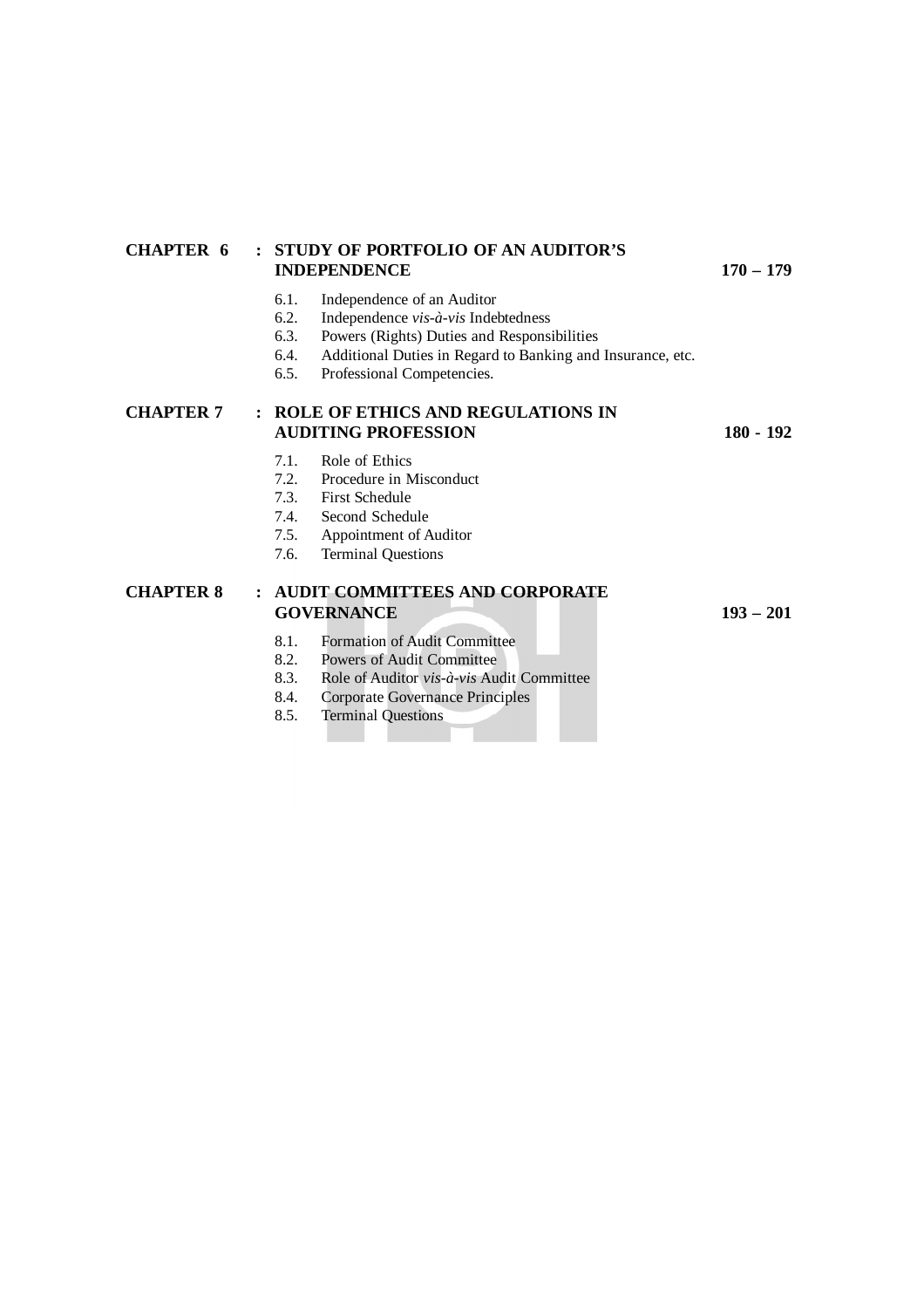**CHAPTER 6 : STUDY OF PORTFOLIO OF AN AUDITOR'S INDEPENDENCE** **170 – 179**

- 6.1. Independence of an Auditor
- 6.2. Independence *vis-à-vis* Indebtedness
- 6.3. Powers (Rights) Duties and Responsibilities
- 6.4. Additional Duties in Regard to Banking and Insurance, etc.
- 6.5. Professional Competencies.

**CHAPTER 7 : ROLE OF ETHICS AND REGULATIONS IN AUDITING PROFESSION** **180 - 192**

- 7.1. Role of Ethics
- 7.2. Procedure in Misconduct
- 7.3. First Schedule
- 7.4. Second Schedule
- 7.5. Appointment of Auditor
- 7.6. Terminal Questions

**CHAPTER 8 : AUDIT COMMITTEES AND CORPORATE GOVERNANCE** **193 – 201**

- 8.1. Formation of Audit Committee
- 8.2. Powers of Audit Committee
- 8.3. Role of Auditor *vis-à-vis* Audit Committee
- 8.4. Corporate Governance Principles
- 8.5. Terminal Questions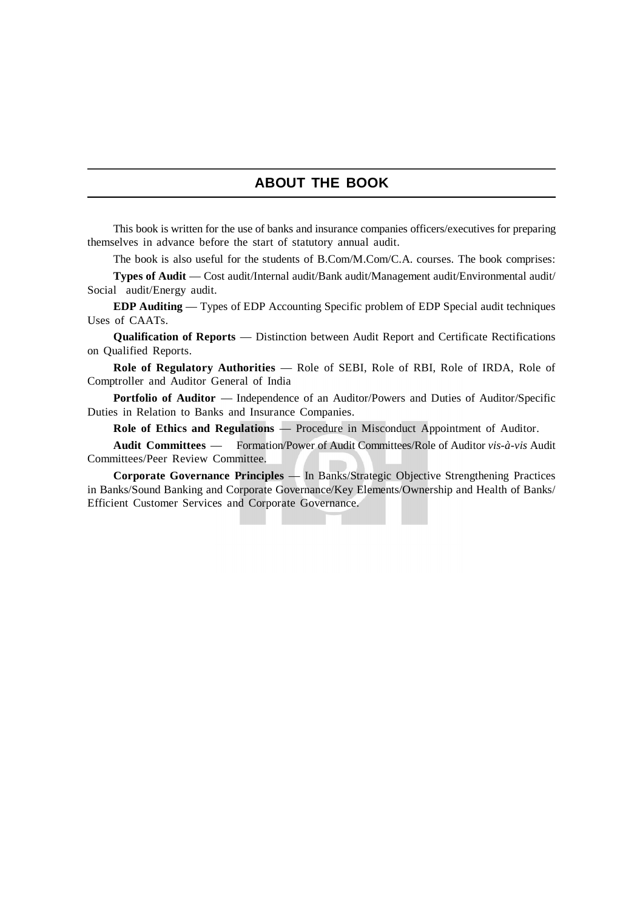## ABOUT THE BOOK

This book is written for the use of banks and insurance companies officers/executives for preparing themselves in advance before the start of statutory annual audit.

The book is also useful for the students of B.Com/M.Com/C.A. courses. The book comprises:

**Types of Audit** — Cost audit/Internal audit/Bank audit/Management audit/Environmental audit/ Social audit/Energy audit.

**EDP Auditing** — Types of EDP Accounting Specific problem of EDP Special audit techniques Uses of CAATs.

**Qualification of Reports** — Distinction between Audit Report and Certificate Rectifications on Qualified Reports.

**Role of Regulatory Authorities** — Role of SEBI, Role of RBI, Role of IRDA, Role of Comptroller and Auditor General of India

**Portfolio of Auditor** — Independence of an Auditor/Powers and Duties of Auditor/Specific Duties in Relation to Banks and Insurance Companies.

**Role of Ethics and Regulations** — Procedure in Misconduct Appointment of Auditor.

**Audit Committees** — Formation/Power of Audit Committees/Role of Auditor *vis-à-vis* Audit Committees/Peer Review Committee.

**Corporate Governance Principles** — In Banks/Strategic Objective Strengthening Practices in Banks/Sound Banking and Corporate Governance/Key Elements/Ownership and Health of Banks/ Efficient Customer Services and Corporate Governance.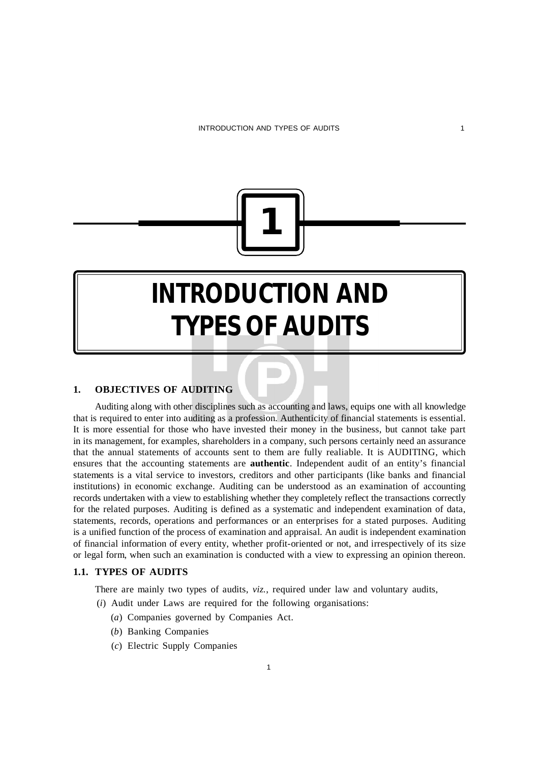# 1

# INTRODUCTION AND TYPES OF AUDITS

## 1. OBJECTIVES OF AUDITING

Auditing along with other disciplines such as accounting and laws, equips one with all knowledge that is required to enter into auditing as a profession. Authenticity of financial statements is essential. It is more essential for those who have invested their money in the business, but cannot take part in its management, for examples, shareholders in a company, such persons certainly need an assurance that the annual statements of accounts sent to them are fully realiable. It is AUDITING, which ensures that the accounting statements are **authentic**. Independent audit of an entity's financial statements is a vital service to investors, creditors and other participants (like banks and financial institutions) in economic exchange. Auditing can be understood as an examination of accounting records undertaken with a view to establishing whether they completely reflect the transactions correctly for the related purposes. Auditing is defined as a systematic and independent examination of data, statements, records, operations and performances or an enterprises for a stated purposes. Auditing is a unified function of the process of examination and appraisal. An audit is independent examination of financial information of every entity, whether profit-oriented or not, and irrespectively of its size or legal form, when such an examination is conducted with a view to expressing an opinion thereon.

### 1.1. TYPES OF AUDITS

There are mainly two types of audits, *viz.*, required under law and voluntary audits,

(*i*) Audit under Laws are required for the following organisations:

(*a*) Companies governed by Companies Act.

(*b*) Banking Companies

(*c*) Electric Supply Companies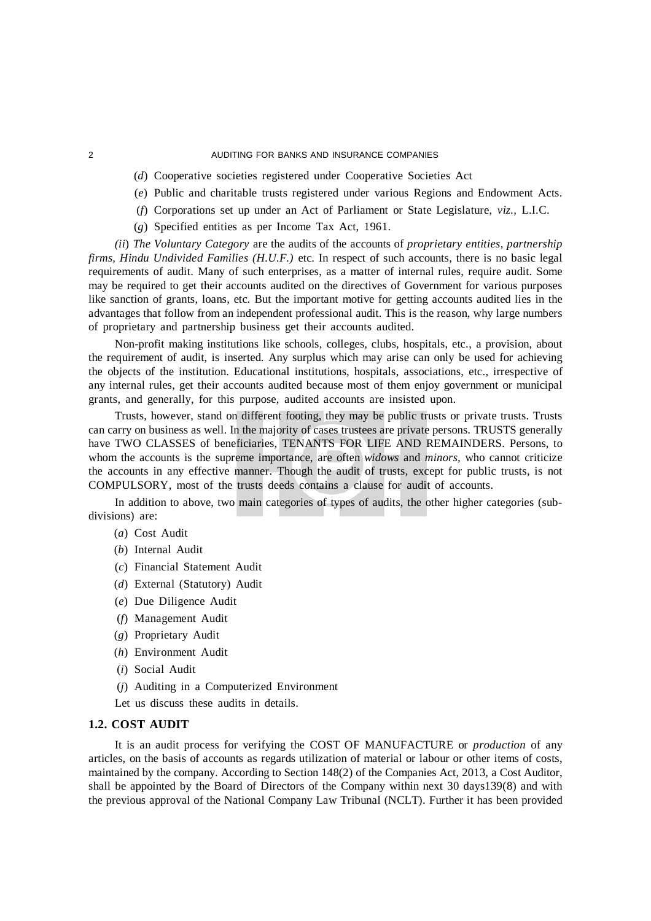(*d*) Cooperative societies registered under Cooperative Societies Act

(*e*) Public and charitable trusts registered under various Regions and Endowment Acts.

(*f*) Corporations set up under an Act of Parliament or State Legislature, *viz.*, L.I.C.

(*g*) Specified entities as per Income Tax Act, 1961.

*(ii) The Voluntary Category* are the audits of the accounts of *proprietary entities, partnership firms, Hindu Undivided Families (H.U.F.)* etc. In respect of such accounts, there is no basic legal requirements of audit. Many of such enterprises, as a matter of internal rules, require audit. Some may be required to get their accounts audited on the directives of Government for various purposes like sanction of grants, loans, etc. But the important motive for getting accounts audited lies in the advantages that follow from an independent professional audit. This is the reason, why large numbers of proprietary and partnership business get their accounts audited.

Non-profit making institutions like schools, colleges, clubs, hospitals, etc., a provision, about the requirement of audit, is inserted. Any surplus which may arise can only be used for achieving the objects of the institution. Educational institutions, hospitals, associations, etc., irrespective of any internal rules, get their accounts audited because most of them enjoy government or municipal grants, and generally, for this purpose, audited accounts are insisted upon.

Trusts, however, stand on different footing, they may be public trusts or private trusts. Trusts can carry on business as well. In the majority of cases trustees are private persons. TRUSTS generally have TWO CLASSES of beneficiaries, TENANTS FOR LIFE AND REMAINDERS. Persons, to whom the accounts is the supreme importance, are often *widows* and *minors,* who cannot criticize the accounts in any effective manner. Though the audit of trusts, except for public trusts, is not COMPULSORY, most of the trusts deeds contains a clause for audit of accounts.

In addition to above, two main categories of types of audits, the other higher categories (sub-divisions) are:

(*a*) Cost Audit

(*b*) Internal Audit

(*c*) Financial Statement Audit

(*d*) External (Statutory) Audit

(*e*) Due Diligence Audit

(*f*) Management Audit

(*g*) Proprietary Audit

(*h*) Environment Audit

(*i*) Social Audit

(*j*) Auditing in a Computerized Environment

Let us discuss these audits in details.

## 1.2. COST AUDIT

It is an audit process for verifying the COST OF MANUFACTURE or *production* of any articles, on the basis of accounts as regards utilization of material or labour or other items of costs, maintained by the company. According to Section 148(2) of the Companies Act, 2013, a Cost Auditor, shall be appointed by the Board of Directors of the Company within next 30 days139(8) and with the previous approval of the National Company Law Tribunal (NCLT). Further it has been provided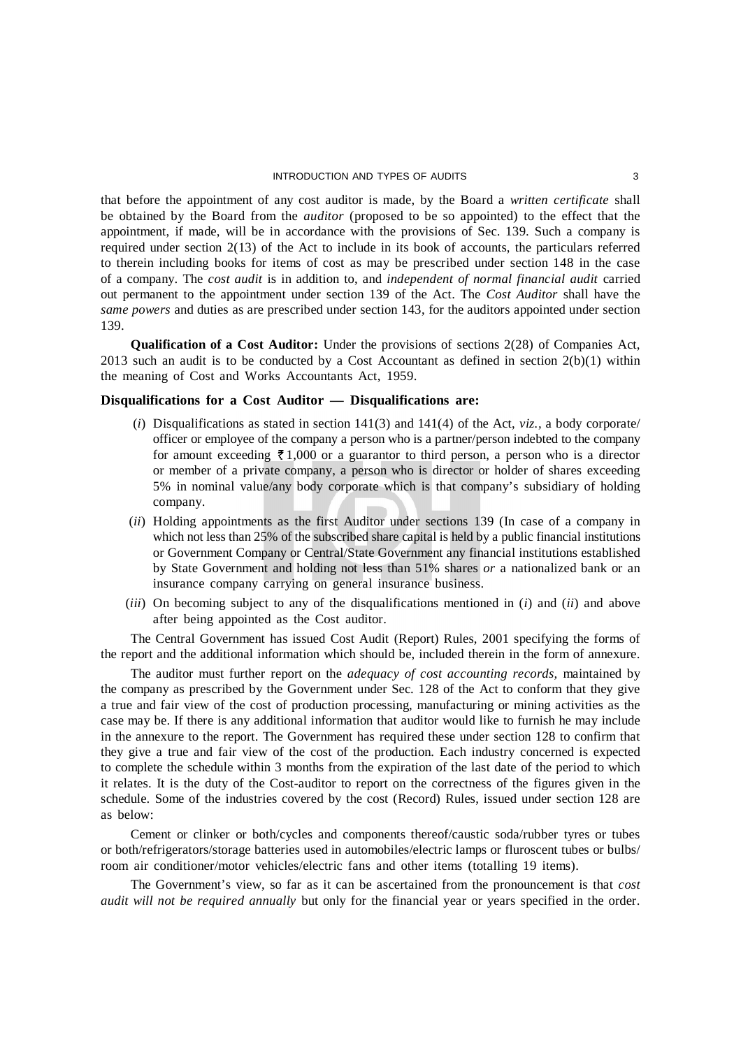that before the appointment of any cost auditor is made, by the Board a *written certificate* shall be obtained by the Board from the *auditor* (proposed to be so appointed) to the effect that the appointment, if made, will be in accordance with the provisions of Sec. 139. Such a company is required under section 2(13) of the Act to include in its book of accounts, the particulars referred to therein including books for items of cost as may be prescribed under section 148 in the case of a company. The *cost audit* is in addition to, and *independent of normal financial audit* carried out permanent to the appointment under section 139 of the Act. The *Cost Auditor* shall have the *same powers* and duties as are prescribed under section 143, for the auditors appointed under section 139.

**Qualification of a Cost Auditor:** Under the provisions of sections 2(28) of Companies Act, 2013 such an audit is to be conducted by a Cost Accountant as defined in section 2(b)(1) within the meaning of Cost and Works Accountants Act, 1959.

### Disqualifications for a Cost Auditor — Disqualifications are:

(*i*) Disqualifications as stated in section 141(3) and 141(4) of the Act, *viz.*, a body corporate/officer or employee of the company a person who is a partner/person indebted to the company for amount exceeding ₹ 1,000 or a guarantor to third person, a person who is a director or member of a private company, a person who is director or holder of shares exceeding 5% in nominal value/any body corporate which is that company's subsidiary of holding company.

(*ii*) Holding appointments as the first Auditor under sections 139 (In case of a company in which not less than 25% of the subscribed share capital is held by a public financial institutions or Government Company or Central/State Government any financial institutions established by State Government and holding not less than 51% shares *or* a nationalized bank or an insurance company carrying on general insurance business.

(*iii*) On becoming subject to any of the disqualifications mentioned in (*i*) and (*ii*) and above after being appointed as the Cost auditor.

The Central Government has issued Cost Audit (Report) Rules, 2001 specifying the forms of the report and the additional information which should be, included therein in the form of annexure.

The auditor must further report on the *adequacy of cost accounting records*, maintained by the company as prescribed by the Government under Sec. 128 of the Act to conform that they give a true and fair view of the cost of production processing, manufacturing or mining activities as the case may be. If there is any additional information that auditor would like to furnish he may include in the annexure to the report. The Government has required these under section 128 to confirm that they give a true and fair view of the cost of the production. Each industry concerned is expected to complete the schedule within 3 months from the expiration of the last date of the period to which it relates. It is the duty of the Cost-auditor to report on the correctness of the figures given in the schedule. Some of the industries covered by the cost (Record) Rules, issued under section 128 are as below:

Cement or clinker or both/cycles and components thereof/caustic soda/rubber tyres or tubes or both/refrigerators/storage batteries used in automobiles/electric lamps or fluroscent tubes or bulbs/room air conditioner/motor vehicles/electric fans and other items (totalling 19 items).

The Government's view, so far as it can be ascertained from the pronouncement is that *cost audit will not be required annually* but only for the financial year or years specified in the order.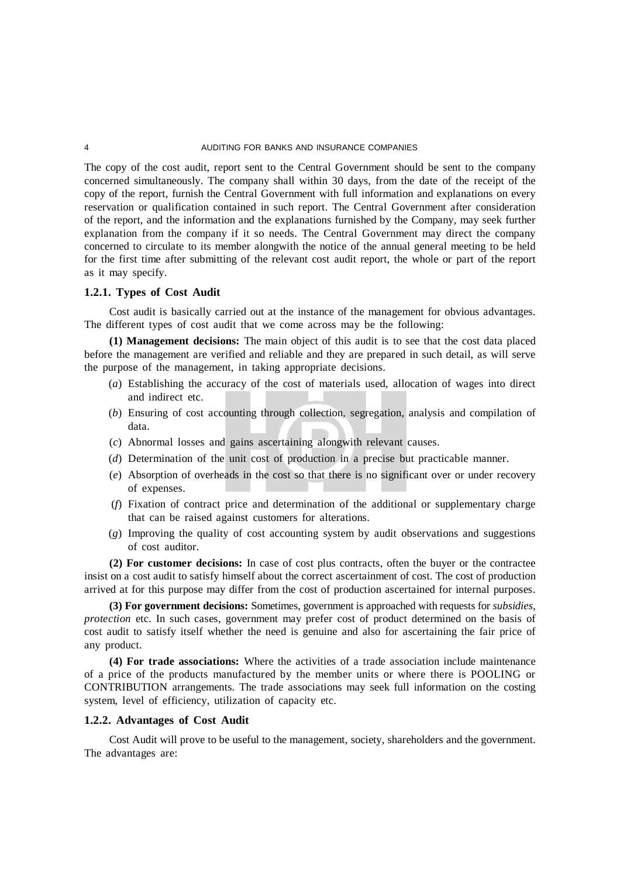The copy of the cost audit, report sent to the Central Government should be sent to the company concerned simultaneously. The company shall within 30 days, from the date of the receipt of the copy of the report, furnish the Central Government with full information and explanations on every reservation or qualification contained in such report. The Central Government after consideration of the report, and the information and the explanations furnished by the Company, may seek further explanation from the company if it so needs. The Central Government may direct the company concerned to circulate to its member alongwith the notice of the annual general meeting to be held for the first time after submitting of the relevant cost audit report, the whole or part of the report as it may specify.

### 1.2.1. Types of Cost Audit

Cost audit is basically carried out at the instance of the management for obvious advantages. The different types of cost audit that we come across may be the following:

**(1) Management decisions:** The main object of this audit is to see that the cost data placed before the management are verified and reliable and they are prepared in such detail, as will serve the purpose of the management, in taking appropriate decisions.

(*a*) Establishing the accuracy of the cost of materials used, allocation of wages into direct and indirect etc.

(*b*) Ensuring of cost accounting through collection, segregation, analysis and compilation of data.

(*c*) Abnormal losses and gains ascertaining alongwith relevant causes.

(*d*) Determination of the unit cost of production in a precise but practicable manner.

(*e*) Absorption of overheads in the cost so that there is no significant over or under recovery of expenses.

(*f*) Fixation of contract price and determination of the additional or supplementary charge that can be raised against customers for alterations.

(*g*) Improving the quality of cost accounting system by audit observations and suggestions of cost auditor.

**(2) For customer decisions:** In case of cost plus contracts, often the buyer or the contractee insist on a cost audit to satisfy himself about the correct ascertainment of cost. The cost of production arrived at for this purpose may differ from the cost of production ascertained for internal purposes.

**(3) For government decisions:** Sometimes, government is approached with requests for *subsidies, protection* etc. In such cases, government may prefer cost of product determined on the basis of cost audit to satisfy itself whether the need is genuine and also for ascertaining the fair price of any product.

**(4) For trade associations:** Where the activities of a trade association include maintenance of a price of the products manufactured by the member units or where there is POOLING or CONTRIBUTION arrangements. The trade associations may seek full information on the costing system, level of efficiency, utilization of capacity etc.

### 1.2.2. Advantages of Cost Audit

Cost Audit will prove to be useful to the management, society, shareholders and the government. The advantages are: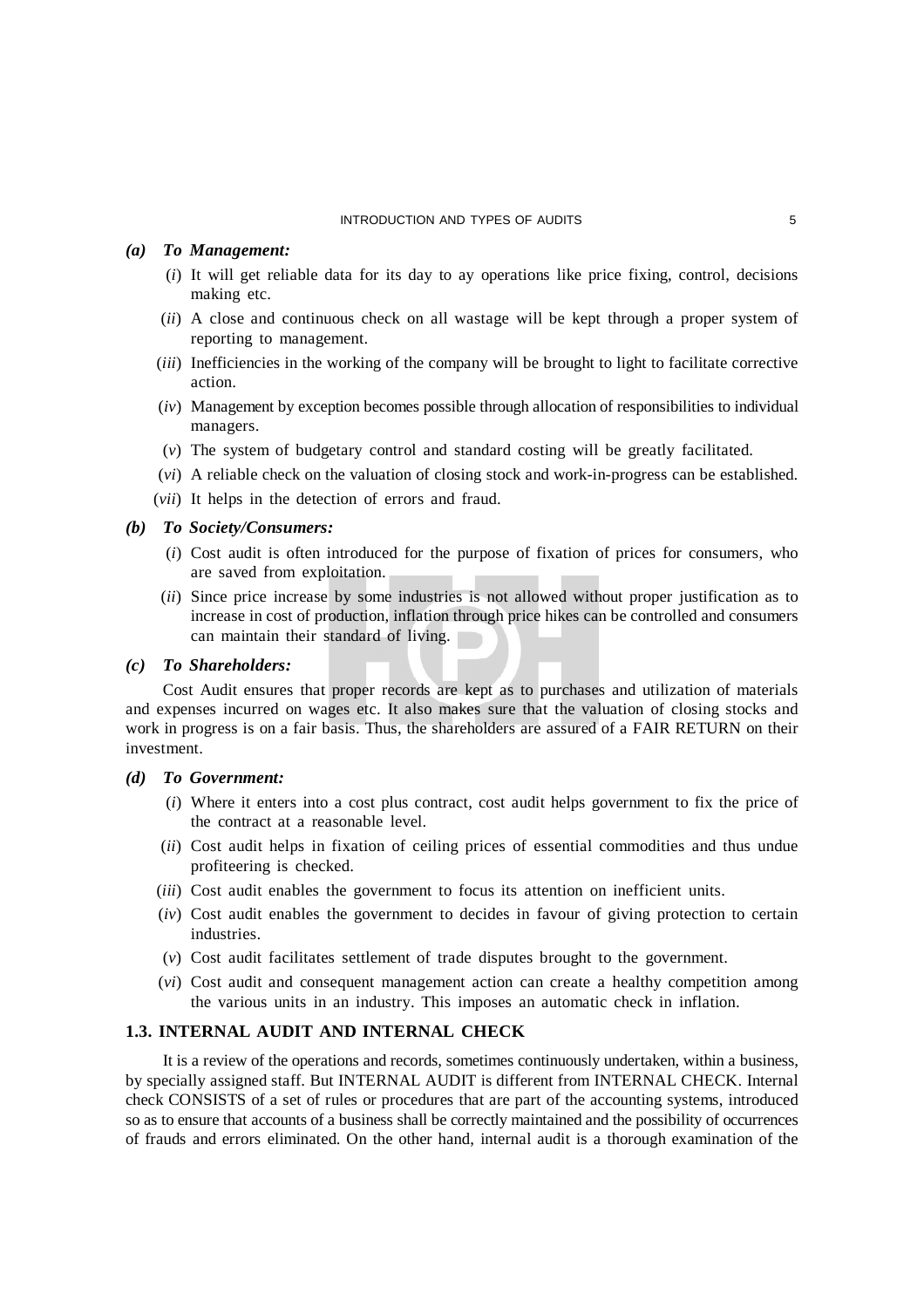*(a) To Management:*

(*i*) It will get reliable data for its day to ay operations like price fixing, control, decisions making etc.

(*ii*) A close and continuous check on all wastage will be kept through a proper system of reporting to management.

(*iii*) Inefficiencies in the working of the company will be brought to light to facilitate corrective action.

(*iv*) Management by exception becomes possible through allocation of responsibilities to individual managers.

(*v*) The system of budgetary control and standard costing will be greatly facilitated.

(*vi*) A reliable check on the valuation of closing stock and work-in-progress can be established.

(*vii*) It helps in the detection of errors and fraud.

*(b) To Society/Consumers:*

(*i*) Cost audit is often introduced for the purpose of fixation of prices for consumers, who are saved from exploitation.

(*ii*) Since price increase by some industries is not allowed without proper justification as to increase in cost of production, inflation through price hikes can be controlled and consumers can maintain their standard of living.

*(c) To Shareholders:*

Cost Audit ensures that proper records are kept as to purchases and utilization of materials and expenses incurred on wages etc. It also makes sure that the valuation of closing stocks and work in progress is on a fair basis. Thus, the shareholders are assured of a FAIR RETURN on their investment.

*(d) To Government:*

(*i*) Where it enters into a cost plus contract, cost audit helps government to fix the price of the contract at a reasonable level.

(*ii*) Cost audit helps in fixation of ceiling prices of essential commodities and thus undue profiteering is checked.

(*iii*) Cost audit enables the government to focus its attention on inefficient units.

(*iv*) Cost audit enables the government to decides in favour of giving protection to certain industries.

(*v*) Cost audit facilitates settlement of trade disputes brought to the government.

(*vi*) Cost audit and consequent management action can create a healthy competition among the various units in an industry. This imposes an automatic check in inflation.

## 1.3. INTERNAL AUDIT AND INTERNAL CHECK

It is a review of the operations and records, sometimes continuously undertaken, within a business, by specially assigned staff. But INTERNAL AUDIT is different from INTERNAL CHECK. Internal check CONSISTS of a set of rules or procedures that are part of the accounting systems, introduced so as to ensure that accounts of a business shall be correctly maintained and the possibility of occurrences of frauds and errors eliminated. On the other hand, internal audit is a thorough examination of the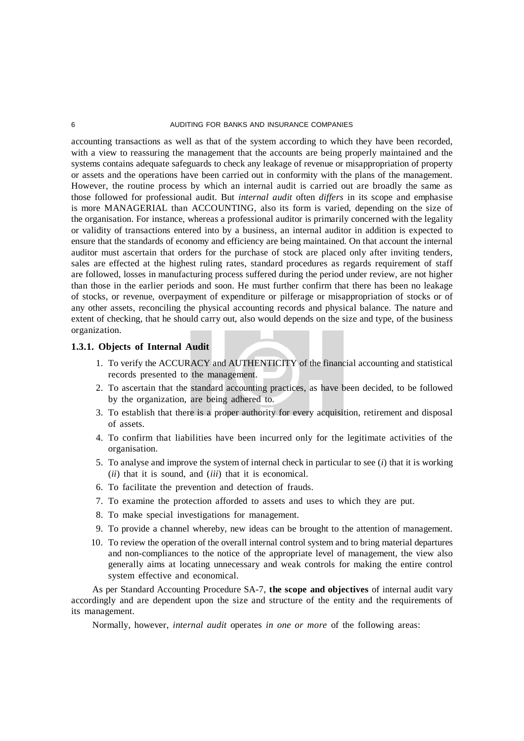accounting transactions as well as that of the system according to which they have been recorded, with a view to reassuring the management that the accounts are being properly maintained and the systems contains adequate safeguards to check any leakage of revenue or misappropriation of property or assets and the operations have been carried out in conformity with the plans of the management. However, the routine process by which an internal audit is carried out are broadly the same as those followed for professional audit. But *internal audit* often *differs* in its scope and emphasise is more MANAGERIAL than ACCOUNTING, also its form is varied, depending on the size of the organisation. For instance, whereas a professional auditor is primarily concerned with the legality or validity of transactions entered into by a business, an internal auditor in addition is expected to ensure that the standards of economy and efficiency are being maintained. On that account the internal auditor must ascertain that orders for the purchase of stock are placed only after inviting tenders, sales are effected at the highest ruling rates, standard procedures as regards requirement of staff are followed, losses in manufacturing process suffered during the period under review, are not higher than those in the earlier periods and soon. He must further confirm that there has been no leakage of stocks, or revenue, overpayment of expenditure or pilferage or misappropriation of stocks or of any other assets, reconciling the physical accounting records and physical balance. The nature and extent of checking, that he should carry out, also would depends on the size and type, of the business organization.

### 1.3.1. Objects of Internal Audit

1. To verify the ACCURACY and AUTHENTICITY of the financial accounting and statistical records presented to the management.
2. To ascertain that the standard accounting practices, as have been decided, to be followed by the organization, are being adhered to.
3. To establish that there is a proper authority for every acquisition, retirement and disposal of assets.
4. To confirm that liabilities have been incurred only for the legitimate activities of the organisation.
5. To analyse and improve the system of internal check in particular to see (*i*) that it is working (*ii*) that it is sound, and (*iii*) that it is economical.
6. To facilitate the prevention and detection of frauds.
7. To examine the protection afforded to assets and uses to which they are put.
8. To make special investigations for management.
9. To provide a channel whereby, new ideas can be brought to the attention of management.
10. To review the operation of the overall internal control system and to bring material departures and non-compliances to the notice of the appropriate level of management, the view also generally aims at locating unnecessary and weak controls for making the entire control system effective and economical.

As per Standard Accounting Procedure SA-7, **the scope and objectives** of internal audit vary accordingly and are dependent upon the size and structure of the entity and the requirements of its management.

Normally, however, *internal audit* operates *in one or more* of the following areas: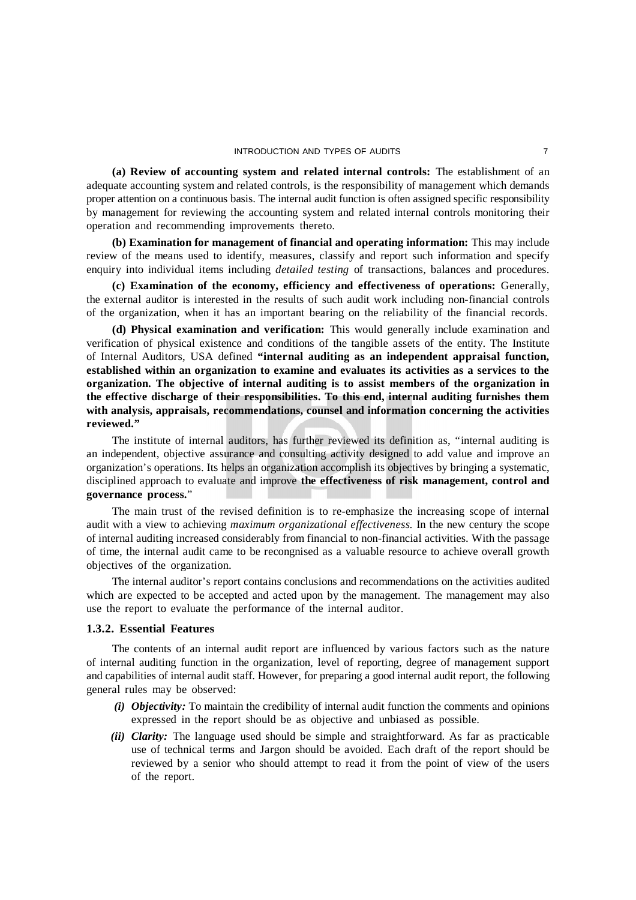**(a) Review of accounting system and related internal controls:** The establishment of an adequate accounting system and related controls, is the responsibility of management which demands proper attention on a continuous basis. The internal audit function is often assigned specific responsibility by management for reviewing the accounting system and related internal controls monitoring their operation and recommending improvements thereto.

**(b) Examination for management of financial and operating information:** This may include review of the means used to identify, measures, classify and report such information and specify enquiry into individual items including *detailed testing* of transactions, balances and procedures.

**(c) Examination of the economy, efficiency and effectiveness of operations:** Generally, the external auditor is interested in the results of such audit work including non-financial controls of the organization, when it has an important bearing on the reliability of the financial records.

**(d) Physical examination and verification:** This would generally include examination and verification of physical existence and conditions of the tangible assets of the entity. The Institute of Internal Auditors, USA defined **"internal auditing as an independent appraisal function, established within an organization to examine and evaluates its activities as a services to the organization. The objective of internal auditing is to assist members of the organization in the effective discharge of their responsibilities. To this end, internal auditing furnishes them with analysis, appraisals, recommendations, counsel and information concerning the activities reviewed."**

The institute of internal auditors, has further reviewed its definition as, "internal auditing is an independent, objective assurance and consulting activity designed to add value and improve an organization's operations. Its helps an organization accomplish its objectives by bringing a systematic, disciplined approach to evaluate and improve **the effectiveness of risk management, control and governance process.**"

The main trust of the revised definition is to re-emphasize the increasing scope of internal audit with a view to achieving *maximum organizational effectiveness.* In the new century the scope of internal auditing increased considerably from financial to non-financial activities. With the passage of time, the internal audit came to be recongnised as a valuable resource to achieve overall growth objectives of the organization.

The internal auditor's report contains conclusions and recommendations on the activities audited which are expected to be accepted and acted upon by the management. The management may also use the report to evaluate the performance of the internal auditor.

### 1.3.2. Essential Features

The contents of an internal audit report are influenced by various factors such as the nature of internal auditing function in the organization, level of reporting, degree of management support and capabilities of internal audit staff. However, for preparing a good internal audit report, the following general rules may be observed:

*(i)* ***Objectivity:*** To maintain the credibility of internal audit function the comments and opinions expressed in the report should be as objective and unbiased as possible.

*(ii)* ***Clarity:*** The language used should be simple and straightforward. As far as practicable use of technical terms and Jargon should be avoided. Each draft of the report should be reviewed by a senior who should attempt to read it from the point of view of the users of the report.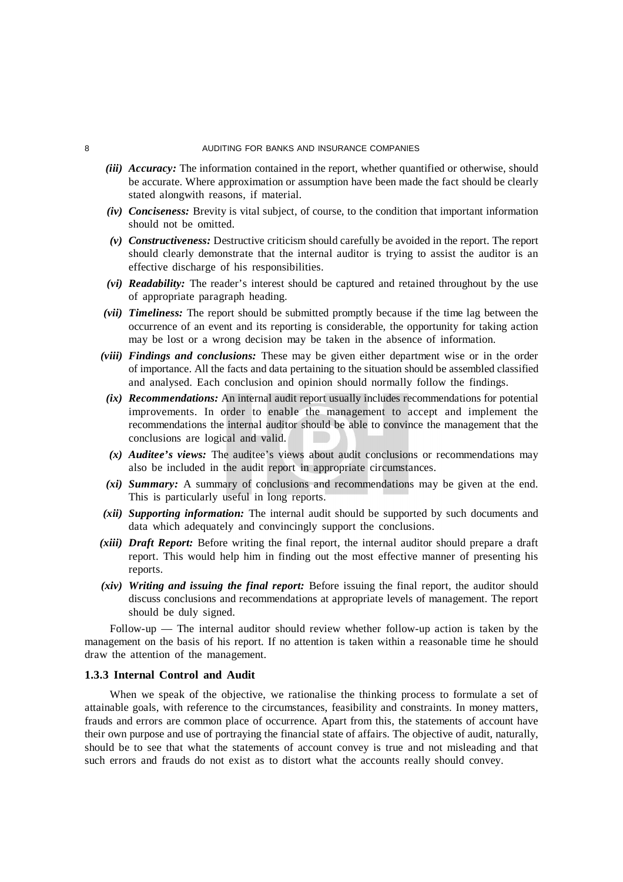*(iii)* ***Accuracy:*** The information contained in the report, whether quantified or otherwise, should be accurate. Where approximation or assumption have been made the fact should be clearly stated alongwith reasons, if material.

*(iv)* ***Conciseness:*** Brevity is vital subject, of course, to the condition that important information should not be omitted.

*(v)* ***Constructiveness:*** Destructive criticism should carefully be avoided in the report. The report should clearly demonstrate that the internal auditor is trying to assist the auditor is an effective discharge of his responsibilities.

*(vi)* ***Readability:*** The reader's interest should be captured and retained throughout by the use of appropriate paragraph heading.

*(vii)* ***Timeliness:*** The report should be submitted promptly because if the time lag between the occurrence of an event and its reporting is considerable, the opportunity for taking action may be lost or a wrong decision may be taken in the absence of information.

*(viii)* ***Findings and conclusions:*** These may be given either department wise or in the order of importance. All the facts and data pertaining to the situation should be assembled classified and analysed. Each conclusion and opinion should normally follow the findings.

*(ix)* ***Recommendations:*** An internal audit report usually includes recommendations for potential improvements. In order to enable the management to accept and implement the recommendations the internal auditor should be able to convince the management that the conclusions are logical and valid.

*(x)* ***Auditee's views:*** The auditee's views about audit conclusions or recommendations may also be included in the audit report in appropriate circumstances.

*(xi)* ***Summary:*** A summary of conclusions and recommendations may be given at the end. This is particularly useful in long reports.

*(xii)* ***Supporting information:*** The internal audit should be supported by such documents and data which adequately and convincingly support the conclusions.

*(xiii)* ***Draft Report:*** Before writing the final report, the internal auditor should prepare a draft report. This would help him in finding out the most effective manner of presenting his reports.

*(xiv)* ***Writing and issuing the final report:*** Before issuing the final report, the auditor should discuss conclusions and recommendations at appropriate levels of management. The report should be duly signed.

Follow-up — The internal auditor should review whether follow-up action is taken by the management on the basis of his report. If no attention is taken within a reasonable time he should draw the attention of the management.

### 1.3.3 Internal Control and Audit

When we speak of the objective, we rationalise the thinking process to formulate a set of attainable goals, with reference to the circumstances, feasibility and constraints. In money matters, frauds and errors are common place of occurrence. Apart from this, the statements of account have their own purpose and use of portraying the financial state of affairs. The objective of audit, naturally, should be to see that what the statements of account convey is true and not misleading and that such errors and frauds do not exist as to distort what the accounts really should convey.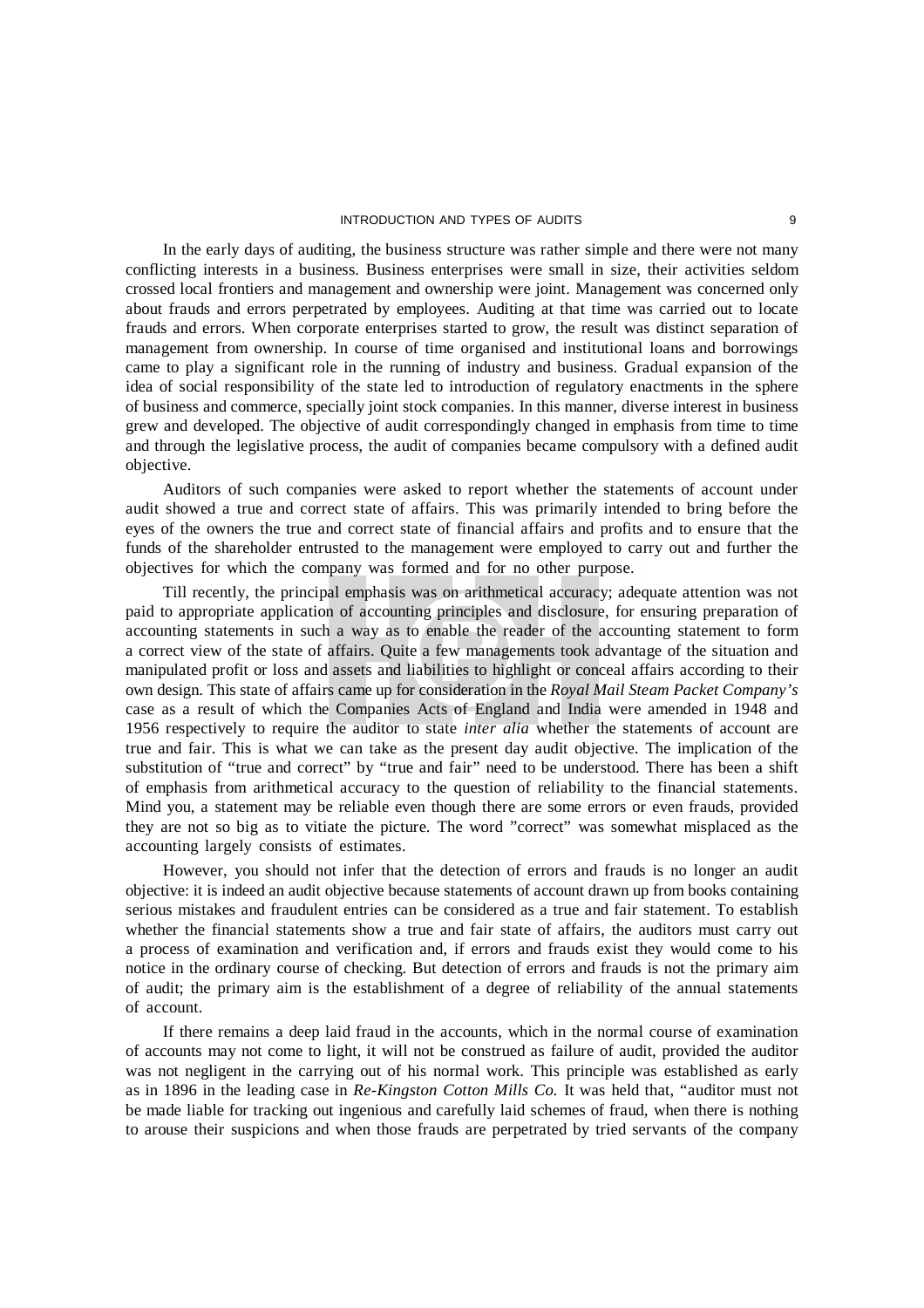In the early days of auditing, the business structure was rather simple and there were not many conflicting interests in a business. Business enterprises were small in size, their activities seldom crossed local frontiers and management and ownership were joint. Management was concerned only about frauds and errors perpetrated by employees. Auditing at that time was carried out to locate frauds and errors. When corporate enterprises started to grow, the result was distinct separation of management from ownership. In course of time organised and institutional loans and borrowings came to play a significant role in the running of industry and business. Gradual expansion of the idea of social responsibility of the state led to introduction of regulatory enactments in the sphere of business and commerce, specially joint stock companies. In this manner, diverse interest in business grew and developed. The objective of audit correspondingly changed in emphasis from time to time and through the legislative process, the audit of companies became compulsory with a defined audit objective.

Auditors of such companies were asked to report whether the statements of account under audit showed a true and correct state of affairs. This was primarily intended to bring before the eyes of the owners the true and correct state of financial affairs and profits and to ensure that the funds of the shareholder entrusted to the management were employed to carry out and further the objectives for which the company was formed and for no other purpose.

Till recently, the principal emphasis was on arithmetical accuracy; adequate attention was not paid to appropriate application of accounting principles and disclosure, for ensuring preparation of accounting statements in such a way as to enable the reader of the accounting statement to form a correct view of the state of affairs. Quite a few managements took advantage of the situation and manipulated profit or loss and assets and liabilities to highlight or conceal affairs according to their own design. This state of affairs came up for consideration in the *Royal Mail Steam Packet Company's* case as a result of which the Companies Acts of England and India were amended in 1948 and 1956 respectively to require the auditor to state *inter alia* whether the statements of account are true and fair. This is what we can take as the present day audit objective. The implication of the substitution of "true and correct" by "true and fair" need to be understood. There has been a shift of emphasis from arithmetical accuracy to the question of reliability to the financial statements. Mind you, a statement may be reliable even though there are some errors or even frauds, provided they are not so big as to vitiate the picture. The word "correct" was somewhat misplaced as the accounting largely consists of estimates.

However, you should not infer that the detection of errors and frauds is no longer an audit objective: it is indeed an audit objective because statements of account drawn up from books containing serious mistakes and fraudulent entries can be considered as a true and fair statement. To establish whether the financial statements show a true and fair state of affairs, the auditors must carry out a process of examination and verification and, if errors and frauds exist they would come to his notice in the ordinary course of checking. But detection of errors and frauds is not the primary aim of audit; the primary aim is the establishment of a degree of reliability of the annual statements of account.

If there remains a deep laid fraud in the accounts, which in the normal course of examination of accounts may not come to light, it will not be construed as failure of audit, provided the auditor was not negligent in the carrying out of his normal work. This principle was established as early as in 1896 in the leading case in *Re-Kingston Cotton Mills Co.* It was held that, "auditor must not be made liable for tracking out ingenious and carefully laid schemes of fraud, when there is nothing to arouse their suspicions and when those frauds are perpetrated by tried servants of the company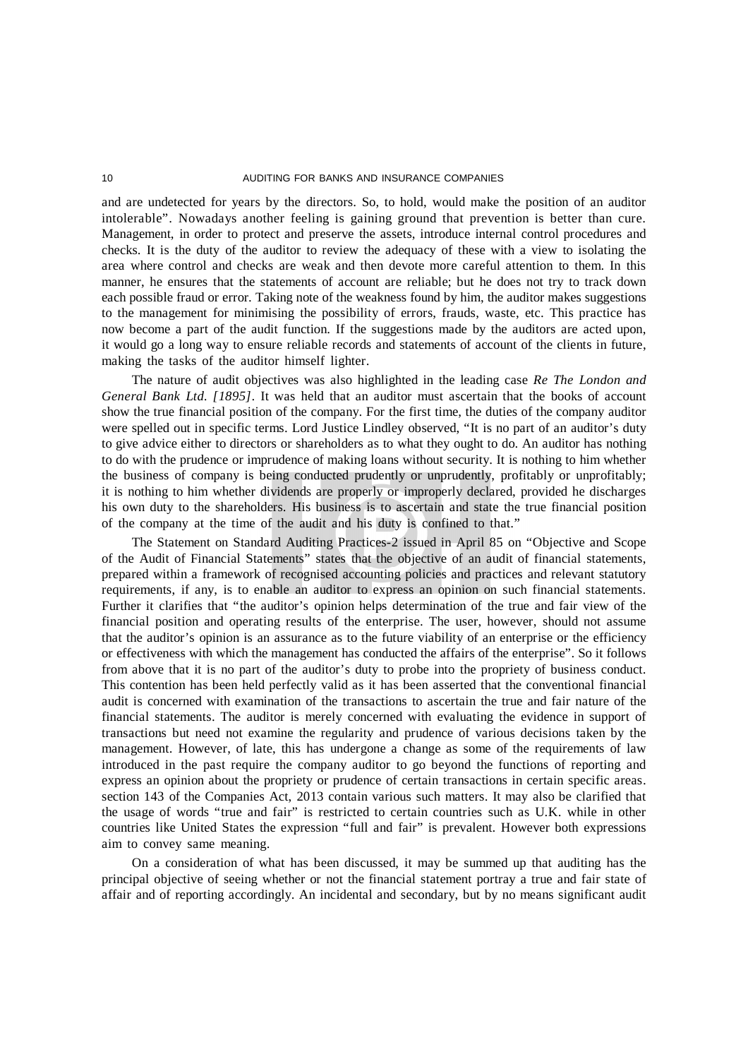and are undetected for years by the directors. So, to hold, would make the position of an auditor intolerable". Nowadays another feeling is gaining ground that prevention is better than cure. Management, in order to protect and preserve the assets, introduce internal control procedures and checks. It is the duty of the auditor to review the adequacy of these with a view to isolating the area where control and checks are weak and then devote more careful attention to them. In this manner, he ensures that the statements of account are reliable; but he does not try to track down each possible fraud or error. Taking note of the weakness found by him, the auditor makes suggestions to the management for minimising the possibility of errors, frauds, waste, etc. This practice has now become a part of the audit function. If the suggestions made by the auditors are acted upon, it would go a long way to ensure reliable records and statements of account of the clients in future, making the tasks of the auditor himself lighter.

The nature of audit objectives was also highlighted in the leading case *Re The London and General Bank Ltd. [1895]*. It was held that an auditor must ascertain that the books of account show the true financial position of the company. For the first time, the duties of the company auditor were spelled out in specific terms. Lord Justice Lindley observed, "It is no part of an auditor's duty to give advice either to directors or shareholders as to what they ought to do. An auditor has nothing to do with the prudence or imprudence of making loans without security. It is nothing to him whether the business of company is being conducted prudently or unprudently, profitably or unprofitably; it is nothing to him whether dividends are properly or improperly declared, provided he discharges his own duty to the shareholders. His business is to ascertain and state the true financial position of the company at the time of the audit and his duty is confined to that."

The Statement on Standard Auditing Practices-2 issued in April 85 on "Objective and Scope of the Audit of Financial Statements" states that the objective of an audit of financial statements, prepared within a framework of recognised accounting policies and practices and relevant statutory requirements, if any, is to enable an auditor to express an opinion on such financial statements. Further it clarifies that "the auditor's opinion helps determination of the true and fair view of the financial position and operating results of the enterprise. The user, however, should not assume that the auditor's opinion is an assurance as to the future viability of an enterprise or the efficiency or effectiveness with which the management has conducted the affairs of the enterprise". So it follows from above that it is no part of the auditor's duty to probe into the propriety of business conduct. This contention has been held perfectly valid as it has been asserted that the conventional financial audit is concerned with examination of the transactions to ascertain the true and fair nature of the financial statements. The auditor is merely concerned with evaluating the evidence in support of transactions but need not examine the regularity and prudence of various decisions taken by the management. However, of late, this has undergone a change as some of the requirements of law introduced in the past require the company auditor to go beyond the functions of reporting and express an opinion about the propriety or prudence of certain transactions in certain specific areas. section 143 of the Companies Act, 2013 contain various such matters. It may also be clarified that the usage of words "true and fair" is restricted to certain countries such as U.K. while in other countries like United States the expression "full and fair" is prevalent. However both expressions aim to convey same meaning.

On a consideration of what has been discussed, it may be summed up that auditing has the principal objective of seeing whether or not the financial statement portray a true and fair state of affair and of reporting accordingly. An incidental and secondary, but by no means significant audit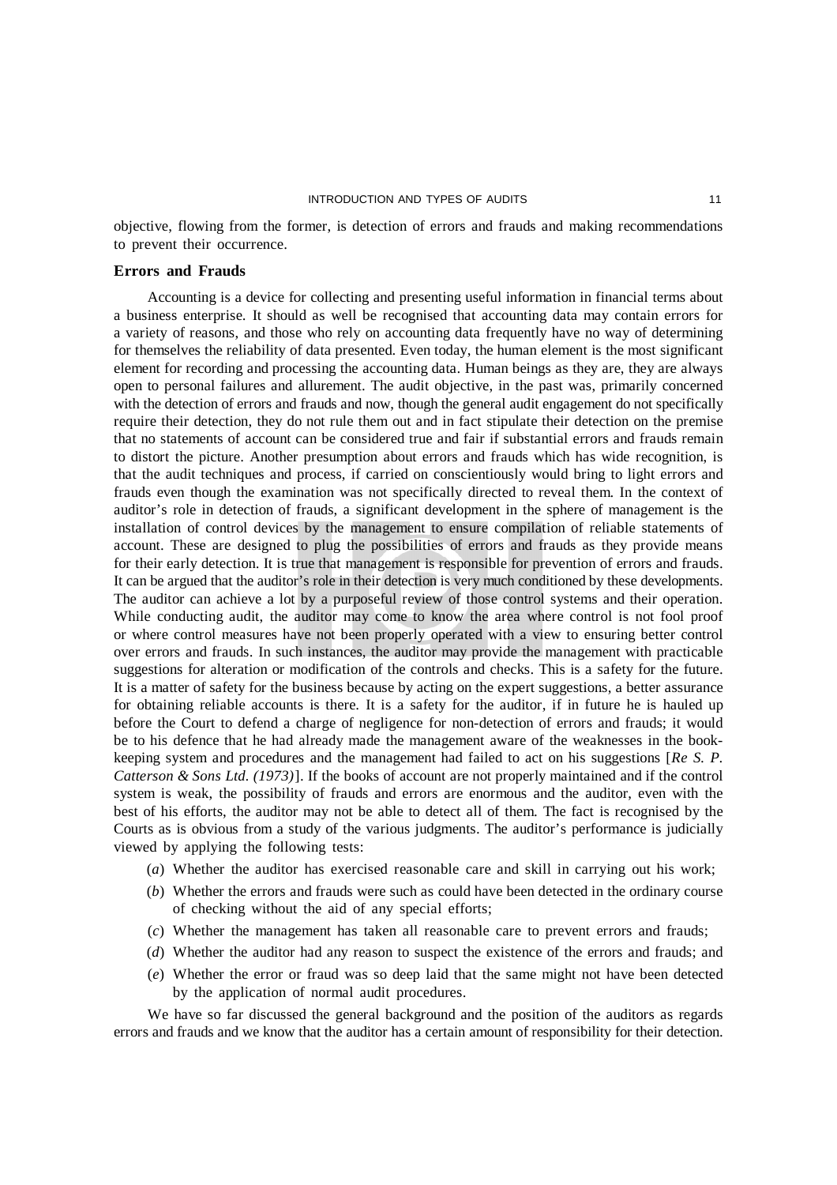objective, flowing from the former, is detection of errors and frauds and making recommendations to prevent their occurrence.

### Errors and Frauds

Accounting is a device for collecting and presenting useful information in financial terms about a business enterprise. It should as well be recognised that accounting data may contain errors for a variety of reasons, and those who rely on accounting data frequently have no way of determining for themselves the reliability of data presented. Even today, the human element is the most significant element for recording and processing the accounting data. Human beings as they are, they are always open to personal failures and allurement. The audit objective, in the past was, primarily concerned with the detection of errors and frauds and now, though the general audit engagement do not specifically require their detection, they do not rule them out and in fact stipulate their detection on the premise that no statements of account can be considered true and fair if substantial errors and frauds remain to distort the picture. Another presumption about errors and frauds which has wide recognition, is that the audit techniques and process, if carried on conscientiously would bring to light errors and frauds even though the examination was not specifically directed to reveal them. In the context of auditor's role in detection of frauds, a significant development in the sphere of management is the installation of control devices by the management to ensure compilation of reliable statements of account. These are designed to plug the possibilities of errors and frauds as they provide means for their early detection. It is true that management is responsible for prevention of errors and frauds. It can be argued that the auditor's role in their detection is very much conditioned by these developments. The auditor can achieve a lot by a purposeful review of those control systems and their operation. While conducting audit, the auditor may come to know the area where control is not fool proof or where control measures have not been properly operated with a view to ensuring better control over errors and frauds. In such instances, the auditor may provide the management with practicable suggestions for alteration or modification of the controls and checks. This is a safety for the future. It is a matter of safety for the business because by acting on the expert suggestions, a better assurance for obtaining reliable accounts is there. It is a safety for the auditor, if in future he is hauled up before the Court to defend a charge of negligence for non-detection of errors and frauds; it would be to his defence that he had already made the management aware of the weaknesses in the book-keeping system and procedures and the management had failed to act on his suggestions [*Re S. P. Catterson & Sons Ltd. (1973)*]. If the books of account are not properly maintained and if the control system is weak, the possibility of frauds and errors are enormous and the auditor, even with the best of his efforts, the auditor may not be able to detect all of them. The fact is recognised by the Courts as is obvious from a study of the various judgments. The auditor's performance is judicially viewed by applying the following tests:

(*a*) Whether the auditor has exercised reasonable care and skill in carrying out his work;

(*b*) Whether the errors and frauds were such as could have been detected in the ordinary course of checking without the aid of any special efforts;

(*c*) Whether the management has taken all reasonable care to prevent errors and frauds;

(*d*) Whether the auditor had any reason to suspect the existence of the errors and frauds; and

(*e*) Whether the error or fraud was so deep laid that the same might not have been detected by the application of normal audit procedures.

We have so far discussed the general background and the position of the auditors as regards errors and frauds and we know that the auditor has a certain amount of responsibility for their detection.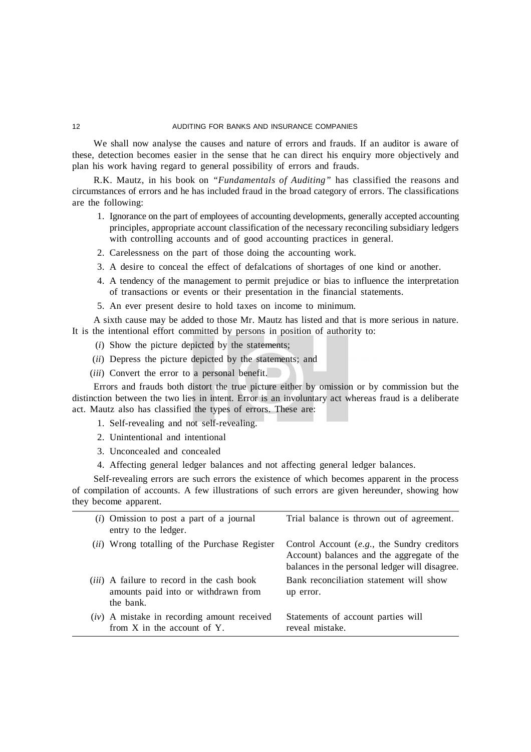We shall now analyse the causes and nature of errors and frauds. If an auditor is aware of these, detection becomes easier in the sense that he can direct his enquiry more objectively and plan his work having regard to general possibility of errors and frauds.

R.K. Mautz, in his book on *"Fundamentals of Auditing"* has classified the reasons and circumstances of errors and he has included fraud in the broad category of errors. The classifications are the following:

1. Ignorance on the part of employees of accounting developments, generally accepted accounting principles, appropriate account classification of the necessary reconciling subsidiary ledgers with controlling accounts and of good accounting practices in general.
2. Carelessness on the part of those doing the accounting work.
3. A desire to conceal the effect of defalcations of shortages of one kind or another.
4. A tendency of the management to permit prejudice or bias to influence the interpretation of transactions or events or their presentation in the financial statements.
5. An ever present desire to hold taxes on income to minimum.

A sixth cause may be added to those Mr. Mautz has listed and that is more serious in nature. It is the intentional effort committed by persons in position of authority to:

(*i*) Show the picture depicted by the statements;

(*ii*) Depress the picture depicted by the statements; and

(*iii*) Convert the error to a personal benefit.

Errors and frauds both distort the true picture either by omission or by commission but the distinction between the two lies in intent. Error is an involuntary act whereas fraud is a deliberate act. Mautz also has classified the types of errors. These are:

1. Self-revealing and not self-revealing.
2. Unintentional and intentional
3. Unconcealed and concealed
4. Affecting general ledger balances and not affecting general ledger balances.

Self-revealing errors are such errors the existence of which becomes apparent in the process of compilation of accounts. A few illustrations of such errors are given hereunder, showing how they become apparent.

| | |
|---|---|
| (*i*) Omission to post a part of a journal entry to the ledger. | Trial balance is thrown out of agreement. |
| (*ii*) Wrong totalling of the Purchase Register | Control Account (*e.g.*, the Sundry creditors Account) balances and the aggregate of the balances in the personal ledger will disagree. |
| (*iii*) A failure to record in the cash book amounts paid into or withdrawn from the bank. | Bank reconciliation statement will show up error. |
| (*iv*) A mistake in recording amount received from X in the account of Y. | Statements of account parties will reveal mistake. |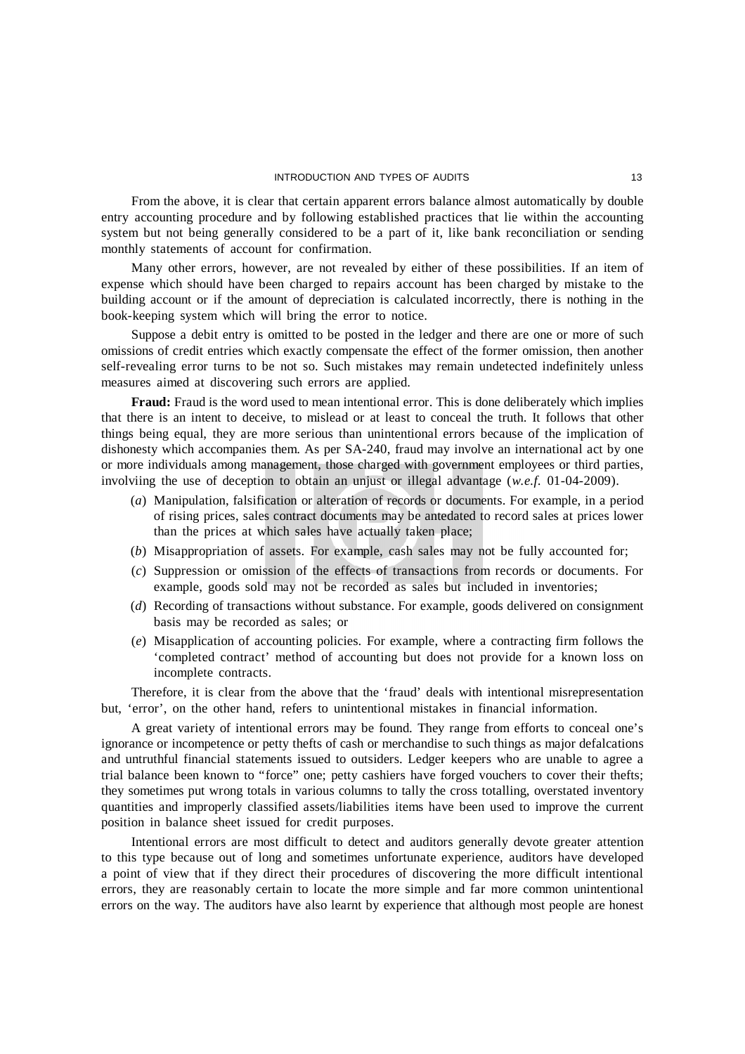From the above, it is clear that certain apparent errors balance almost automatically by double entry accounting procedure and by following established practices that lie within the accounting system but not being generally considered to be a part of it, like bank reconciliation or sending monthly statements of account for confirmation.

Many other errors, however, are not revealed by either of these possibilities. If an item of expense which should have been charged to repairs account has been charged by mistake to the building account or if the amount of depreciation is calculated incorrectly, there is nothing in the book-keeping system which will bring the error to notice.

Suppose a debit entry is omitted to be posted in the ledger and there are one or more of such omissions of credit entries which exactly compensate the effect of the former omission, then another self-revealing error turns to be not so. Such mistakes may remain undetected indefinitely unless measures aimed at discovering such errors are applied.

**Fraud:** Fraud is the word used to mean intentional error. This is done deliberately which implies that there is an intent to deceive, to mislead or at least to conceal the truth. It follows that other things being equal, they are more serious than unintentional errors because of the implication of dishonesty which accompanies them. As per SA-240, fraud may involve an international act by one or more individuals among management, those charged with government employees or third parties, involviing the use of deception to obtain an unjust or illegal advantage (*w.e.f.* 01-04-2009).

(*a*) Manipulation, falsification or alteration of records or documents. For example, in a period of rising prices, sales contract documents may be antedated to record sales at prices lower than the prices at which sales have actually taken place;

(*b*) Misappropriation of assets. For example, cash sales may not be fully accounted for;

(*c*) Suppression or omission of the effects of transactions from records or documents. For example, goods sold may not be recorded as sales but included in inventories;

(*d*) Recording of transactions without substance. For example, goods delivered on consignment basis may be recorded as sales; or

(*e*) Misapplication of accounting policies. For example, where a contracting firm follows the 'completed contract' method of accounting but does not provide for a known loss on incomplete contracts.

Therefore, it is clear from the above that the 'fraud' deals with intentional misrepresentation but, 'error', on the other hand, refers to unintentional mistakes in financial information.

A great variety of intentional errors may be found. They range from efforts to conceal one's ignorance or incompetence or petty thefts of cash or merchandise to such things as major defalcations and untruthful financial statements issued to outsiders. Ledger keepers who are unable to agree a trial balance been known to "force" one; petty cashiers have forged vouchers to cover their thefts; they sometimes put wrong totals in various columns to tally the cross totalling, overstated inventory quantities and improperly classified assets/liabilities items have been used to improve the current position in balance sheet issued for credit purposes.

Intentional errors are most difficult to detect and auditors generally devote greater attention to this type because out of long and sometimes unfortunate experience, auditors have developed a point of view that if they direct their procedures of discovering the more difficult intentional errors, they are reasonably certain to locate the more simple and far more common unintentional errors on the way. The auditors have also learnt by experience that although most people are honest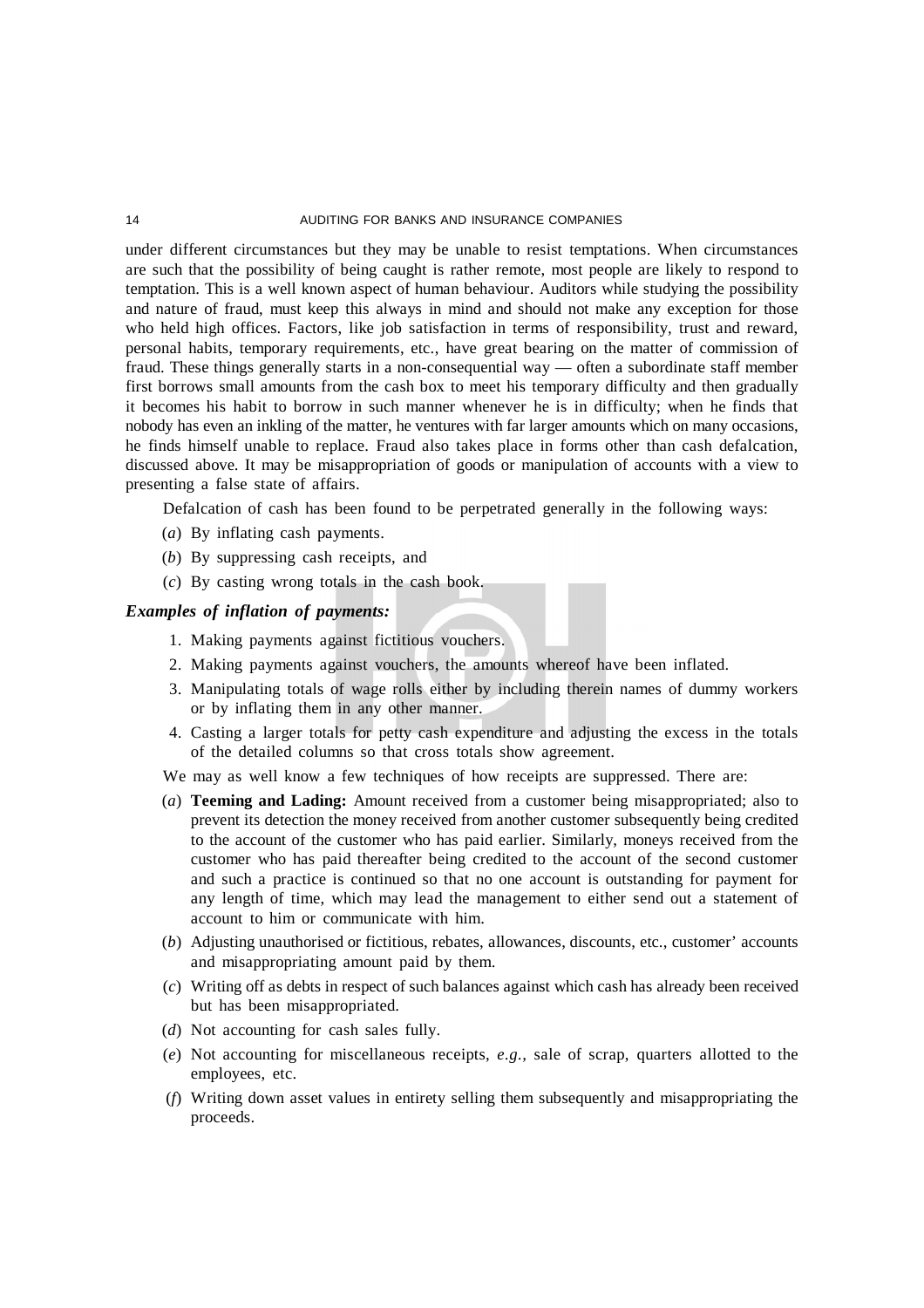under different circumstances but they may be unable to resist temptations. When circumstances are such that the possibility of being caught is rather remote, most people are likely to respond to temptation. This is a well known aspect of human behaviour. Auditors while studying the possibility and nature of fraud, must keep this always in mind and should not make any exception for those who held high offices. Factors, like job satisfaction in terms of responsibility, trust and reward, personal habits, temporary requirements, etc., have great bearing on the matter of commission of fraud. These things generally starts in a non-consequential way — often a subordinate staff member first borrows small amounts from the cash box to meet his temporary difficulty and then gradually it becomes his habit to borrow in such manner whenever he is in difficulty; when he finds that nobody has even an inkling of the matter, he ventures with far larger amounts which on many occasions, he finds himself unable to replace. Fraud also takes place in forms other than cash defalcation, discussed above. It may be misappropriation of goods or manipulation of accounts with a view to presenting a false state of affairs.

Defalcation of cash has been found to be perpetrated generally in the following ways:

(*a*) By inflating cash payments.

(*b*) By suppressing cash receipts, and

(*c*) By casting wrong totals in the cash book.

***Examples of inflation of payments:***

1. Making payments against fictitious vouchers.
2. Making payments against vouchers, the amounts whereof have been inflated.
3. Manipulating totals of wage rolls either by including therein names of dummy workers or by inflating them in any other manner.
4. Casting a larger totals for petty cash expenditure and adjusting the excess in the totals of the detailed columns so that cross totals show agreement.

We may as well know a few techniques of how receipts are suppressed. There are:

(*a*) **Teeming and Lading:** Amount received from a customer being misappropriated; also to prevent its detection the money received from another customer subsequently being credited to the account of the customer who has paid earlier. Similarly, moneys received from the customer who has paid thereafter being credited to the account of the second customer and such a practice is continued so that no one account is outstanding for payment for any length of time, which may lead the management to either send out a statement of account to him or communicate with him.

(*b*) Adjusting unauthorised or fictitious, rebates, allowances, discounts, etc., customer' accounts and misappropriating amount paid by them.

(*c*) Writing off as debts in respect of such balances against which cash has already been received but has been misappropriated.

(*d*) Not accounting for cash sales fully.

(*e*) Not accounting for miscellaneous receipts, *e.g.*, sale of scrap, quarters allotted to the employees, etc.

(*f*) Writing down asset values in entirety selling them subsequently and misappropriating the proceeds.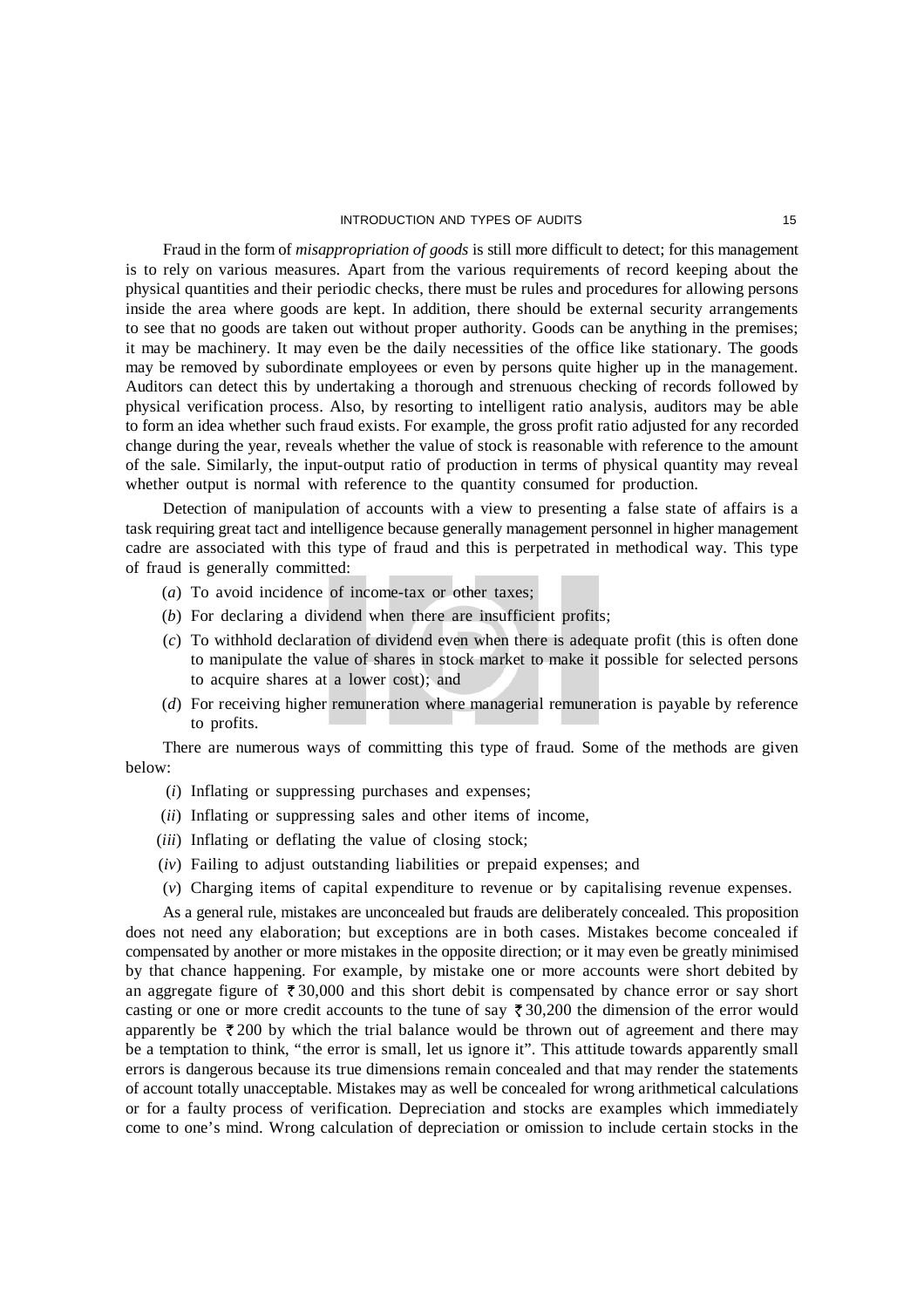Fraud in the form of *misappropriation of goods* is still more difficult to detect; for this management is to rely on various measures. Apart from the various requirements of record keeping about the physical quantities and their periodic checks, there must be rules and procedures for allowing persons inside the area where goods are kept. In addition, there should be external security arrangements to see that no goods are taken out without proper authority. Goods can be anything in the premises; it may be machinery. It may even be the daily necessities of the office like stationary. The goods may be removed by subordinate employees or even by persons quite higher up in the management. Auditors can detect this by undertaking a thorough and strenuous checking of records followed by physical verification process. Also, by resorting to intelligent ratio analysis, auditors may be able to form an idea whether such fraud exists. For example, the gross profit ratio adjusted for any recorded change during the year, reveals whether the value of stock is reasonable with reference to the amount of the sale. Similarly, the input-output ratio of production in terms of physical quantity may reveal whether output is normal with reference to the quantity consumed for production.

Detection of manipulation of accounts with a view to presenting a false state of affairs is a task requiring great tact and intelligence because generally management personnel in higher management cadre are associated with this type of fraud and this is perpetrated in methodical way. This type of fraud is generally committed:

(*a*) To avoid incidence of income-tax or other taxes;

(*b*) For declaring a dividend when there are insufficient profits;

(*c*) To withhold declaration of dividend even when there is adequate profit (this is often done to manipulate the value of shares in stock market to make it possible for selected persons to acquire shares at a lower cost); and

(*d*) For receiving higher remuneration where managerial remuneration is payable by reference to profits.

There are numerous ways of committing this type of fraud. Some of the methods are given below:

(*i*) Inflating or suppressing purchases and expenses;

(*ii*) Inflating or suppressing sales and other items of income,

(*iii*) Inflating or deflating the value of closing stock;

(*iv*) Failing to adjust outstanding liabilities or prepaid expenses; and

(*v*) Charging items of capital expenditure to revenue or by capitalising revenue expenses.

As a general rule, mistakes are unconcealed but frauds are deliberately concealed. This proposition does not need any elaboration; but exceptions are in both cases. Mistakes become concealed if compensated by another or more mistakes in the opposite direction; or it may even be greatly minimised by that chance happening. For example, by mistake one or more accounts were short debited by an aggregate figure of ₹ 30,000 and this short debit is compensated by chance error or say short casting or one or more credit accounts to the tune of say ₹ 30,200 the dimension of the error would apparently be ₹ 200 by which the trial balance would be thrown out of agreement and there may be a temptation to think, "the error is small, let us ignore it". This attitude towards apparently small errors is dangerous because its true dimensions remain concealed and that may render the statements of account totally unacceptable. Mistakes may as well be concealed for wrong arithmetical calculations or for a faulty process of verification. Depreciation and stocks are examples which immediately come to one's mind. Wrong calculation of depreciation or omission to include certain stocks in the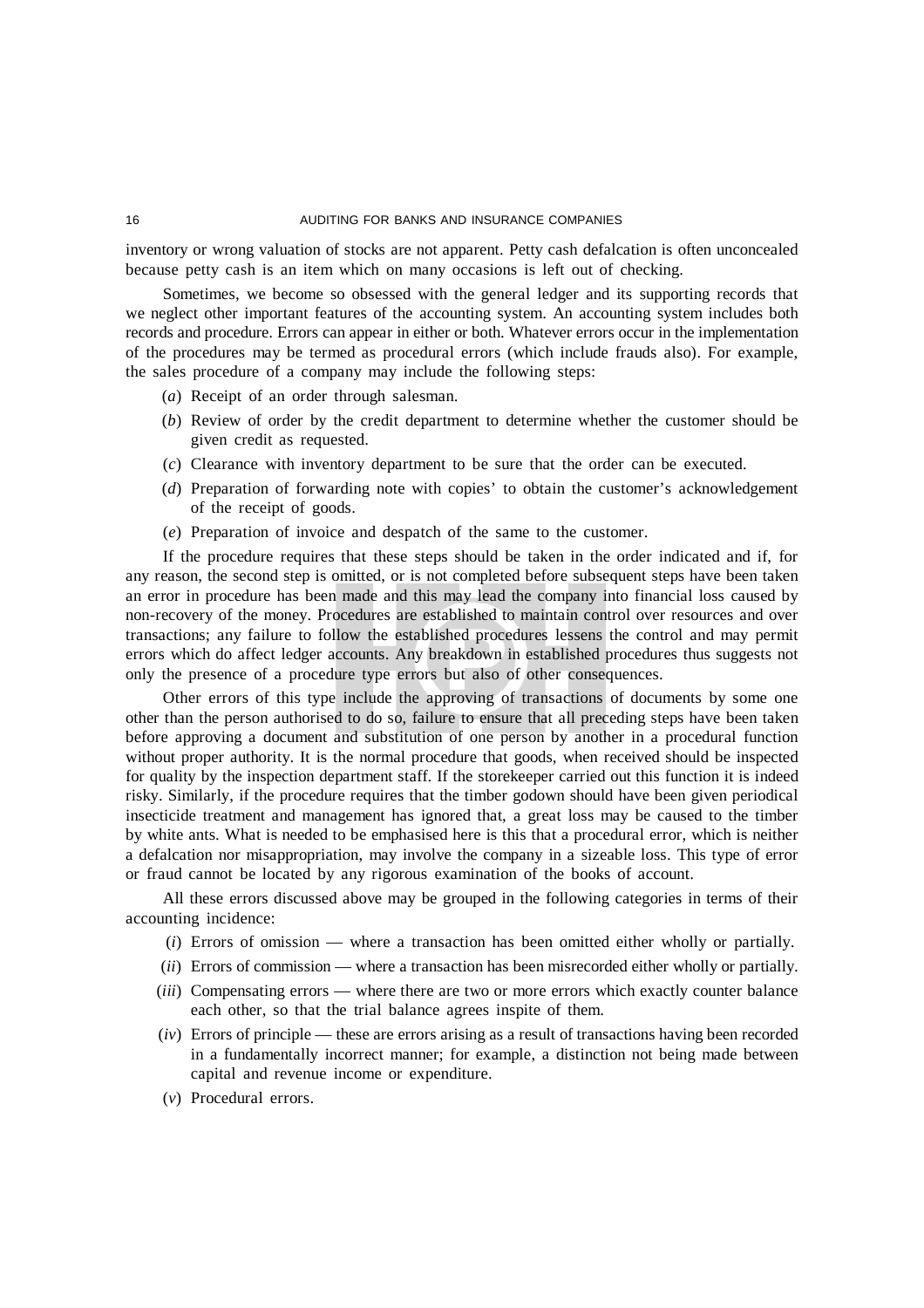inventory or wrong valuation of stocks are not apparent. Petty cash defalcation is often unconcealed because petty cash is an item which on many occasions is left out of checking.

Sometimes, we become so obsessed with the general ledger and its supporting records that we neglect other important features of the accounting system. An accounting system includes both records and procedure. Errors can appear in either or both. Whatever errors occur in the implementation of the procedures may be termed as procedural errors (which include frauds also). For example, the sales procedure of a company may include the following steps:

(*a*) Receipt of an order through salesman.

(*b*) Review of order by the credit department to determine whether the customer should be given credit as requested.

(*c*) Clearance with inventory department to be sure that the order can be executed.

(*d*) Preparation of forwarding note with copies' to obtain the customer's acknowledgement of the receipt of goods.

(*e*) Preparation of invoice and despatch of the same to the customer.

If the procedure requires that these steps should be taken in the order indicated and if, for any reason, the second step is omitted, or is not completed before subsequent steps have been taken an error in procedure has been made and this may lead the company into financial loss caused by non-recovery of the money. Procedures are established to maintain control over resources and over transactions; any failure to follow the established procedures lessens the control and may permit errors which do affect ledger accounts. Any breakdown in established procedures thus suggests not only the presence of a procedure type errors but also of other consequences.

Other errors of this type include the approving of transactions of documents by some one other than the person authorised to do so, failure to ensure that all preceding steps have been taken before approving a document and substitution of one person by another in a procedural function without proper authority. It is the normal procedure that goods, when received should be inspected for quality by the inspection department staff. If the storekeeper carried out this function it is indeed risky. Similarly, if the procedure requires that the timber godown should have been given periodical insecticide treatment and management has ignored that, a great loss may be caused to the timber by white ants. What is needed to be emphasised here is this that a procedural error, which is neither a defalcation nor misappropriation, may involve the company in a sizeable loss. This type of error or fraud cannot be located by any rigorous examination of the books of account.

All these errors discussed above may be grouped in the following categories in terms of their accounting incidence:

(*i*) Errors of omission — where a transaction has been omitted either wholly or partially.

(*ii*) Errors of commission — where a transaction has been misrecorded either wholly or partially.

(*iii*) Compensating errors — where there are two or more errors which exactly counter balance each other, so that the trial balance agrees inspite of them.

(*iv*) Errors of principle — these are errors arising as a result of transactions having been recorded in a fundamentally incorrect manner; for example, a distinction not being made between capital and revenue income or expenditure.

(*v*) Procedural errors.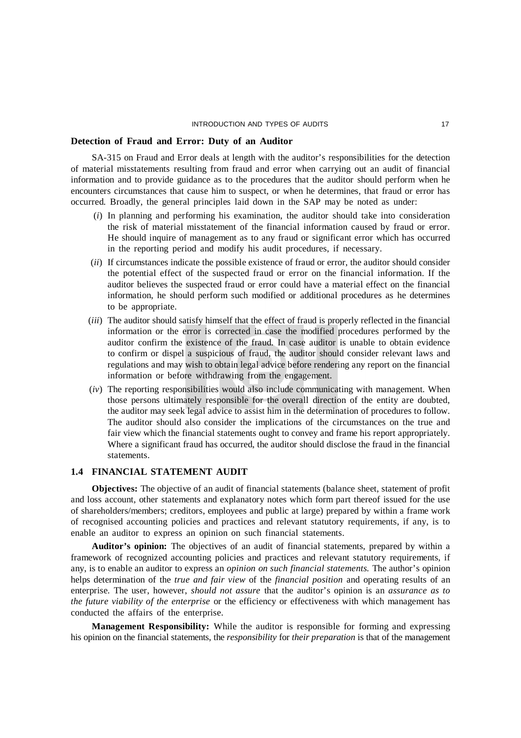**Detection of Fraud and Error: Duty of an Auditor**

SA-315 on Fraud and Error deals at length with the auditor's responsibilities for the detection of material misstatements resulting from fraud and error when carrying out an audit of financial information and to provide guidance as to the procedures that the auditor should perform when he encounters circumstances that cause him to suspect, or when he determines, that fraud or error has occurred. Broadly, the general principles laid down in the SAP may be noted as under:

(*i*) In planning and performing his examination, the auditor should take into consideration the risk of material misstatement of the financial information caused by fraud or error. He should inquire of management as to any fraud or significant error which has occurred in the reporting period and modify his audit procedures, if necessary.

(*ii*) If circumstances indicate the possible existence of fraud or error, the auditor should consider the potential effect of the suspected fraud or error on the financial information. If the auditor believes the suspected fraud or error could have a material effect on the financial information, he should perform such modified or additional procedures as he determines to be appropriate.

(*iii*) The auditor should satisfy himself that the effect of fraud is properly reflected in the financial information or the error is corrected in case the modified procedures performed by the auditor confirm the existence of the fraud. In case auditor is unable to obtain evidence to confirm or dispel a suspicious of fraud, the auditor should consider relevant laws and regulations and may wish to obtain legal advice before rendering any report on the financial information or before withdrawing from the engagement.

(*iv*) The reporting responsibilities would also include communicating with management. When those persons ultimately responsible for the overall direction of the entity are doubted, the auditor may seek legal advice to assist him in the determination of procedures to follow. The auditor should also consider the implications of the circumstances on the true and fair view which the financial statements ought to convey and frame his report appropriately. Where a significant fraud has occurred, the auditor should disclose the fraud in the financial statements.

## 1.4 FINANCIAL STATEMENT AUDIT

**Objectives:** The objective of an audit of financial statements (balance sheet, statement of profit and loss account, other statements and explanatory notes which form part thereof issued for the use of shareholders/members; creditors, employees and public at large) prepared by within a frame work of recognised accounting policies and practices and relevant statutory requirements, if any, is to enable an auditor to express an opinion on such financial statements.

**Auditor's opinion:** The objectives of an audit of financial statements, prepared by within a framework of recognized accounting policies and practices and relevant statutory requirements, if any, is to enable an auditor to express an *opinion on such financial statements.* The author's opinion helps determination of the *true and fair view* of the *financial position* and operating results of an enterprise. The user, however, *should not assure* that the auditor's opinion is an *assurance as to the future viability of the enterprise* or the efficiency or effectiveness with which management has conducted the affairs of the enterprise.

**Management Responsibility:** While the auditor is responsible for forming and expressing his opinion on the financial statements, the *responsibility* for *their preparation* is that of the management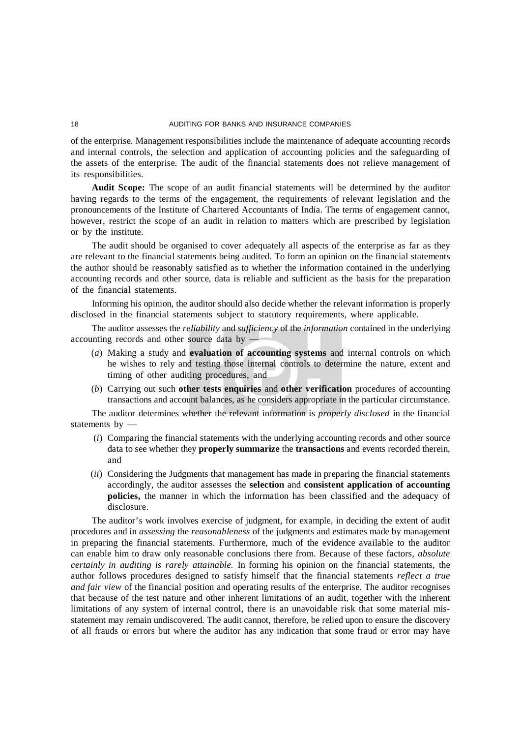of the enterprise. Management responsibilities include the maintenance of adequate accounting records and internal controls, the selection and application of accounting policies and the safeguarding of the assets of the enterprise. The audit of the financial statements does not relieve management of its responsibilities.

**Audit Scope:** The scope of an audit financial statements will be determined by the auditor having regards to the terms of the engagement, the requirements of relevant legislation and the pronouncements of the Institute of Chartered Accountants of India. The terms of engagement cannot, however, restrict the scope of an audit in relation to matters which are prescribed by legislation or by the institute.

The audit should be organised to cover adequately all aspects of the enterprise as far as they are relevant to the financial statements being audited. To form an opinion on the financial statements the author should be reasonably satisfied as to whether the information contained in the underlying accounting records and other source, data is reliable and sufficient as the basis for the preparation of the financial statements.

Informing his opinion, the auditor should also decide whether the relevant information is properly disclosed in the financial statements subject to statutory requirements, where applicable.

The auditor assesses the *reliability* and *sufficiency* of the *information* contained in the underlying accounting records and other source data by —

(*a*) Making a study and **evaluation of accounting systems** and internal controls on which he wishes to rely and testing those internal controls to determine the nature, extent and timing of other auditing procedures, and

(*b*) Carrying out such **other tests enquiries** and **other verification** procedures of accounting transactions and account balances, as he considers appropriate in the particular circumstance.

The auditor determines whether the relevant information is *properly disclosed* in the financial statements by —

(*i*) Comparing the financial statements with the underlying accounting records and other source data to see whether they **properly summarize** the **transactions** and events recorded therein, and

(*ii*) Considering the Judgments that management has made in preparing the financial statements accordingly, the auditor assesses the **selection** and **consistent application of accounting policies,** the manner in which the information has been classified and the adequacy of disclosure.

The auditor's work involves exercise of judgment, for example, in deciding the extent of audit procedures and in *assessing* the *reasonableness* of the judgments and estimates made by management in preparing the financial statements. Furthermore, much of the evidence available to the auditor can enable him to draw only reasonable conclusions there from. Because of these factors, *absolute certainly in auditing is rarely attainable.* In forming his opinion on the financial statements, the author follows procedures designed to satisfy himself that the financial statements *reflect a true and fair view* of the financial position and operating results of the enterprise. The auditor recognises that because of the test nature and other inherent limitations of an audit, together with the inherent limitations of any system of internal control, there is an unavoidable risk that some material mis-statement may remain undiscovered. The audit cannot, therefore, be relied upon to ensure the discovery of all frauds or errors but where the auditor has any indication that some fraud or error may have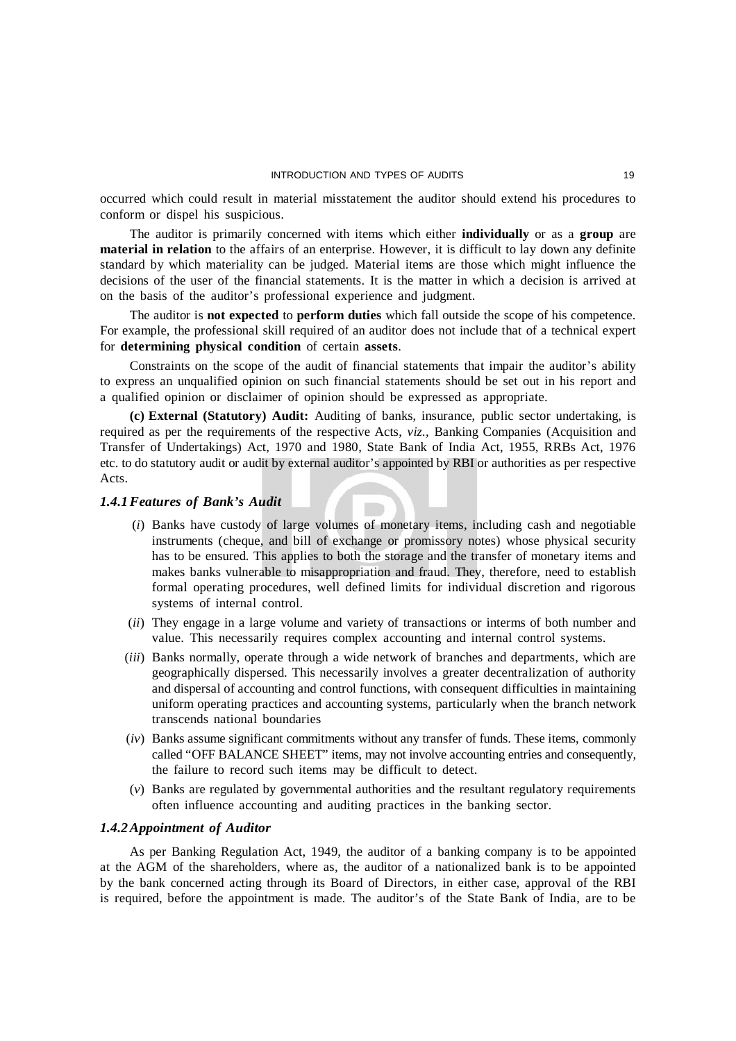occurred which could result in material misstatement the auditor should extend his procedures to conform or dispel his suspicious.

The auditor is primarily concerned with items which either **individually** or as a **group** are **material in relation** to the affairs of an enterprise. However, it is difficult to lay down any definite standard by which materiality can be judged. Material items are those which might influence the decisions of the user of the financial statements. It is the matter in which a decision is arrived at on the basis of the auditor's professional experience and judgment.

The auditor is **not expected** to **perform duties** which fall outside the scope of his competence. For example, the professional skill required of an auditor does not include that of a technical expert for **determining physical condition** of certain **assets**.

Constraints on the scope of the audit of financial statements that impair the auditor's ability to express an unqualified opinion on such financial statements should be set out in his report and a qualified opinion or disclaimer of opinion should be expressed as appropriate.

**(c) External (Statutory) Audit:** Auditing of banks, insurance, public sector undertaking, is required as per the requirements of the respective Acts, *viz.*, Banking Companies (Acquisition and Transfer of Undertakings) Act, 1970 and 1980, State Bank of India Act, 1955, RRBs Act, 1976 etc. to do statutory audit or audit by external auditor's appointed by RBI or authorities as per respective Acts.

### *1.4.1 Features of Bank's Audit*

(*i*) Banks have custody of large volumes of monetary items, including cash and negotiable instruments (cheque, and bill of exchange or promissory notes) whose physical security has to be ensured. This applies to both the storage and the transfer of monetary items and makes banks vulnerable to misappropriation and fraud. They, therefore, need to establish formal operating procedures, well defined limits for individual discretion and rigorous systems of internal control.

(*ii*) They engage in a large volume and variety of transactions or interms of both number and value. This necessarily requires complex accounting and internal control systems.

(*iii*) Banks normally, operate through a wide network of branches and departments, which are geographically dispersed. This necessarily involves a greater decentralization of authority and dispersal of accounting and control functions, with consequent difficulties in maintaining uniform operating practices and accounting systems, particularly when the branch network transcends national boundaries

(*iv*) Banks assume significant commitments without any transfer of funds. These items, commonly called "OFF BALANCE SHEET" items, may not involve accounting entries and consequently, the failure to record such items may be difficult to detect.

(*v*) Banks are regulated by governmental authorities and the resultant regulatory requirements often influence accounting and auditing practices in the banking sector.

### *1.4.2 Appointment of Auditor*

As per Banking Regulation Act, 1949, the auditor of a banking company is to be appointed at the AGM of the shareholders, where as, the auditor of a nationalized bank is to be appointed by the bank concerned acting through its Board of Directors, in either case, approval of the RBI is required, before the appointment is made. The auditor's of the State Bank of India, are to be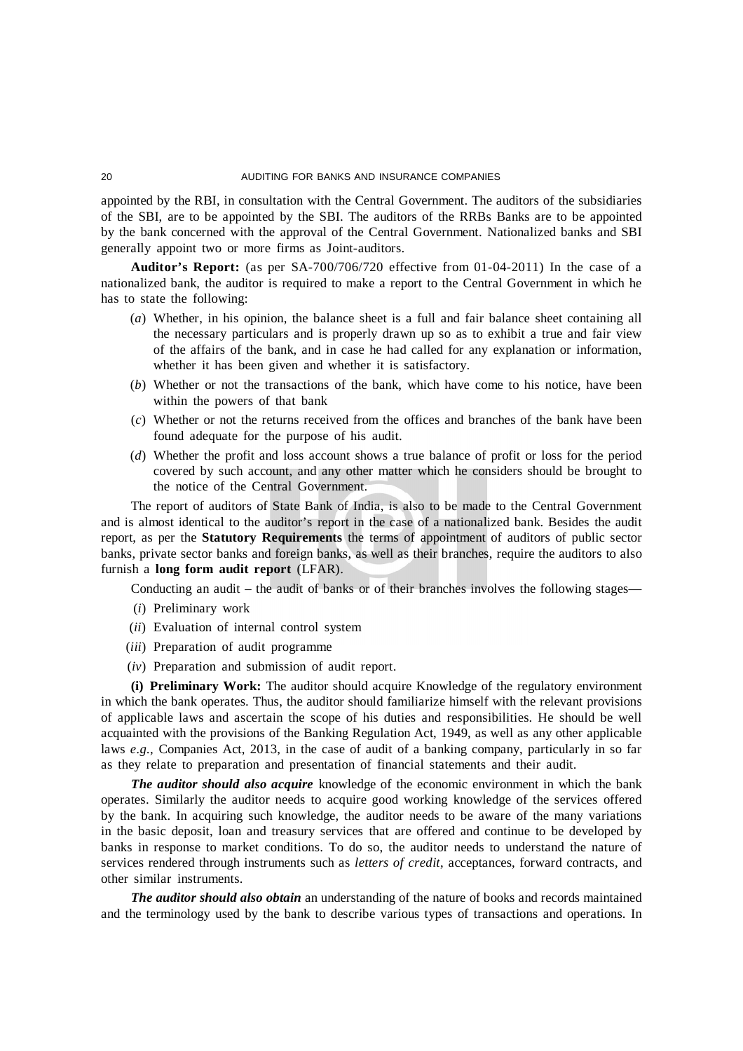appointed by the RBI, in consultation with the Central Government. The auditors of the subsidiaries of the SBI, are to be appointed by the SBI. The auditors of the RRBs Banks are to be appointed by the bank concerned with the approval of the Central Government. Nationalized banks and SBI generally appoint two or more firms as Joint-auditors.

**Auditor's Report:** (as per SA-700/706/720 effective from 01-04-2011) In the case of a nationalized bank, the auditor is required to make a report to the Central Government in which he has to state the following:

(*a*) Whether, in his opinion, the balance sheet is a full and fair balance sheet containing all the necessary particulars and is properly drawn up so as to exhibit a true and fair view of the affairs of the bank, and in case he had called for any explanation or information, whether it has been given and whether it is satisfactory.

(*b*) Whether or not the transactions of the bank, which have come to his notice, have been within the powers of that bank

(*c*) Whether or not the returns received from the offices and branches of the bank have been found adequate for the purpose of his audit.

(*d*) Whether the profit and loss account shows a true balance of profit or loss for the period covered by such account, and any other matter which he considers should be brought to the notice of the Central Government.

The report of auditors of State Bank of India, is also to be made to the Central Government and is almost identical to the auditor's report in the case of a nationalized bank. Besides the audit report, as per the **Statutory Requirements** the terms of appointment of auditors of public sector banks, private sector banks and foreign banks, as well as their branches, require the auditors to also furnish a **long form audit report** (LFAR).

Conducting an audit – the audit of banks or of their branches involves the following stages—

(*i*) Preliminary work

(*ii*) Evaluation of internal control system

(*iii*) Preparation of audit programme

(*iv*) Preparation and submission of audit report.

**(i) Preliminary Work:** The auditor should acquire Knowledge of the regulatory environment in which the bank operates. Thus, the auditor should familiarize himself with the relevant provisions of applicable laws and ascertain the scope of his duties and responsibilities. He should be well acquainted with the provisions of the Banking Regulation Act, 1949, as well as any other applicable laws *e.g.,* Companies Act, 2013, in the case of audit of a banking company, particularly in so far as they relate to preparation and presentation of financial statements and their audit.

***The auditor should also acquire*** knowledge of the economic environment in which the bank operates. Similarly the auditor needs to acquire good working knowledge of the services offered by the bank. In acquiring such knowledge, the auditor needs to be aware of the many variations in the basic deposit, loan and treasury services that are offered and continue to be developed by banks in response to market conditions. To do so, the auditor needs to understand the nature of services rendered through instruments such as *letters of credit*, acceptances, forward contracts, and other similar instruments.

***The auditor should also obtain*** an understanding of the nature of books and records maintained and the terminology used by the bank to describe various types of transactions and operations. In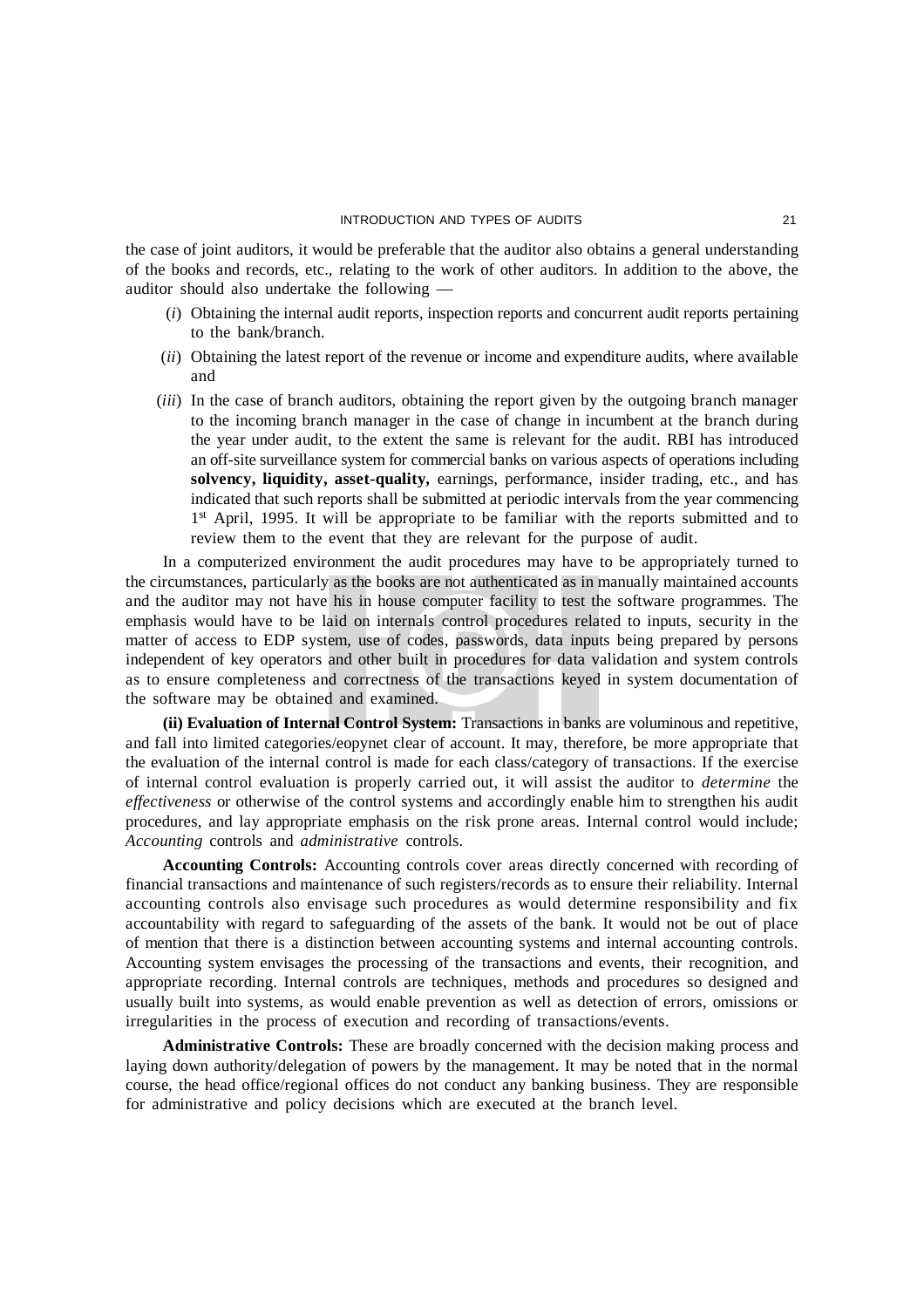the case of joint auditors, it would be preferable that the auditor also obtains a general understanding of the books and records, etc., relating to the work of other auditors. In addition to the above, the auditor should also undertake the following —

(*i*) Obtaining the internal audit reports, inspection reports and concurrent audit reports pertaining to the bank/branch.

(*ii*) Obtaining the latest report of the revenue or income and expenditure audits, where available and

(*iii*) In the case of branch auditors, obtaining the report given by the outgoing branch manager to the incoming branch manager in the case of change in incumbent at the branch during the year under audit, to the extent the same is relevant for the audit. RBI has introduced an off-site surveillance system for commercial banks on various aspects of operations including **solvency, liquidity, asset-quality,** earnings, performance, insider trading, etc., and has indicated that such reports shall be submitted at periodic intervals from the year commencing 1st April, 1995. It will be appropriate to be familiar with the reports submitted and to review them to the event that they are relevant for the purpose of audit.

In a computerized environment the audit procedures may have to be appropriately turned to the circumstances, particularly as the books are not authenticated as in manually maintained accounts and the auditor may not have his in house computer facility to test the software programmes. The emphasis would have to be laid on internals control procedures related to inputs, security in the matter of access to EDP system, use of codes, passwords, data inputs being prepared by persons independent of key operators and other built in procedures for data validation and system controls as to ensure completeness and correctness of the transactions keyed in system documentation of the software may be obtained and examined.

**(ii) Evaluation of Internal Control System:** Transactions in banks are voluminous and repetitive, and fall into limited categories/eopynet clear of account. It may, therefore, be more appropriate that the evaluation of the internal control is made for each class/category of transactions. If the exercise of internal control evaluation is properly carried out, it will assist the auditor to *determine* the *effectiveness* or otherwise of the control systems and accordingly enable him to strengthen his audit procedures, and lay appropriate emphasis on the risk prone areas. Internal control would include; *Accounting* controls and *administrative* controls.

**Accounting Controls:** Accounting controls cover areas directly concerned with recording of financial transactions and maintenance of such registers/records as to ensure their reliability. Internal accounting controls also envisage such procedures as would determine responsibility and fix accountability with regard to safeguarding of the assets of the bank. It would not be out of place of mention that there is a distinction between accounting systems and internal accounting controls. Accounting system envisages the processing of the transactions and events, their recognition, and appropriate recording. Internal controls are techniques, methods and procedures so designed and usually built into systems, as would enable prevention as well as detection of errors, omissions or irregularities in the process of execution and recording of transactions/events.

**Administrative Controls:** These are broadly concerned with the decision making process and laying down authority/delegation of powers by the management. It may be noted that in the normal course, the head office/regional offices do not conduct any banking business. They are responsible for administrative and policy decisions which are executed at the branch level.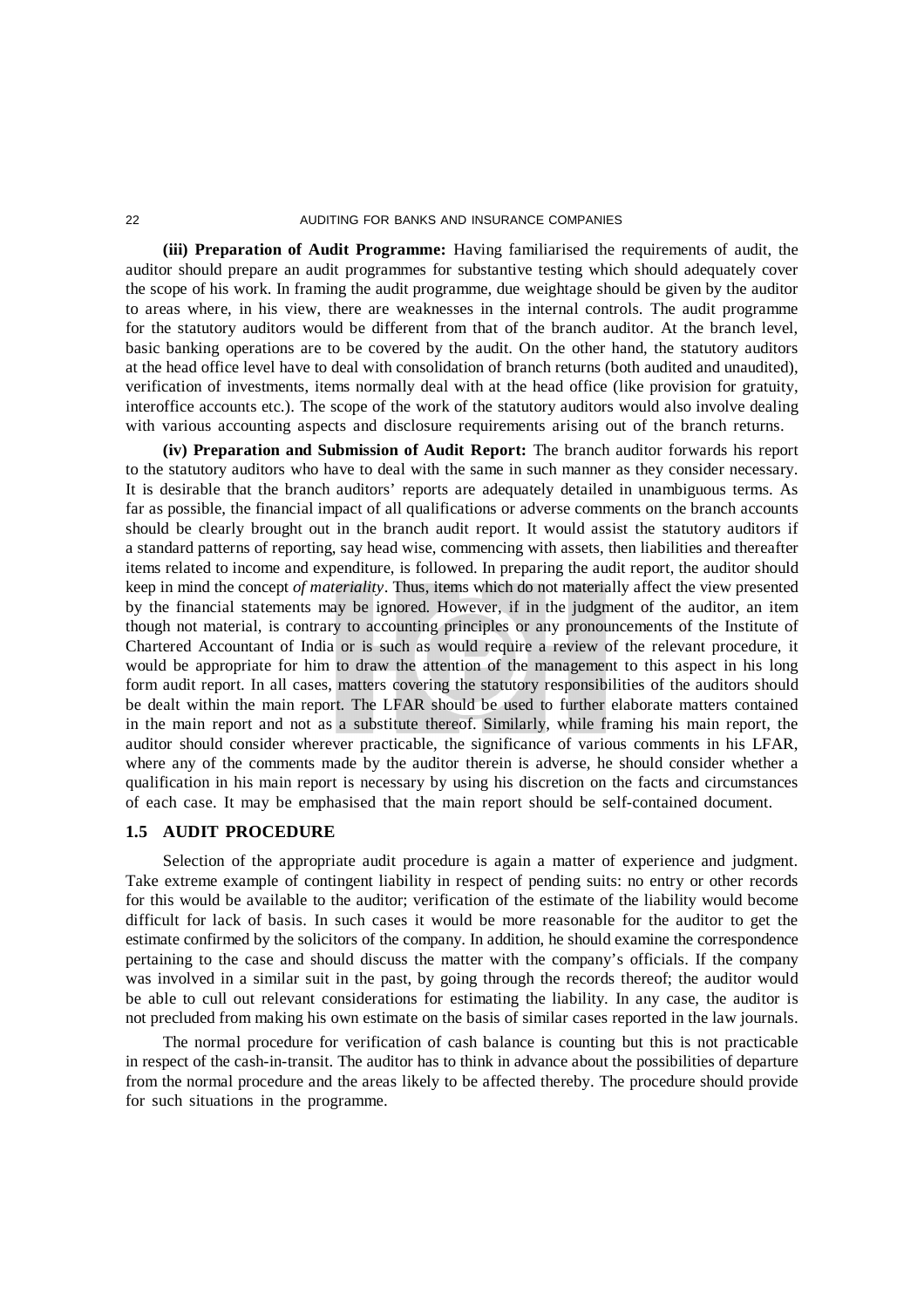**(iii) Preparation of Audit Programme:** Having familiarised the requirements of audit, the auditor should prepare an audit programmes for substantive testing which should adequately cover the scope of his work. In framing the audit programme, due weightage should be given by the auditor to areas where, in his view, there are weaknesses in the internal controls. The audit programme for the statutory auditors would be different from that of the branch auditor. At the branch level, basic banking operations are to be covered by the audit. On the other hand, the statutory auditors at the head office level have to deal with consolidation of branch returns (both audited and unaudited), verification of investments, items normally deal with at the head office (like provision for gratuity, interoffice accounts etc.). The scope of the work of the statutory auditors would also involve dealing with various accounting aspects and disclosure requirements arising out of the branch returns.

**(iv) Preparation and Submission of Audit Report:** The branch auditor forwards his report to the statutory auditors who have to deal with the same in such manner as they consider necessary. It is desirable that the branch auditors' reports are adequately detailed in unambiguous terms. As far as possible, the financial impact of all qualifications or adverse comments on the branch accounts should be clearly brought out in the branch audit report. It would assist the statutory auditors if a standard patterns of reporting, say head wise, commencing with assets, then liabilities and thereafter items related to income and expenditure, is followed. In preparing the audit report, the auditor should keep in mind the concept *of materiality*. Thus, items which do not materially affect the view presented by the financial statements may be ignored. However, if in the judgment of the auditor, an item though not material, is contrary to accounting principles or any pronouncements of the Institute of Chartered Accountant of India or is such as would require a review of the relevant procedure, it would be appropriate for him to draw the attention of the management to this aspect in his long form audit report. In all cases, matters covering the statutory responsibilities of the auditors should be dealt within the main report. The LFAR should be used to further elaborate matters contained in the main report and not as a substitute thereof. Similarly, while framing his main report, the auditor should consider wherever practicable, the significance of various comments in his LFAR, where any of the comments made by the auditor therein is adverse, he should consider whether a qualification in his main report is necessary by using his discretion on the facts and circumstances of each case. It may be emphasised that the main report should be self-contained document.

## 1.5 AUDIT PROCEDURE

Selection of the appropriate audit procedure is again a matter of experience and judgment. Take extreme example of contingent liability in respect of pending suits: no entry or other records for this would be available to the auditor; verification of the estimate of the liability would become difficult for lack of basis. In such cases it would be more reasonable for the auditor to get the estimate confirmed by the solicitors of the company. In addition, he should examine the correspondence pertaining to the case and should discuss the matter with the company's officials. If the company was involved in a similar suit in the past, by going through the records thereof; the auditor would be able to cull out relevant considerations for estimating the liability. In any case, the auditor is not precluded from making his own estimate on the basis of similar cases reported in the law journals.

The normal procedure for verification of cash balance is counting but this is not practicable in respect of the cash-in-transit. The auditor has to think in advance about the possibilities of departure from the normal procedure and the areas likely to be affected thereby. The procedure should provide for such situations in the programme.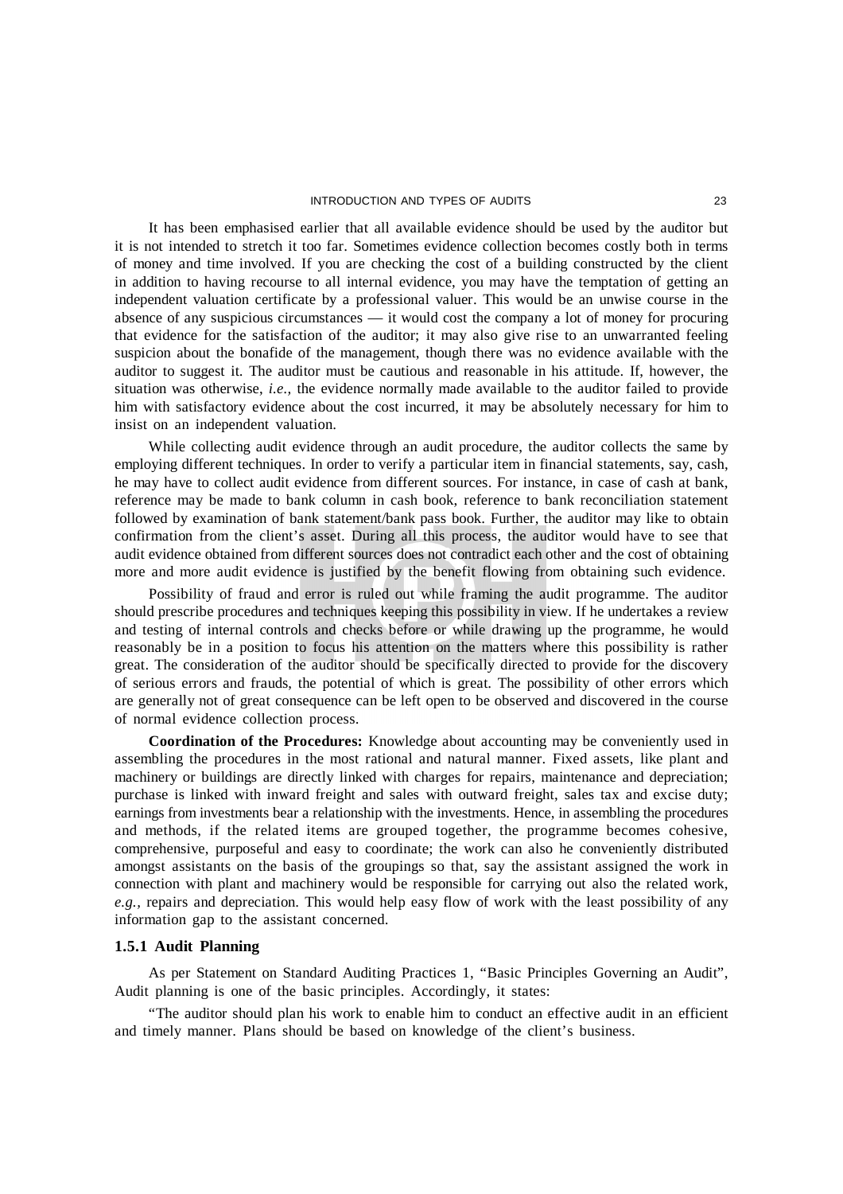It has been emphasised earlier that all available evidence should be used by the auditor but it is not intended to stretch it too far. Sometimes evidence collection becomes costly both in terms of money and time involved. If you are checking the cost of a building constructed by the client in addition to having recourse to all internal evidence, you may have the temptation of getting an independent valuation certificate by a professional valuer. This would be an unwise course in the absence of any suspicious circumstances — it would cost the company a lot of money for procuring that evidence for the satisfaction of the auditor; it may also give rise to an unwarranted feeling suspicion about the bonafide of the management, though there was no evidence available with the auditor to suggest it. The auditor must be cautious and reasonable in his attitude. If, however, the situation was otherwise, *i.e.*, the evidence normally made available to the auditor failed to provide him with satisfactory evidence about the cost incurred, it may be absolutely necessary for him to insist on an independent valuation.

While collecting audit evidence through an audit procedure, the auditor collects the same by employing different techniques. In order to verify a particular item in financial statements, say, cash, he may have to collect audit evidence from different sources. For instance, in case of cash at bank, reference may be made to bank column in cash book, reference to bank reconciliation statement followed by examination of bank statement/bank pass book. Further, the auditor may like to obtain confirmation from the client's asset. During all this process, the auditor would have to see that audit evidence obtained from different sources does not contradict each other and the cost of obtaining more and more audit evidence is justified by the benefit flowing from obtaining such evidence.

Possibility of fraud and error is ruled out while framing the audit programme. The auditor should prescribe procedures and techniques keeping this possibility in view. If he undertakes a review and testing of internal controls and checks before or while drawing up the programme, he would reasonably be in a position to focus his attention on the matters where this possibility is rather great. The consideration of the auditor should be specifically directed to provide for the discovery of serious errors and frauds, the potential of which is great. The possibility of other errors which are generally not of great consequence can be left open to be observed and discovered in the course of normal evidence collection process.

**Coordination of the Procedures:** Knowledge about accounting may be conveniently used in assembling the procedures in the most rational and natural manner. Fixed assets, like plant and machinery or buildings are directly linked with charges for repairs, maintenance and depreciation; purchase is linked with inward freight and sales with outward freight, sales tax and excise duty; earnings from investments bear a relationship with the investments. Hence, in assembling the procedures and methods, if the related items are grouped together, the programme becomes cohesive, comprehensive, purposeful and easy to coordinate; the work can also he conveniently distributed amongst assistants on the basis of the groupings so that, say the assistant assigned the work in connection with plant and machinery would be responsible for carrying out also the related work, *e.g.*, repairs and depreciation. This would help easy flow of work with the least possibility of any information gap to the assistant concerned.

### 1.5.1 Audit Planning

As per Statement on Standard Auditing Practices 1, "Basic Principles Governing an Audit", Audit planning is one of the basic principles. Accordingly, it states:

"The auditor should plan his work to enable him to conduct an effective audit in an efficient and timely manner. Plans should be based on knowledge of the client's business.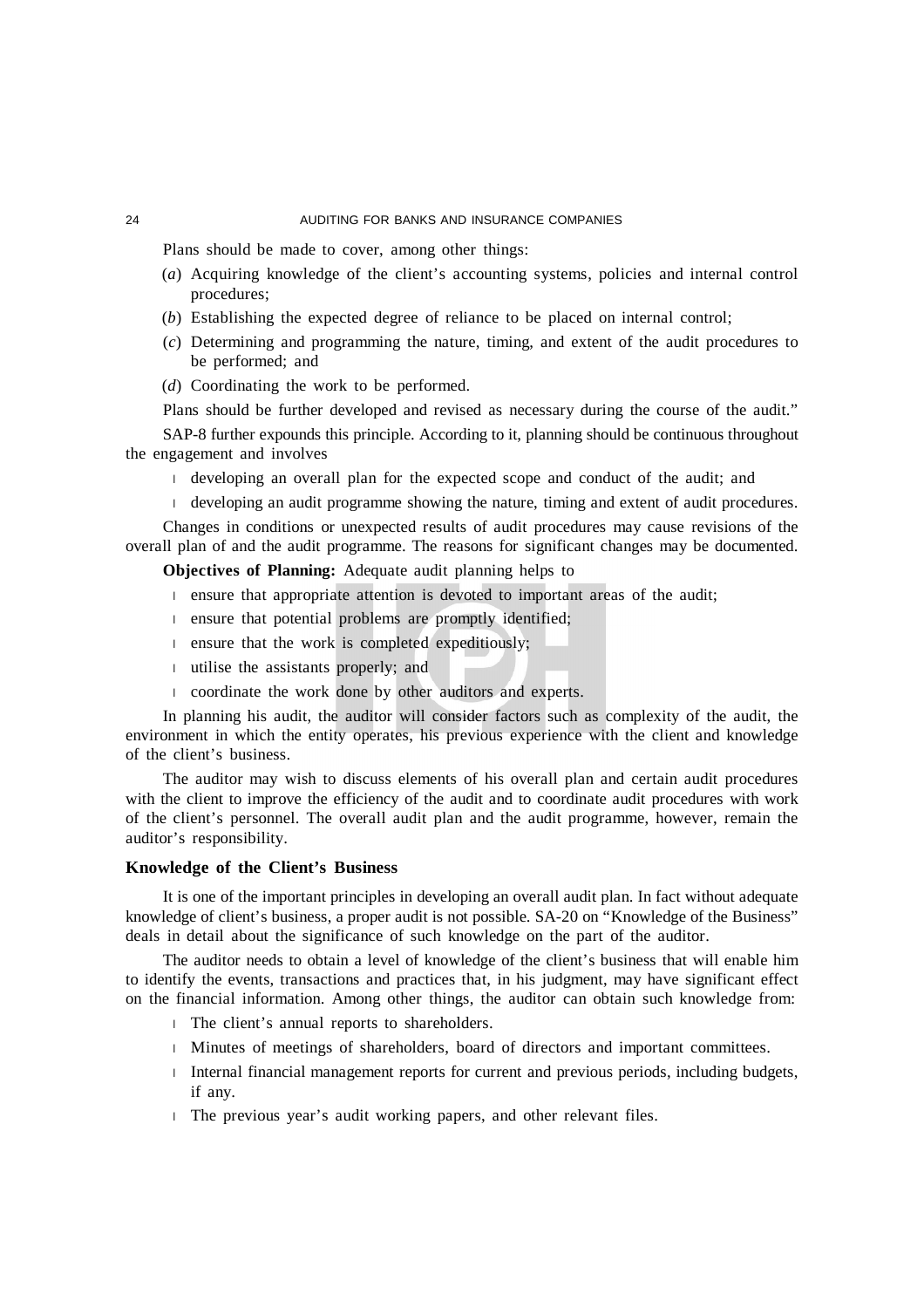Plans should be made to cover, among other things:

(*a*) Acquiring knowledge of the client's accounting systems, policies and internal control procedures;

(*b*) Establishing the expected degree of reliance to be placed on internal control;

(*c*) Determining and programming the nature, timing, and extent of the audit procedures to be performed; and

(*d*) Coordinating the work to be performed.

Plans should be further developed and revised as necessary during the course of the audit."

SAP-8 further expounds this principle. According to it, planning should be continuous throughout the engagement and involves

- developing an overall plan for the expected scope and conduct of the audit; and
- developing an audit programme showing the nature, timing and extent of audit procedures.

Changes in conditions or unexpected results of audit procedures may cause revisions of the overall plan of and the audit programme. The reasons for significant changes may be documented.

**Objectives of Planning:** Adequate audit planning helps to

- ensure that appropriate attention is devoted to important areas of the audit;
- ensure that potential problems are promptly identified;
- ensure that the work is completed expeditiously;
- utilise the assistants properly; and
- coordinate the work done by other auditors and experts.

In planning his audit, the auditor will consider factors such as complexity of the audit, the environment in which the entity operates, his previous experience with the client and knowledge of the client's business.

The auditor may wish to discuss elements of his overall plan and certain audit procedures with the client to improve the efficiency of the audit and to coordinate audit procedures with work of the client's personnel. The overall audit plan and the audit programme, however, remain the auditor's responsibility.

### Knowledge of the Client's Business

It is one of the important principles in developing an overall audit plan. In fact without adequate knowledge of client's business, a proper audit is not possible. SA-20 on "Knowledge of the Business" deals in detail about the significance of such knowledge on the part of the auditor.

The auditor needs to obtain a level of knowledge of the client's business that will enable him to identify the events, transactions and practices that, in his judgment, may have significant effect on the financial information. Among other things, the auditor can obtain such knowledge from:

- The client's annual reports to shareholders.
- Minutes of meetings of shareholders, board of directors and important committees.
- Internal financial management reports for current and previous periods, including budgets, if any.
- The previous year's audit working papers, and other relevant files.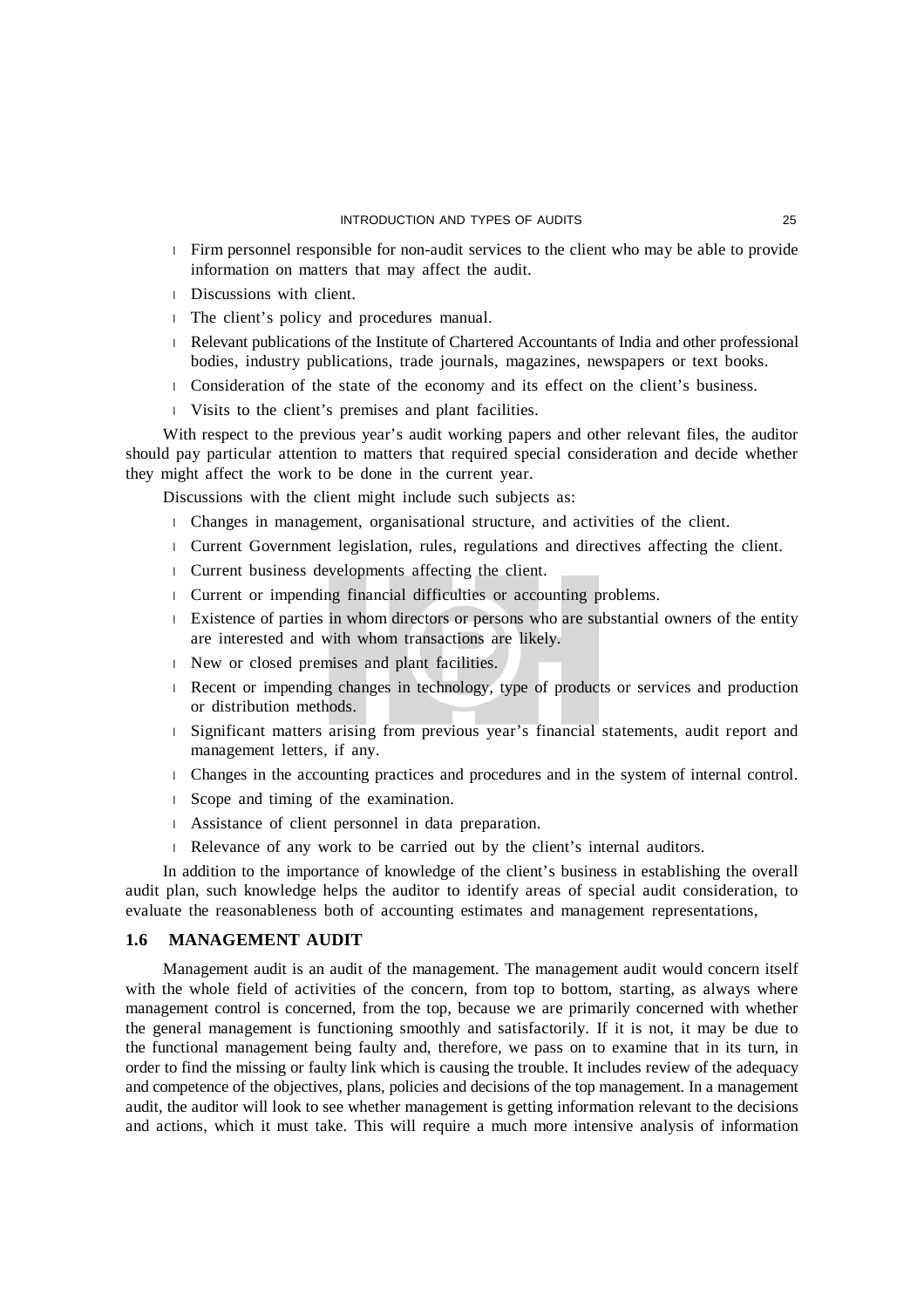- Firm personnel responsible for non-audit services to the client who may be able to provide information on matters that may affect the audit.
- Discussions with client.
- The client's policy and procedures manual.
- Relevant publications of the Institute of Chartered Accountants of India and other professional bodies, industry publications, trade journals, magazines, newspapers or text books.
- Consideration of the state of the economy and its effect on the client's business.
- Visits to the client's premises and plant facilities.

With respect to the previous year's audit working papers and other relevant files, the auditor should pay particular attention to matters that required special consideration and decide whether they might affect the work to be done in the current year.

Discussions with the client might include such subjects as:

- Changes in management, organisational structure, and activities of the client.
- Current Government legislation, rules, regulations and directives affecting the client.
- Current business developments affecting the client.
- Current or impending financial difficulties or accounting problems.
- Existence of parties in whom directors or persons who are substantial owners of the entity are interested and with whom transactions are likely.
- New or closed premises and plant facilities.
- Recent or impending changes in technology, type of products or services and production or distribution methods.
- Significant matters arising from previous year's financial statements, audit report and management letters, if any.
- Changes in the accounting practices and procedures and in the system of internal control.
- Scope and timing of the examination.
- Assistance of client personnel in data preparation.
- Relevance of any work to be carried out by the client's internal auditors.

In addition to the importance of knowledge of the client's business in establishing the overall audit plan, such knowledge helps the auditor to identify areas of special audit consideration, to evaluate the reasonableness both of accounting estimates and management representations,

## 1.6 MANAGEMENT AUDIT

Management audit is an audit of the management. The management audit would concern itself with the whole field of activities of the concern, from top to bottom, starting, as always where management control is concerned, from the top, because we are primarily concerned with whether the general management is functioning smoothly and satisfactorily. If it is not, it may be due to the functional management being faulty and, therefore, we pass on to examine that in its turn, in order to find the missing or faulty link which is causing the trouble. It includes review of the adequacy and competence of the objectives, plans, policies and decisions of the top management. In a management audit, the auditor will look to see whether management is getting information relevant to the decisions and actions, which it must take. This will require a much more intensive analysis of information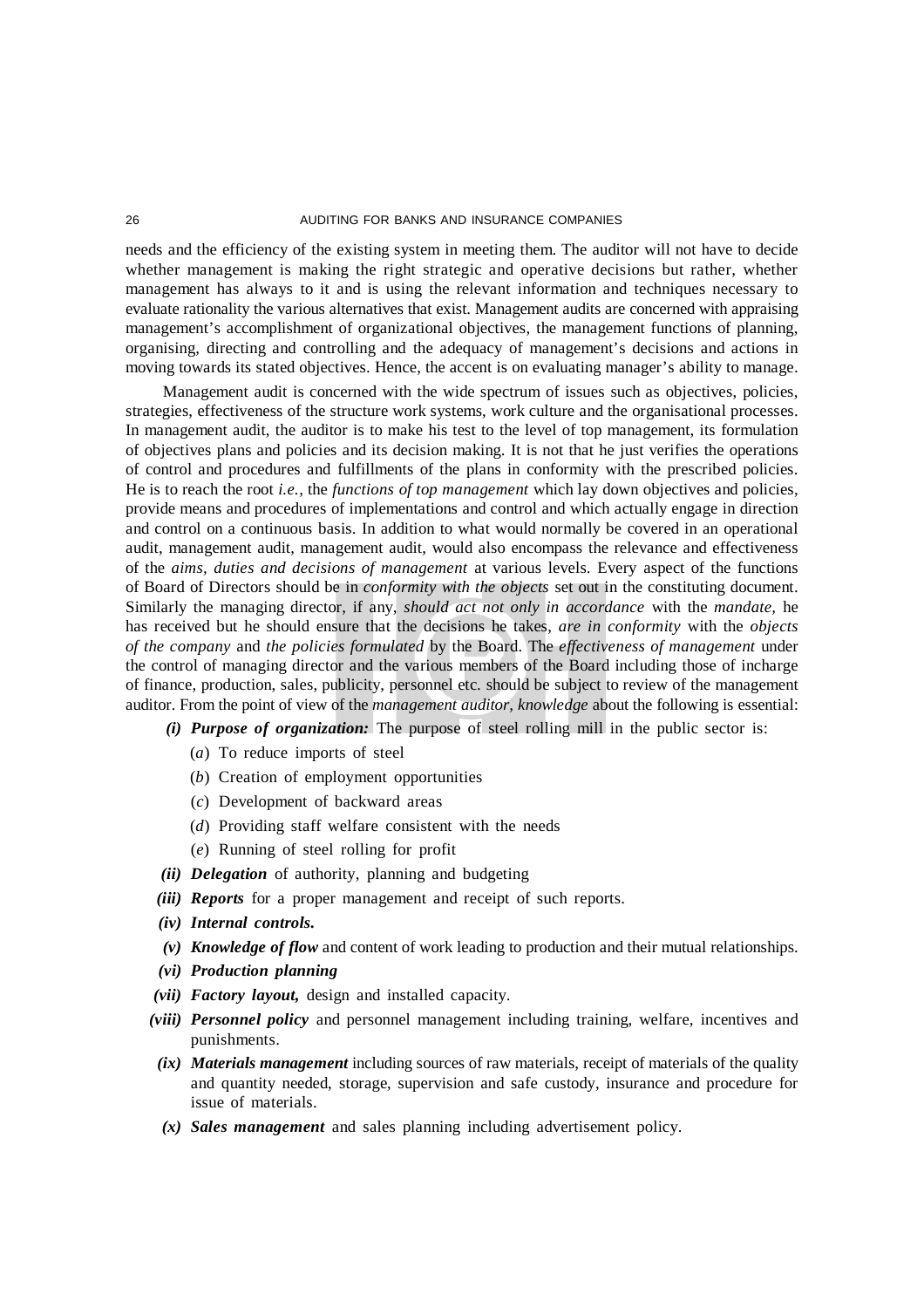needs and the efficiency of the existing system in meeting them. The auditor will not have to decide whether management is making the right strategic and operative decisions but rather, whether management has always to it and is using the relevant information and techniques necessary to evaluate rationality the various alternatives that exist. Management audits are concerned with appraising management's accomplishment of organizational objectives, the management functions of planning, organising, directing and controlling and the adequacy of management's decisions and actions in moving towards its stated objectives. Hence, the accent is on evaluating manager's ability to manage.

Management audit is concerned with the wide spectrum of issues such as objectives, policies, strategies, effectiveness of the structure work systems, work culture and the organisational processes. In management audit, the auditor is to make his test to the level of top management, its formulation of objectives plans and policies and its decision making. It is not that he just verifies the operations of control and procedures and fulfillments of the plans in conformity with the prescribed policies. He is to reach the root *i.e.,* the *functions of top management* which lay down objectives and policies, provide means and procedures of implementations and control and which actually engage in direction and control on a continuous basis. In addition to what would normally be covered in an operational audit, management audit, management audit, would also encompass the relevance and effectiveness of the *aims, duties and decisions of management* at various levels. Every aspect of the functions of Board of Directors should be in *conformity with the objects* set out in the constituting document. Similarly the managing director, if any, *should act not only in accordance* with the *mandate,* he has received but he should ensure that the decisions he takes, *are in conformity* with the *objects of the company* and *the policies formulated* by the Board. The *effectiveness of management* under the control of managing director and the various members of the Board including those of incharge of finance, production, sales, publicity, personnel etc. should be subject to review of the management auditor. From the point of view of the *management auditor, knowledge* about the following is essential:

***(i) Purpose of organization:*** The purpose of steel rolling mill in the public sector is:

(*a*) To reduce imports of steel

(*b*) Creation of employment opportunities

(*c*) Development of backward areas

(*d*) Providing staff welfare consistent with the needs

(*e*) Running of steel rolling for profit

***(ii) Delegation*** of authority, planning and budgeting

***(iii) Reports*** for a proper management and receipt of such reports.

***(iv) Internal controls.***

***(v) Knowledge of flow*** and content of work leading to production and their mutual relationships.

***(vi) Production planning***

***(vii) Factory layout,*** design and installed capacity.

***(viii) Personnel policy*** and personnel management including training, welfare, incentives and punishments.

***(ix) Materials management*** including sources of raw materials, receipt of materials of the quality and quantity needed, storage, supervision and safe custody, insurance and procedure for issue of materials.

***(x) Sales management*** and sales planning including advertisement policy.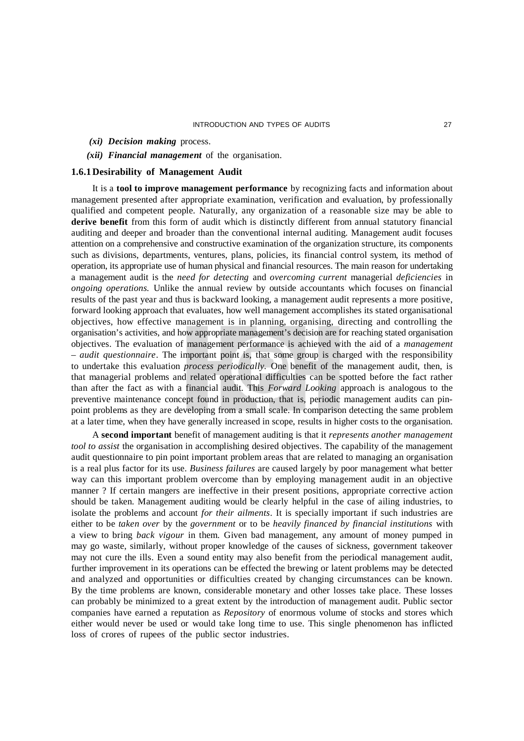*(xi)* ***Decision making*** process.

*(xii)* ***Financial management*** of the organisation.

### 1.6.1 Desirability of Management Audit

It is a **tool to improve management performance** by recognizing facts and information about management presented after appropriate examination, verification and evaluation, by professionally qualified and competent people. Naturally, any organization of a reasonable size may be able to **derive benefit** from this form of audit which is distinctly different from annual statutory financial auditing and deeper and broader than the conventional internal auditing. Management audit focuses attention on a comprehensive and constructive examination of the organization structure, its components such as divisions, departments, ventures, plans, policies, its financial control system, its method of operation, its appropriate use of human physical and financial resources. The main reason for undertaking a management audit is the *need for detecting* and *overcoming current* managerial *deficiencies* in *ongoing operations.* Unlike the annual review by outside accountants which focuses on financial results of the past year and thus is backward looking, a management audit represents a more positive, forward looking approach that evaluates, how well management accomplishes its stated organisational objectives, how effective management is in planning, organising, directing and controlling the organisation's activities, and how appropriate management's decision are for reaching stated organisation objectives. The evaluation of management performance is achieved with the aid of a *management – audit questionnaire*. The important point is, that some group is charged with the responsibility to undertake this evaluation *process periodically.* One benefit of the management audit, then, is that managerial problems and related operational difficulties can be spotted before the fact rather than after the fact as with a financial audit. This *Forward Looking* approach is analogous to the preventive maintenance concept found in production, that is, periodic management audits can pin-point problems as they are developing from a small scale. In comparison detecting the same problem at a later time, when they have generally increased in scope, results in higher costs to the organisation.

A **second important** benefit of management auditing is that it *represents another management tool to assist* the organisation in accomplishing desired objectives. The capability of the management audit questionnaire to pin point important problem areas that are related to managing an organisation is a real plus factor for its use. *Business failures* are caused largely by poor management what better way can this important problem overcome than by employing management audit in an objective manner ? If certain mangers are ineffective in their present positions, appropriate corrective action should be taken. Management auditing would be clearly helpful in the case of ailing industries, to isolate the problems and account *for their ailments*. It is specially important if such industries are either to be *taken over* by the *government* or to be *heavily financed by financial institutions* with a view to bring *back vigour* in them. Given bad management, any amount of money pumped in may go waste, similarly, without proper knowledge of the causes of sickness, government takeover may not cure the ills. Even a sound entity may also benefit from the periodical management audit, further improvement in its operations can be effected the brewing or latent problems may be detected and analyzed and opportunities or difficulties created by changing circumstances can be known. By the time problems are known, considerable monetary and other losses take place. These losses can probably be minimized to a great extent by the introduction of management audit. Public sector companies have earned a reputation as *Repository* of enormous volume of stocks and stores which either would never be used or would take long time to use. This single phenomenon has inflicted loss of crores of rupees of the public sector industries.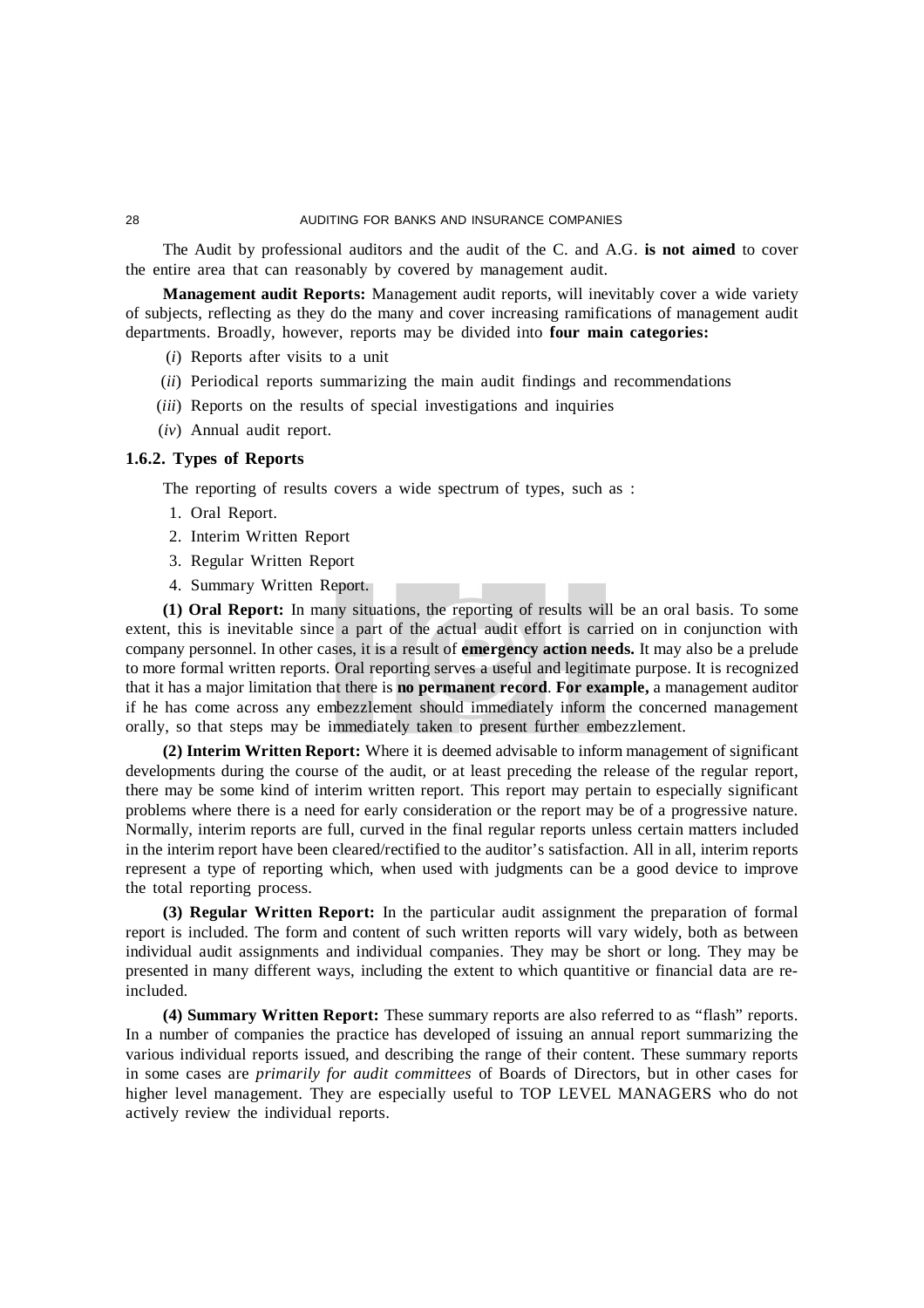The Audit by professional auditors and the audit of the C. and A.G. **is not aimed** to cover the entire area that can reasonably by covered by management audit.

**Management audit Reports:** Management audit reports, will inevitably cover a wide variety of subjects, reflecting as they do the many and cover increasing ramifications of management audit departments. Broadly, however, reports may be divided into **four main categories:**

(*i*) Reports after visits to a unit

(*ii*) Periodical reports summarizing the main audit findings and recommendations

(*iii*) Reports on the results of special investigations and inquiries

(*iv*) Annual audit report.

### 1.6.2. Types of Reports

The reporting of results covers a wide spectrum of types, such as :

1. Oral Report.
2. Interim Written Report
3. Regular Written Report
4. Summary Written Report.

**(1) Oral Report:** In many situations, the reporting of results will be an oral basis. To some extent, this is inevitable since a part of the actual audit effort is carried on in conjunction with company personnel. In other cases, it is a result of **emergency action needs.** It may also be a prelude to more formal written reports. Oral reporting serves a useful and legitimate purpose. It is recognized that it has a major limitation that there is **no permanent record**. **For example,** a management auditor if he has come across any embezzlement should immediately inform the concerned management orally, so that steps may be immediately taken to present further embezzlement.

**(2) Interim Written Report:** Where it is deemed advisable to inform management of significant developments during the course of the audit, or at least preceding the release of the regular report, there may be some kind of interim written report. This report may pertain to especially significant problems where there is a need for early consideration or the report may be of a progressive nature. Normally, interim reports are full, curved in the final regular reports unless certain matters included in the interim report have been cleared/rectified to the auditor's satisfaction. All in all, interim reports represent a type of reporting which, when used with judgments can be a good device to improve the total reporting process.

**(3) Regular Written Report:** In the particular audit assignment the preparation of formal report is included. The form and content of such written reports will vary widely, both as between individual audit assignments and individual companies. They may be short or long. They may be presented in many different ways, including the extent to which quantitive or financial data are re-included.

**(4) Summary Written Report:** These summary reports are also referred to as "flash" reports. In a number of companies the practice has developed of issuing an annual report summarizing the various individual reports issued, and describing the range of their content. These summary reports in some cases are *primarily for audit committees* of Boards of Directors, but in other cases for higher level management. They are especially useful to TOP LEVEL MANAGERS who do not actively review the individual reports.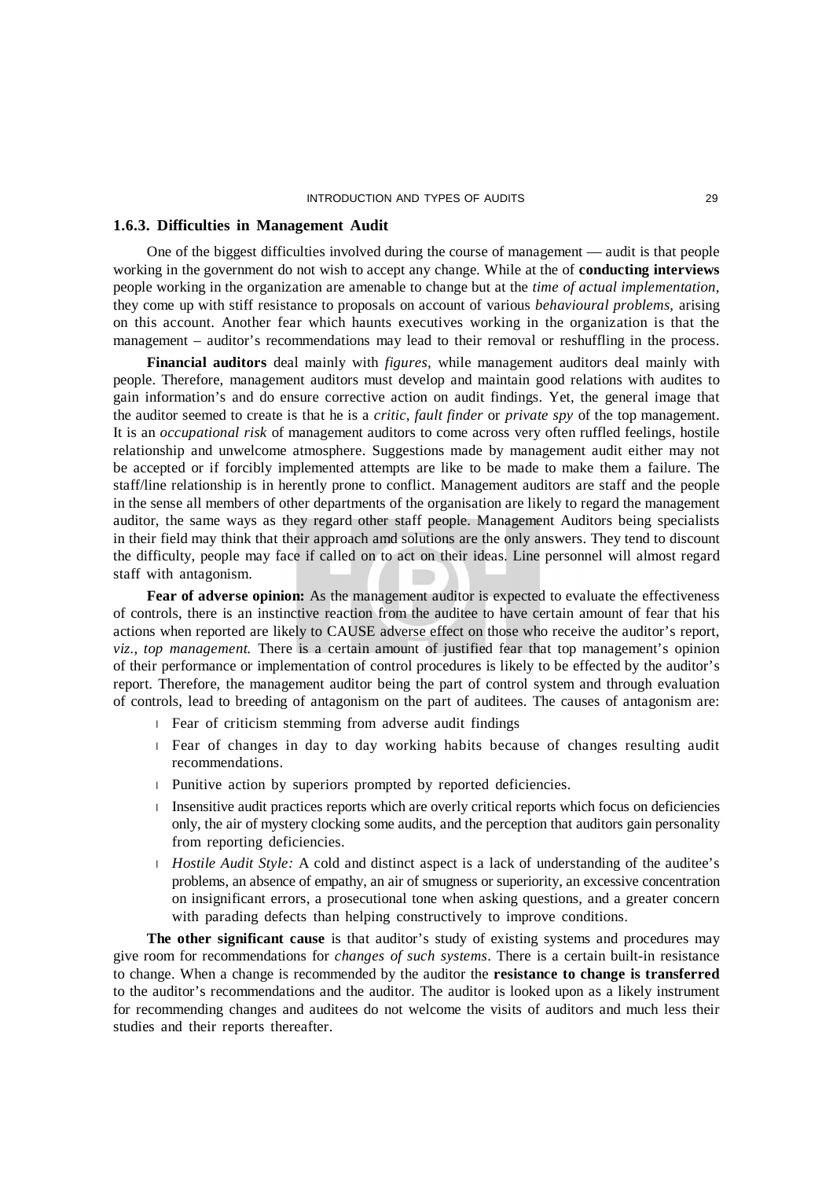### 1.6.3. Difficulties in Management Audit

One of the biggest difficulties involved during the course of management — audit is that people working in the government do not wish to accept any change. While at the of **conducting interviews** people working in the organization are amenable to change but at the *time of actual implementation*, they come up with stiff resistance to proposals on account of various *behavioural problems*, arising on this account. Another fear which haunts executives working in the organization is that the management – auditor's recommendations may lead to their removal or reshuffling in the process.

**Financial auditors** deal mainly with *figures*, while management auditors deal mainly with people. Therefore, management auditors must develop and maintain good relations with audites to gain information's and do ensure corrective action on audit findings. Yet, the general image that the auditor seemed to create is that he is a *critic*, *fault finder* or *private spy* of the top management. It is an *occupational risk* of management auditors to come across very often ruffled feelings, hostile relationship and unwelcome atmosphere. Suggestions made by management audit either may not be accepted or if forcibly implemented attempts are like to be made to make them a failure. The staff/line relationship is in herently prone to conflict. Management auditors are staff and the people in the sense all members of other departments of the organisation are likely to regard the management auditor, the same ways as they regard other staff people. Management Auditors being specialists in their field may think that their approach amd solutions are the only answers. They tend to discount the difficulty, people may face if called on to act on their ideas. Line personnel will almost regard staff with antagonism.

**Fear of adverse opinion:** As the management auditor is expected to evaluate the effectiveness of controls, there is an instinctive reaction from the auditee to have certain amount of fear that his actions when reported are likely to CAUSE adverse effect on those who receive the auditor's report, *viz., top management.* There is a certain amount of justified fear that top management's opinion of their performance or implementation of control procedures is likely to be effected by the auditor's report. Therefore, the management auditor being the part of control system and through evaluation of controls, lead to breeding of antagonism on the part of auditees. The causes of antagonism are:

- Fear of criticism stemming from adverse audit findings
- Fear of changes in day to day working habits because of changes resulting audit recommendations.
- Punitive action by superiors prompted by reported deficiencies.
- Insensitive audit practices reports which are overly critical reports which focus on deficiencies only, the air of mystery clocking some audits, and the perception that auditors gain personality from reporting deficiencies.
- *Hostile Audit Style:* A cold and distinct aspect is a lack of understanding of the auditee's problems, an absence of empathy, an air of smugness or superiority, an excessive concentration on insignificant errors, a prosecutional tone when asking questions, and a greater concern with parading defects than helping constructively to improve conditions.

**The other significant cause** is that auditor's study of existing systems and procedures may give room for recommendations for *changes of such systems*. There is a certain built-in resistance to change. When a change is recommended by the auditor the **resistance to change is transferred** to the auditor's recommendations and the auditor. The auditor is looked upon as a likely instrument for recommending changes and auditees do not welcome the visits of auditors and much less their studies and their reports thereafter.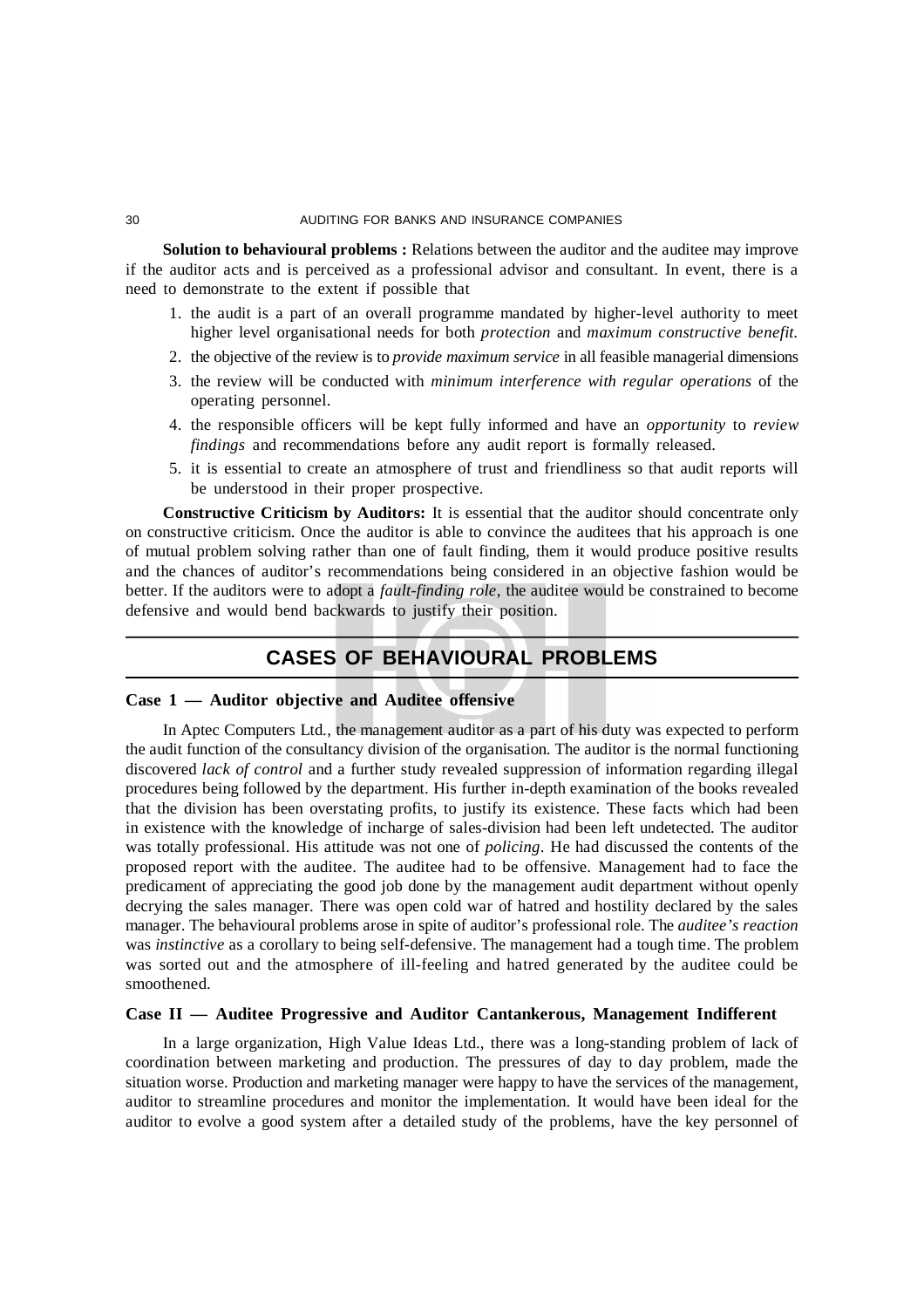**Solution to behavioural problems :** Relations between the auditor and the auditee may improve if the auditor acts and is perceived as a professional advisor and consultant. In event, there is a need to demonstrate to the extent if possible that

1. the audit is a part of an overall programme mandated by higher-level authority to meet higher level organisational needs for both *protection* and *maximum constructive benefit.*
2. the objective of the review is to *provide maximum service* in all feasible managerial dimensions
3. the review will be conducted with *minimum interference with regular operations* of the operating personnel.
4. the responsible officers will be kept fully informed and have an *opportunity* to *review findings* and recommendations before any audit report is formally released.
5. it is essential to create an atmosphere of trust and friendliness so that audit reports will be understood in their proper prospective.

**Constructive Criticism by Auditors:** It is essential that the auditor should concentrate only on constructive criticism. Once the auditor is able to convince the auditees that his approach is one of mutual problem solving rather than one of fault finding, them it would produce positive results and the chances of auditor's recommendations being considered in an objective fashion would be better. If the auditors were to adopt a *fault-finding role*, the auditee would be constrained to become defensive and would bend backwards to justify their position.

## CASES OF BEHAVIOURAL PROBLEMS

### Case 1 — Auditor objective and Auditee offensive

In Aptec Computers Ltd., the management auditor as a part of his duty was expected to perform the audit function of the consultancy division of the organisation. The auditor is the normal functioning discovered *lack of control* and a further study revealed suppression of information regarding illegal procedures being followed by the department. His further in-depth examination of the books revealed that the division has been overstating profits, to justify its existence. These facts which had been in existence with the knowledge of incharge of sales-division had been left undetected. The auditor was totally professional. His attitude was not one of *policing*. He had discussed the contents of the proposed report with the auditee. The auditee had to be offensive. Management had to face the predicament of appreciating the good job done by the management audit department without openly decrying the sales manager. There was open cold war of hatred and hostility declared by the sales manager. The behavioural problems arose in spite of auditor's professional role. The *auditee's reaction* was *instinctive* as a corollary to being self-defensive. The management had a tough time. The problem was sorted out and the atmosphere of ill-feeling and hatred generated by the auditee could be smoothened.

### Case II — Auditee Progressive and Auditor Cantankerous, Management Indifferent

In a large organization, High Value Ideas Ltd., there was a long-standing problem of lack of coordination between marketing and production. The pressures of day to day problem, made the situation worse. Production and marketing manager were happy to have the services of the management, auditor to streamline procedures and monitor the implementation. It would have been ideal for the auditor to evolve a good system after a detailed study of the problems, have the key personnel of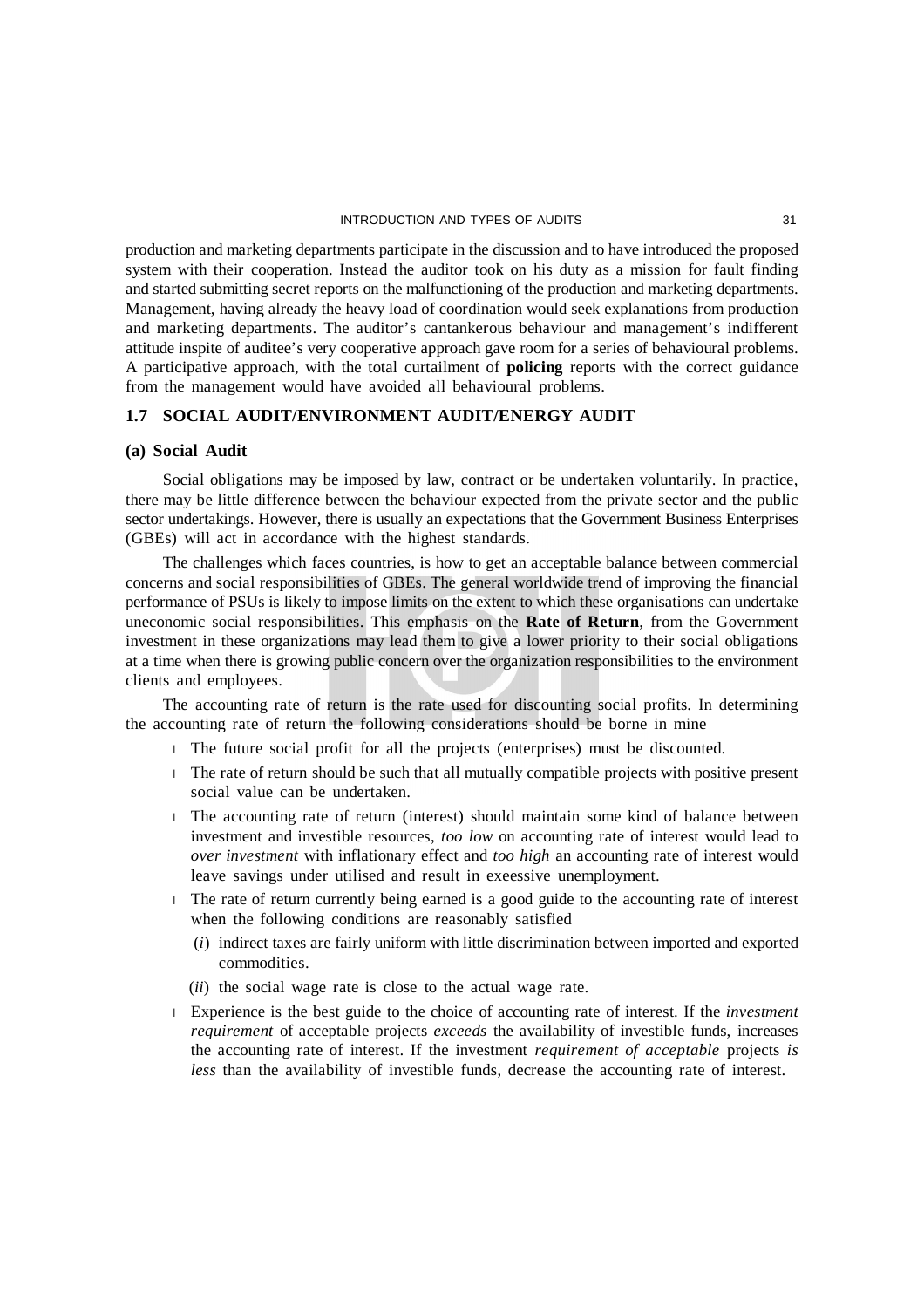production and marketing departments participate in the discussion and to have introduced the proposed system with their cooperation. Instead the auditor took on his duty as a mission for fault finding and started submitting secret reports on the malfunctioning of the production and marketing departments. Management, having already the heavy load of coordination would seek explanations from production and marketing departments. The auditor's cantankerous behaviour and management's indifferent attitude inspite of auditee's very cooperative approach gave room for a series of behavioural problems. A participative approach, with the total curtailment of **policing** reports with the correct guidance from the management would have avoided all behavioural problems.

## 1.7 SOCIAL AUDIT/ENVIRONMENT AUDIT/ENERGY AUDIT

### (a) Social Audit

Social obligations may be imposed by law, contract or be undertaken voluntarily. In practice, there may be little difference between the behaviour expected from the private sector and the public sector undertakings. However, there is usually an expectations that the Government Business Enterprises (GBEs) will act in accordance with the highest standards.

The challenges which faces countries, is how to get an acceptable balance between commercial concerns and social responsibilities of GBEs. The general worldwide trend of improving the financial performance of PSUs is likely to impose limits on the extent to which these organisations can undertake uneconomic social responsibilities. This emphasis on the **Rate of Return**, from the Government investment in these organizations may lead them to give a lower priority to their social obligations at a time when there is growing public concern over the organization responsibilities to the environment clients and employees.

The accounting rate of return is the rate used for discounting social profits. In determining the accounting rate of return the following considerations should be borne in mine

- The future social profit for all the projects (enterprises) must be discounted.
- The rate of return should be such that all mutually compatible projects with positive present social value can be undertaken.
- The accounting rate of return (interest) should maintain some kind of balance between investment and investible resources, *too low* on accounting rate of interest would lead to *over investment* with inflationary effect and *too high* an accounting rate of interest would leave savings under utilised and result in exeessive unemployment.
- The rate of return currently being earned is a good guide to the accounting rate of interest when the following conditions are reasonably satisfied
  - (*i*) indirect taxes are fairly uniform with little discrimination between imported and exported commodities.
  - (*ii*) the social wage rate is close to the actual wage rate.
- Experience is the best guide to the choice of accounting rate of interest. If the *investment requirement* of acceptable projects *exceeds* the availability of investible funds, increases the accounting rate of interest. If the investment *requirement of acceptable* projects *is less* than the availability of investible funds, decrease the accounting rate of interest.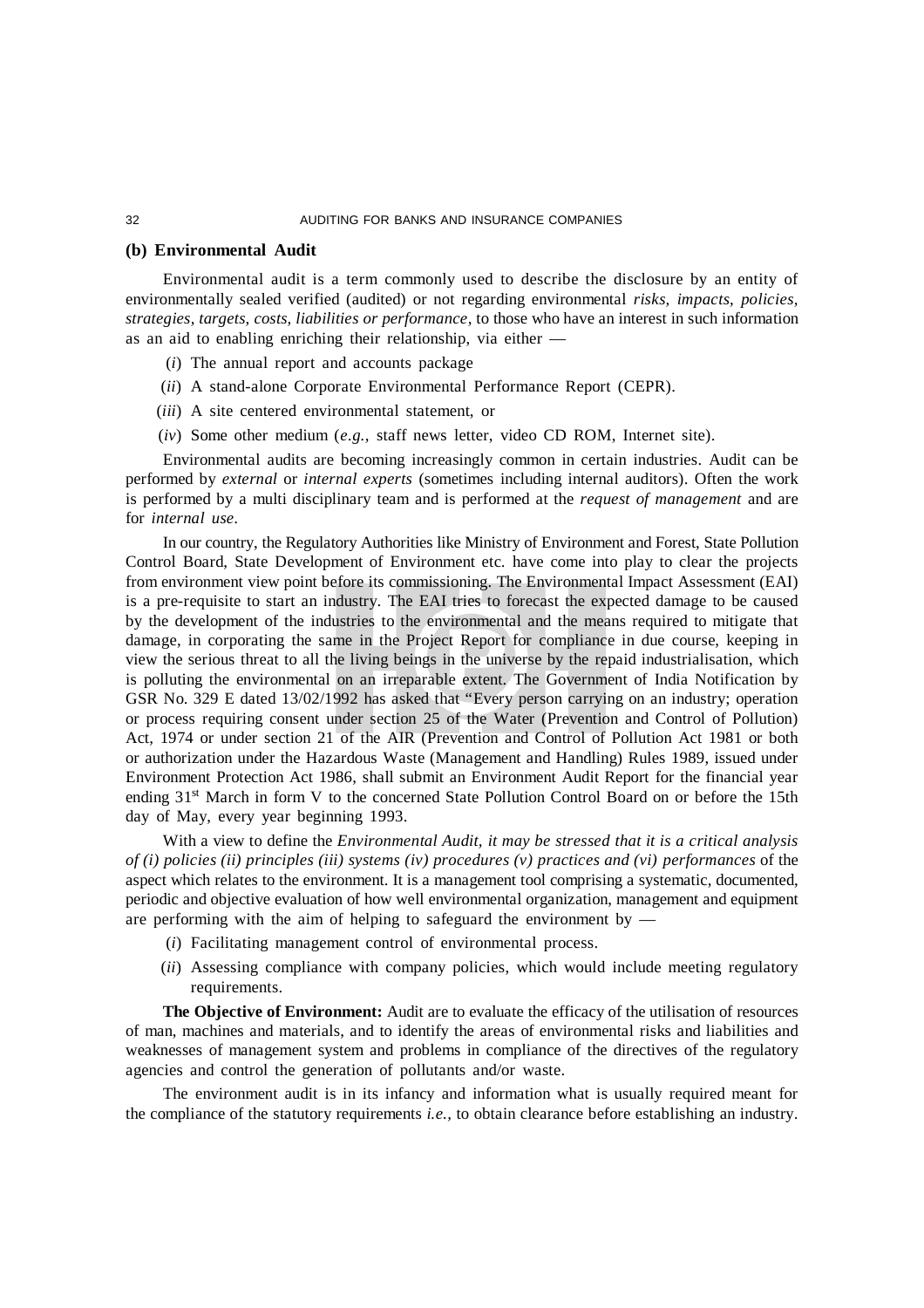### (b) Environmental Audit

Environmental audit is a term commonly used to describe the disclosure by an entity of environmentally sealed verified (audited) or not regarding environmental *risks, impacts, policies, strategies, targets, costs, liabilities or performance*, to those who have an interest in such information as an aid to enabling enriching their relationship, via either —

(*i*) The annual report and accounts package

(*ii*) A stand-alone Corporate Environmental Performance Report (CEPR).

(*iii*) A site centered environmental statement, or

(*iv*) Some other medium (*e.g.,* staff news letter, video CD ROM, Internet site).

Environmental audits are becoming increasingly common in certain industries. Audit can be performed by *external* or *internal experts* (sometimes including internal auditors). Often the work is performed by a multi disciplinary team and is performed at the *request of management* and are for *internal use*.

In our country, the Regulatory Authorities like Ministry of Environment and Forest, State Pollution Control Board, State Development of Environment etc. have come into play to clear the projects from environment view point before its commissioning. The Environmental Impact Assessment (EAI) is a pre-requisite to start an industry. The EAI tries to forecast the expected damage to be caused by the development of the industries to the environmental and the means required to mitigate that damage, in corporating the same in the Project Report for compliance in due course, keeping in view the serious threat to all the living beings in the universe by the repaid industrialisation, which is polluting the environmental on an irreparable extent. The Government of India Notification by GSR No. 329 E dated 13/02/1992 has asked that "Every person carrying on an industry; operation or process requiring consent under section 25 of the Water (Prevention and Control of Pollution) Act, 1974 or under section 21 of the AIR (Prevention and Control of Pollution Act 1981 or both or authorization under the Hazardous Waste (Management and Handling) Rules 1989, issued under Environment Protection Act 1986, shall submit an Environment Audit Report for the financial year ending 31st March in form V to the concerned State Pollution Control Board on or before the 15th day of May, every year beginning 1993.

With a view to define the *Environmental Audit, it may be stressed that it is a critical analysis of (i) policies (ii) principles (iii) systems (iv) procedures (v) practices and (vi) performances* of the aspect which relates to the environment. It is a management tool comprising a systematic, documented, periodic and objective evaluation of how well environmental organization, management and equipment are performing with the aim of helping to safeguard the environment by —

(*i*) Facilitating management control of environmental process.

(*ii*) Assessing compliance with company policies, which would include meeting regulatory requirements.

**The Objective of Environment:** Audit are to evaluate the efficacy of the utilisation of resources of man, machines and materials, and to identify the areas of environmental risks and liabilities and weaknesses of management system and problems in compliance of the directives of the regulatory agencies and control the generation of pollutants and/or waste.

The environment audit is in its infancy and information what is usually required meant for the compliance of the statutory requirements *i.e.,* to obtain clearance before establishing an industry.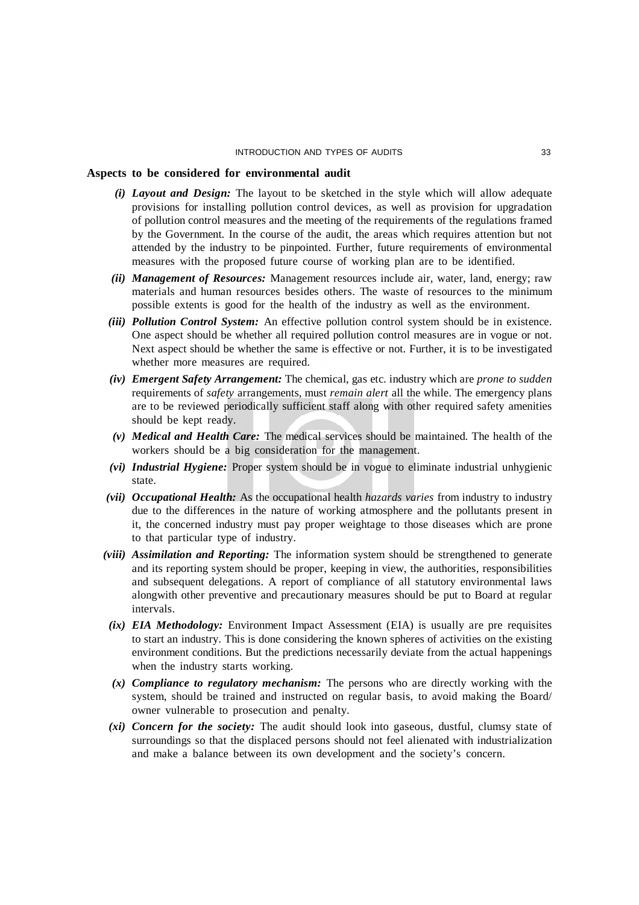**Aspects to be considered for environmental audit**

*(i)* ***Layout and Design:*** The layout to be sketched in the style which will allow adequate provisions for installing pollution control devices, as well as provision for upgradation of pollution control measures and the meeting of the requirements of the regulations framed by the Government. In the course of the audit, the areas which requires attention but not attended by the industry to be pinpointed. Further, future requirements of environmental measures with the proposed future course of working plan are to be identified.

*(ii)* ***Management of Resources:*** Management resources include air, water, land, energy; raw materials and human resources besides others. The waste of resources to the minimum possible extents is good for the health of the industry as well as the environment.

*(iii)* ***Pollution Control System:*** An effective pollution control system should be in existence. One aspect should be whether all required pollution control measures are in vogue or not. Next aspect should be whether the same is effective or not. Further, it is to be investigated whether more measures are required.

*(iv)* ***Emergent Safety Arrangement:*** The chemical, gas etc. industry which are *prone to sudden* requirements of *safety* arrangements, must *remain alert* all the while. The emergency plans are to be reviewed periodically sufficient staff along with other required safety amenities should be kept ready.

*(v)* ***Medical and Health Care:*** The medical services should be maintained. The health of the workers should be a big consideration for the management.

*(vi)* ***Industrial Hygiene:*** Proper system should be in vogue to eliminate industrial unhygienic state.

*(vii)* ***Occupational Health:*** As the occupational health *hazards varies* from industry to industry due to the differences in the nature of working atmosphere and the pollutants present in it, the concerned industry must pay proper weightage to those diseases which are prone to that particular type of industry.

*(viii)* ***Assimilation and Reporting:*** The information system should be strengthened to generate and its reporting system should be proper, keeping in view, the authorities, responsibilities and subsequent delegations. A report of compliance of all statutory environmental laws alongwith other preventive and precautionary measures should be put to Board at regular intervals.

*(ix)* ***EIA Methodology:*** Environment Impact Assessment (EIA) is usually are pre requisites to start an industry. This is done considering the known spheres of activities on the existing environment conditions. But the predictions necessarily deviate from the actual happenings when the industry starts working.

*(x)* ***Compliance to regulatory mechanism:*** The persons who are directly working with the system, should be trained and instructed on regular basis, to avoid making the Board/ owner vulnerable to prosecution and penalty.

*(xi)* ***Concern for the society:*** The audit should look into gaseous, dustful, clumsy state of surroundings so that the displaced persons should not feel alienated with industrialization and make a balance between its own development and the society's concern.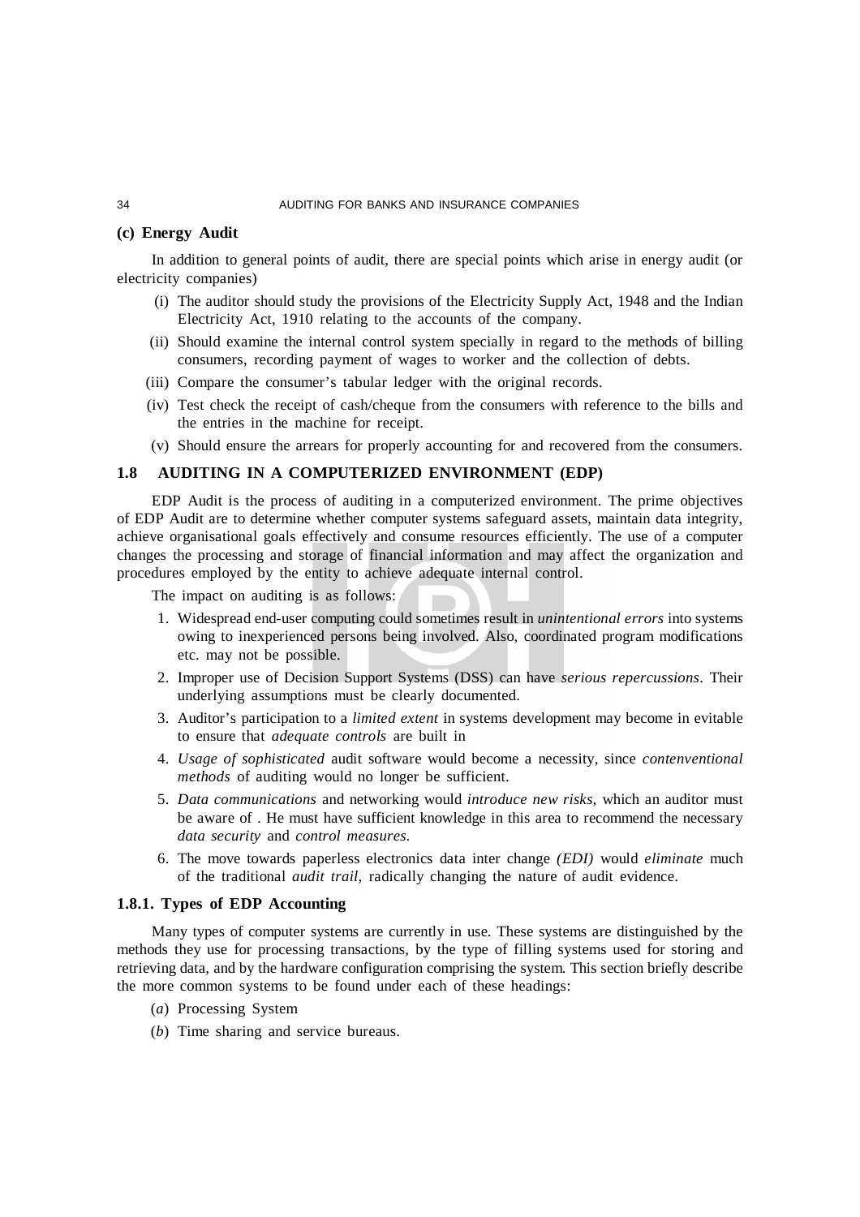### (c) Energy Audit

In addition to general points of audit, there are special points which arise in energy audit (or electricity companies)

- (i) The auditor should study the provisions of the Electricity Supply Act, 1948 and the Indian Electricity Act, 1910 relating to the accounts of the company.
- (ii) Should examine the internal control system specially in regard to the methods of billing consumers, recording payment of wages to worker and the collection of debts.
- (iii) Compare the consumer's tabular ledger with the original records.
- (iv) Test check the receipt of cash/cheque from the consumers with reference to the bills and the entries in the machine for receipt.
- (v) Should ensure the arrears for properly accounting for and recovered from the consumers.

## 1.8 AUDITING IN A COMPUTERIZED ENVIRONMENT (EDP)

EDP Audit is the process of auditing in a computerized environment. The prime objectives of EDP Audit are to determine whether computer systems safeguard assets, maintain data integrity, achieve organisational goals effectively and consume resources efficiently. The use of a computer changes the processing and storage of financial information and may affect the organization and procedures employed by the entity to achieve adequate internal control.

The impact on auditing is as follows:

1. Widespread end-user computing could sometimes result in *unintentional errors* into systems owing to inexperienced persons being involved. Also, coordinated program modifications etc. may not be possible.
2. Improper use of Decision Support Systems (DSS) can have *serious repercussions*. Their underlying assumptions must be clearly documented.
3. Auditor's participation to a *limited extent* in systems development may become in evitable to ensure that *adequate controls* are built in
4. *Usage of sophisticated* audit software would become a necessity, since *contenventional methods* of auditing would no longer be sufficient.
5. *Data communications* and networking would *introduce new risks*, which an auditor must be aware of . He must have sufficient knowledge in this area to recommend the necessary *data security* and *control measures.*
6. The move towards paperless electronics data inter change *(EDI)* would *eliminate* much of the traditional *audit trail,* radically changing the nature of audit evidence.

### 1.8.1. Types of EDP Accounting

Many types of computer systems are currently in use. These systems are distinguished by the methods they use for processing transactions, by the type of filling systems used for storing and retrieving data, and by the hardware configuration comprising the system. This section briefly describe the more common systems to be found under each of these headings:

(*a*) Processing System

(*b*) Time sharing and service bureaus.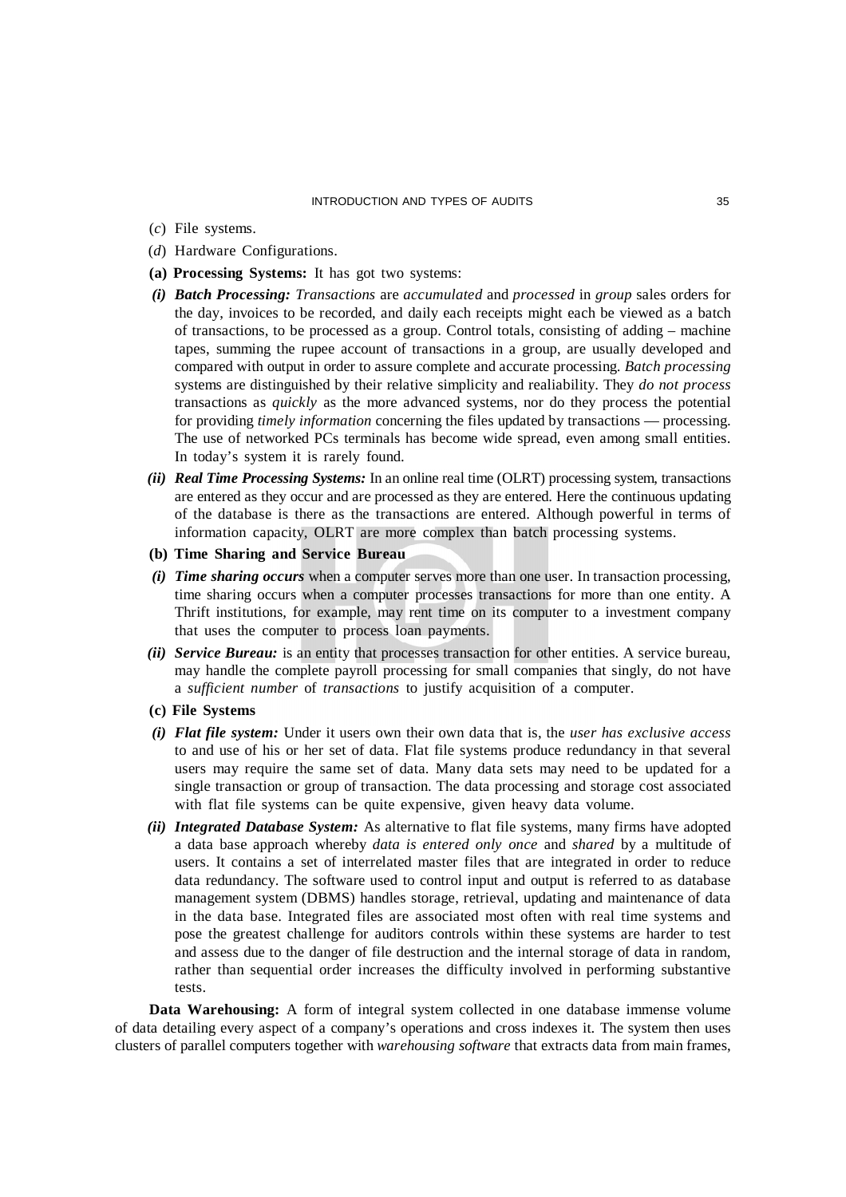(*c*) File systems.

(*d*) Hardware Configurations.

**(a) Processing Systems:** It has got two systems:

***(i) Batch Processing:*** *Transactions* are *accumulated* and *processed* in *group* sales orders for the day, invoices to be recorded, and daily each receipts might each be viewed as a batch of transactions, to be processed as a group. Control totals, consisting of adding – machine tapes, summing the rupee account of transactions in a group, are usually developed and compared with output in order to assure complete and accurate processing. *Batch processing* systems are distinguished by their relative simplicity and realiability. They *do not process* transactions as *quickly* as the more advanced systems, nor do they process the potential for providing *timely information* concerning the files updated by transactions — processing. The use of networked PCs terminals has become wide spread, even among small entities. In today's system it is rarely found.

***(ii) Real Time Processing Systems:*** In an online real time (OLRT) processing system, transactions are entered as they occur and are processed as they are entered. Here the continuous updating of the database is there as the transactions are entered. Although powerful in terms of information capacity, OLRT are more complex than batch processing systems.

**(b) Time Sharing and Service Bureau**

***(i) Time sharing occurs*** when a computer serves more than one user. In transaction processing, time sharing occurs when a computer processes transactions for more than one entity. A Thrift institutions, for example, may rent time on its computer to a investment company that uses the computer to process loan payments.

***(ii) Service Bureau:*** is an entity that processes transaction for other entities. A service bureau, may handle the complete payroll processing for small companies that singly, do not have a *sufficient number* of *transactions* to justify acquisition of a computer.

**(c) File Systems**

***(i) Flat file system:*** Under it users own their own data that is, the *user has exclusive access* to and use of his or her set of data. Flat file systems produce redundancy in that several users may require the same set of data. Many data sets may need to be updated for a single transaction or group of transaction. The data processing and storage cost associated with flat file systems can be quite expensive, given heavy data volume.

***(ii) Integrated Database System:*** As alternative to flat file systems, many firms have adopted a data base approach whereby *data is entered only once* and *shared* by a multitude of users. It contains a set of interrelated master files that are integrated in order to reduce data redundancy. The software used to control input and output is referred to as database management system (DBMS) handles storage, retrieval, updating and maintenance of data in the data base. Integrated files are associated most often with real time systems and pose the greatest challenge for auditors controls within these systems are harder to test and assess due to the danger of file destruction and the internal storage of data in random, rather than sequential order increases the difficulty involved in performing substantive tests.

**Data Warehousing:** A form of integral system collected in one database immense volume of data detailing every aspect of a company's operations and cross indexes it. The system then uses clusters of parallel computers together with *warehousing software* that extracts data from main frames,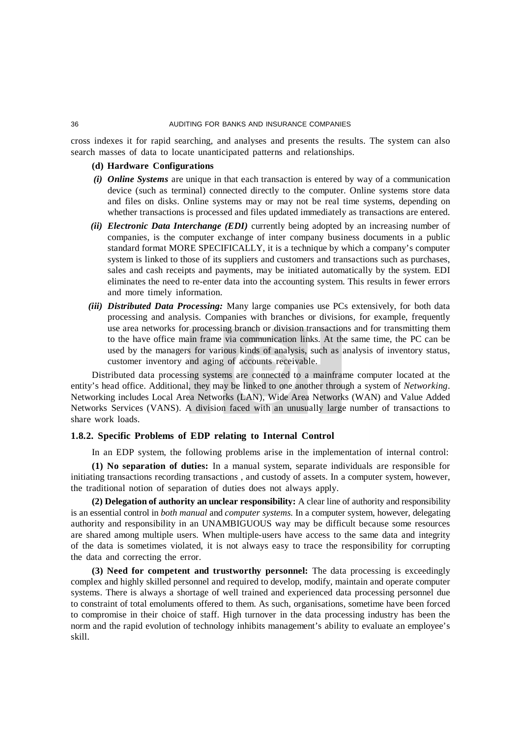cross indexes it for rapid searching, and analyses and presents the results. The system can also search masses of data to locate unanticipated patterns and relationships.

**(d) Hardware Configurations**

*(i)* ***Online Systems*** are unique in that each transaction is entered by way of a communication device (such as terminal) connected directly to the computer. Online systems store data and files on disks. Online systems may or may not be real time systems, depending on whether transactions is processed and files updated immediately as transactions are entered.

*(ii)* ***Electronic Data Interchange (EDI)*** currently being adopted by an increasing number of companies, is the computer exchange of inter company business documents in a public standard format MORE SPECIFICALLY, it is a technique by which a company's computer system is linked to those of its suppliers and customers and transactions such as purchases, sales and cash receipts and payments, may be initiated automatically by the system. EDI eliminates the need to re-enter data into the accounting system. This results in fewer errors and more timely information.

*(iii)* ***Distributed Data Processing:*** Many large companies use PCs extensively, for both data processing and analysis. Companies with branches or divisions, for example, frequently use area networks for processing branch or division transactions and for transmitting them to the have office main frame via communication links. At the same time, the PC can be used by the managers for various kinds of analysis, such as analysis of inventory status, customer inventory and aging of accounts receivable.

Distributed data processing systems are connected to a mainframe computer located at the entity's head office. Additional, they may be linked to one another through a system of *Networking*. Networking includes Local Area Networks (LAN), Wide Area Networks (WAN) and Value Added Networks Services (VANS). A division faced with an unusually large number of transactions to share work loads.

### 1.8.2. Specific Problems of EDP relating to Internal Control

In an EDP system, the following problems arise in the implementation of internal control:

**(1) No separation of duties:** In a manual system, separate individuals are responsible for initiating transactions recording transactions , and custody of assets. In a computer system, however, the traditional notion of separation of duties does not always apply.

**(2) Delegation of authority an unclear responsibility:** A clear line of authority and responsibility is an essential control in *both manual* and *computer systems.* In a computer system, however, delegating authority and responsibility in an UNAMBIGUOUS way may be difficult because some resources are shared among multiple users. When multiple-users have access to the same data and integrity of the data is sometimes violated, it is not always easy to trace the responsibility for corrupting the data and correcting the error.

**(3) Need for competent and trustworthy personnel:** The data processing is exceedingly complex and highly skilled personnel and required to develop, modify, maintain and operate computer systems. There is always a shortage of well trained and experienced data processing personnel due to constraint of total emoluments offered to them. As such, organisations, sometime have been forced to compromise in their choice of staff. High turnover in the data processing industry has been the norm and the rapid evolution of technology inhibits management's ability to evaluate an employee's skill.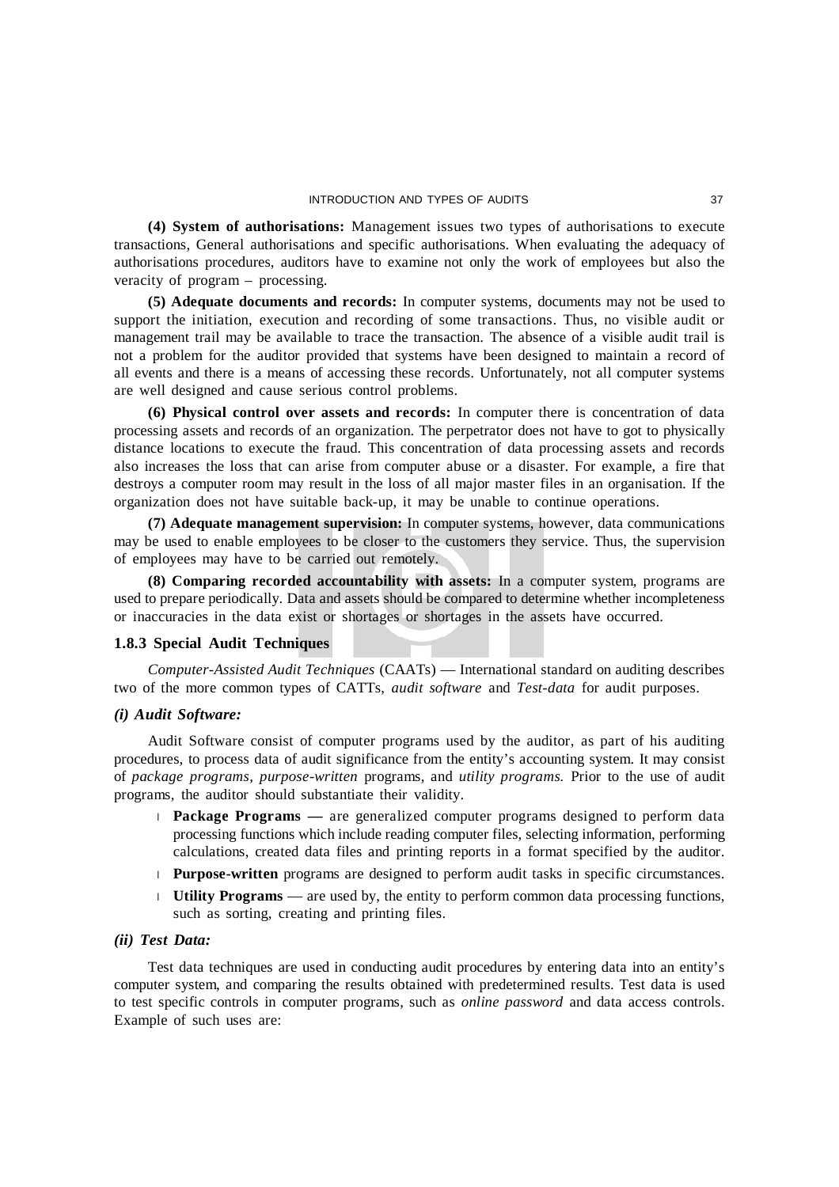**(4) System of authorisations:** Management issues two types of authorisations to execute transactions, General authorisations and specific authorisations. When evaluating the adequacy of authorisations procedures, auditors have to examine not only the work of employees but also the veracity of program – processing.

**(5) Adequate documents and records:** In computer systems, documents may not be used to support the initiation, execution and recording of some transactions. Thus, no visible audit or management trail may be available to trace the transaction. The absence of a visible audit trail is not a problem for the auditor provided that systems have been designed to maintain a record of all events and there is a means of accessing these records. Unfortunately, not all computer systems are well designed and cause serious control problems.

**(6) Physical control over assets and records:** In computer there is concentration of data processing assets and records of an organization. The perpetrator does not have to got to physically distance locations to execute the fraud. This concentration of data processing assets and records also increases the loss that can arise from computer abuse or a disaster. For example, a fire that destroys a computer room may result in the loss of all major master files in an organisation. If the organization does not have suitable back-up, it may be unable to continue operations.

**(7) Adequate management supervision:** In computer systems, however, data communications may be used to enable employees to be closer to the customers they service. Thus, the supervision of employees may have to be carried out remotely.

**(8) Comparing recorded accountability with assets:** In a computer system, programs are used to prepare periodically. Data and assets should be compared to determine whether incompleteness or inaccuracies in the data exist or shortages or shortages in the assets have occurred.

### 1.8.3 Special Audit Techniques

*Computer-Assisted Audit Techniques* (CAATs) — International standard on auditing describes two of the more common types of CATTs, *audit software* and *Test-data* for audit purposes.

#### *(i) Audit Software:*

Audit Software consist of computer programs used by the auditor, as part of his auditing procedures, to process data of audit significance from the entity's accounting system. It may consist of *package programs, purpose-written* programs, and *utility programs.* Prior to the use of audit programs, the auditor should substantiate their validity.

- **Package Programs —** are generalized computer programs designed to perform data processing functions which include reading computer files, selecting information, performing calculations, created data files and printing reports in a format specified by the auditor.
- **Purpose-written** programs are designed to perform audit tasks in specific circumstances.
- **Utility Programs** — are used by, the entity to perform common data processing functions, such as sorting, creating and printing files.

#### *(ii) Test Data:*

Test data techniques are used in conducting audit procedures by entering data into an entity's computer system, and comparing the results obtained with predetermined results. Test data is used to test specific controls in computer programs, such as *online password* and data access controls. Example of such uses are: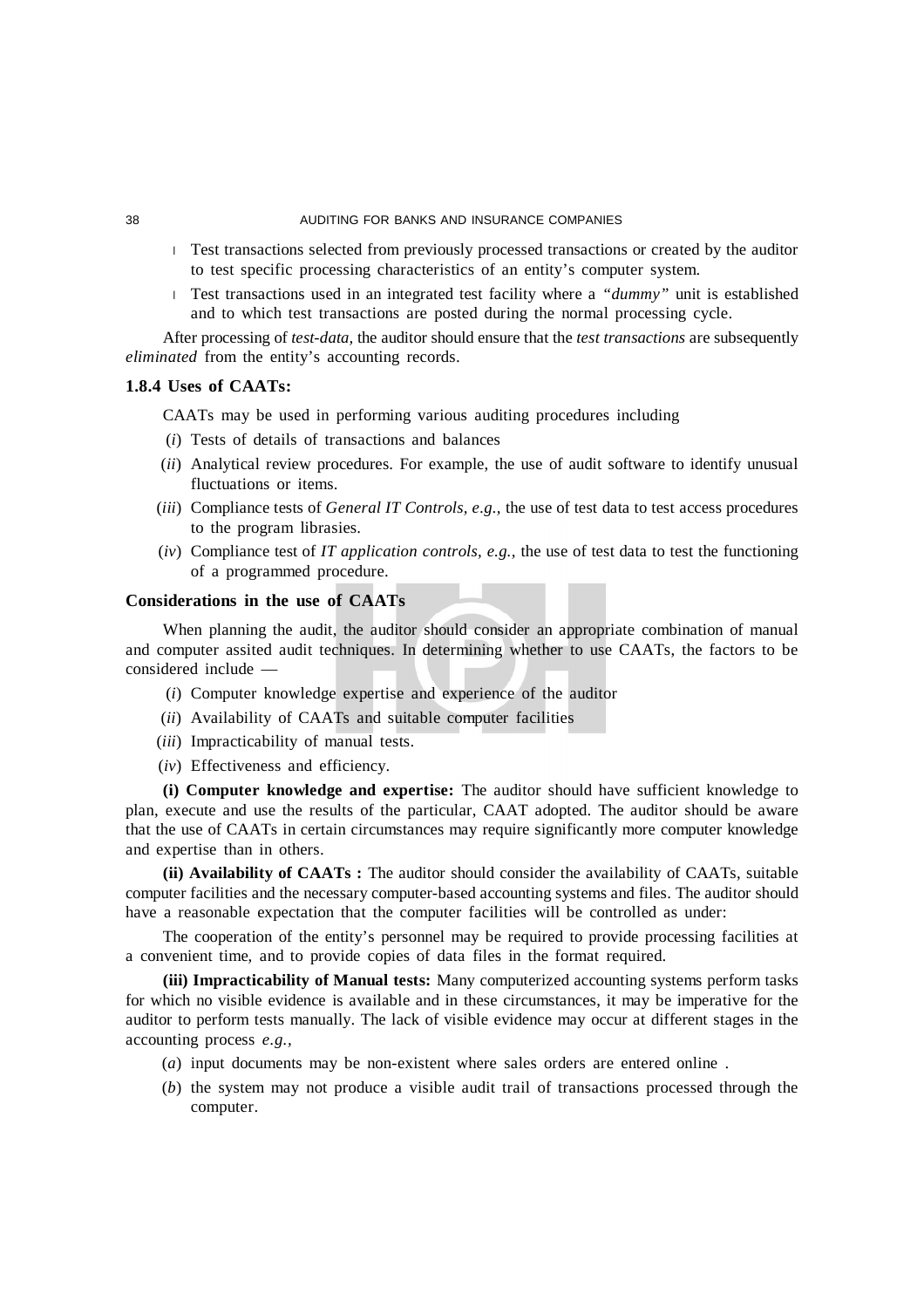- Test transactions selected from previously processed transactions or created by the auditor to test specific processing characteristics of an entity's computer system.
- Test transactions used in an integrated test facility where a *"dummy"* unit is established and to which test transactions are posted during the normal processing cycle.

After processing of *test-data,* the auditor should ensure that the *test transactions* are subsequently *eliminated* from the entity's accounting records.

### 1.8.4 Uses of CAATs:

CAATs may be used in performing various auditing procedures including

(*i*) Tests of details of transactions and balances

(*ii*) Analytical review procedures. For example, the use of audit software to identify unusual fluctuations or items.

(*iii*) Compliance tests of *General IT Controls, e.g.,* the use of test data to test access procedures to the program librasies.

(*iv*) Compliance test of *IT application controls, e.g.,* the use of test data to test the functioning of a programmed procedure.

### Considerations in the use of CAATs

When planning the audit, the auditor should consider an appropriate combination of manual and computer assited audit techniques. In determining whether to use CAATs, the factors to be considered include —

(*i*) Computer knowledge expertise and experience of the auditor

(*ii*) Availability of CAATs and suitable computer facilities

(*iii*) Impracticability of manual tests.

(*iv*) Effectiveness and efficiency.

**(i) Computer knowledge and expertise:** The auditor should have sufficient knowledge to plan, execute and use the results of the particular, CAAT adopted. The auditor should be aware that the use of CAATs in certain circumstances may require significantly more computer knowledge and expertise than in others.

**(ii) Availability of CAATs :** The auditor should consider the availability of CAATs, suitable computer facilities and the necessary computer-based accounting systems and files. The auditor should have a reasonable expectation that the computer facilities will be controlled as under:

The cooperation of the entity's personnel may be required to provide processing facilities at a convenient time, and to provide copies of data files in the format required.

**(iii) Impracticability of Manual tests:** Many computerized accounting systems perform tasks for which no visible evidence is available and in these circumstances, it may be imperative for the auditor to perform tests manually. The lack of visible evidence may occur at different stages in the accounting process *e.g.,*

(*a*) input documents may be non-existent where sales orders are entered online .

(*b*) the system may not produce a visible audit trail of transactions processed through the computer.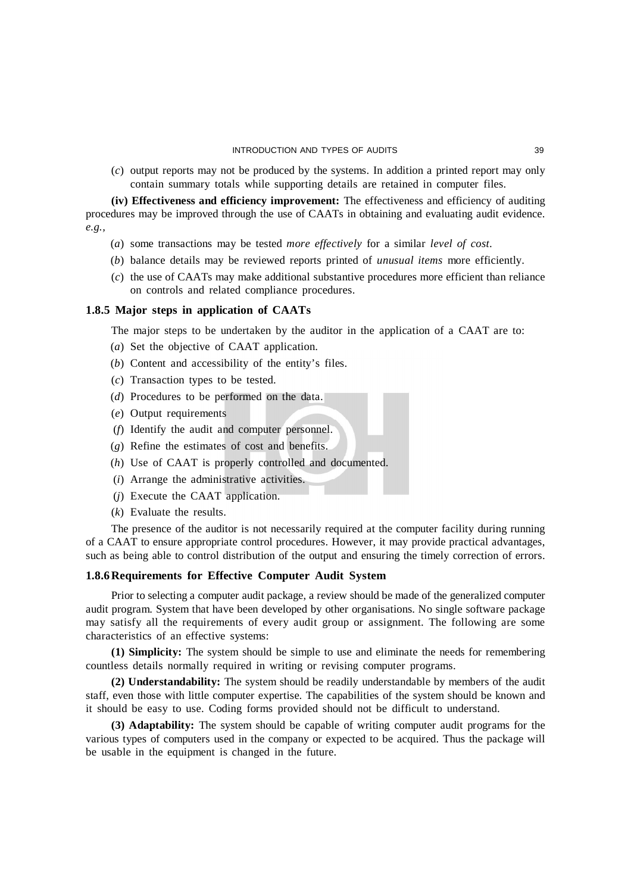(*c*) output reports may not be produced by the systems. In addition a printed report may only contain summary totals while supporting details are retained in computer files.

**(iv) Effectiveness and efficiency improvement:** The effectiveness and efficiency of auditing procedures may be improved through the use of CAATs in obtaining and evaluating audit evidence. *e.g.*,

(*a*) some transactions may be tested *more effectively* for a similar *level of cost*.

(*b*) balance details may be reviewed reports printed of *unusual items* more efficiently.

(*c*) the use of CAATs may make additional substantive procedures more efficient than reliance on controls and related compliance procedures.

### 1.8.5 Major steps in application of CAATs

The major steps to be undertaken by the auditor in the application of a CAAT are to:

(*a*) Set the objective of CAAT application.

(*b*) Content and accessibility of the entity's files.

(*c*) Transaction types to be tested.

(*d*) Procedures to be performed on the data.

(*e*) Output requirements

(*f*) Identify the audit and computer personnel.

(*g*) Refine the estimates of cost and benefits.

(*h*) Use of CAAT is properly controlled and documented.

(*i*) Arrange the administrative activities.

(*j*) Execute the CAAT application.

(*k*) Evaluate the results.

The presence of the auditor is not necessarily required at the computer facility during running of a CAAT to ensure appropriate control procedures. However, it may provide practical advantages, such as being able to control distribution of the output and ensuring the timely correction of errors.

### 1.8.6 Requirements for Effective Computer Audit System

Prior to selecting a computer audit package, a review should be made of the generalized computer audit program. System that have been developed by other organisations. No single software package may satisfy all the requirements of every audit group or assignment. The following are some characteristics of an effective systems:

**(1) Simplicity:** The system should be simple to use and eliminate the needs for remembering countless details normally required in writing or revising computer programs.

**(2) Understandability:** The system should be readily understandable by members of the audit staff, even those with little computer expertise. The capabilities of the system should be known and it should be easy to use. Coding forms provided should not be difficult to understand.

**(3) Adaptability:** The system should be capable of writing computer audit programs for the various types of computers used in the company or expected to be acquired. Thus the package will be usable in the equipment is changed in the future.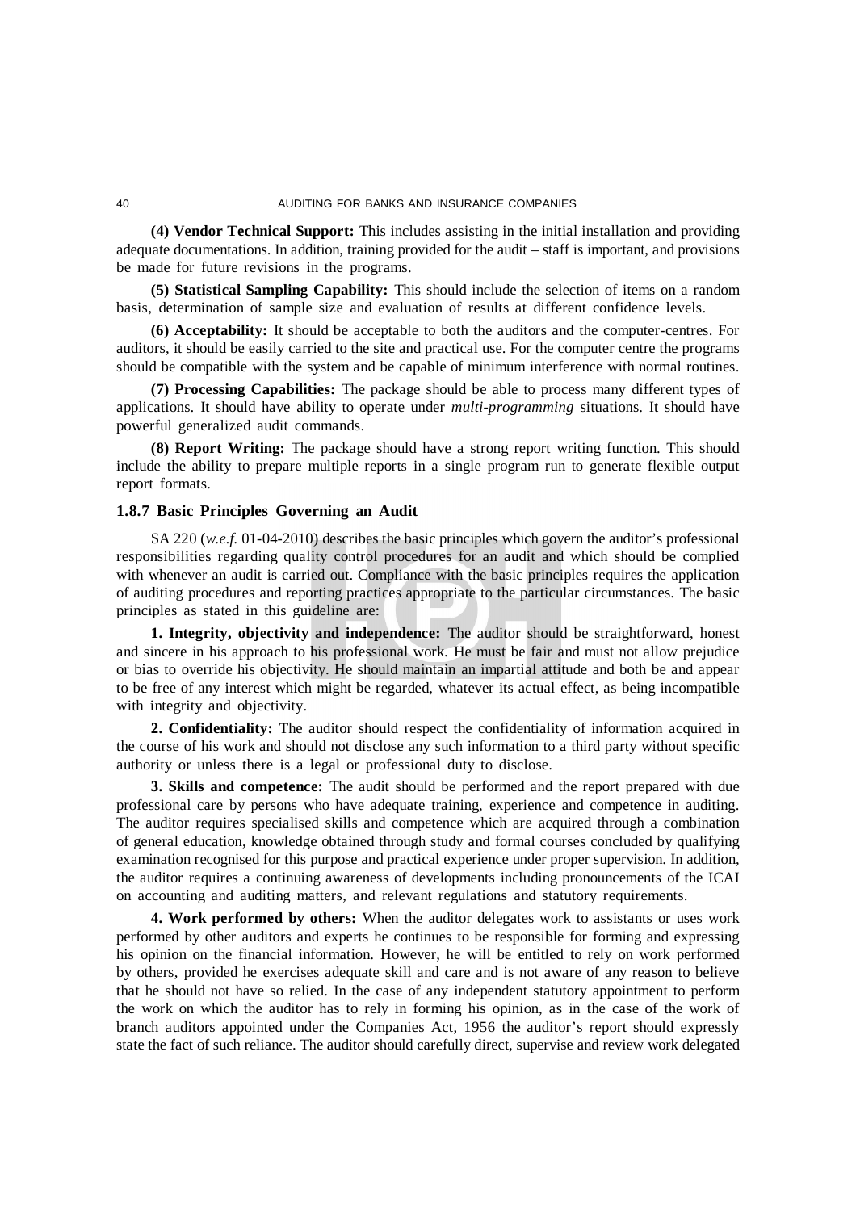**(4) Vendor Technical Support:** This includes assisting in the initial installation and providing adequate documentations. In addition, training provided for the audit – staff is important, and provisions be made for future revisions in the programs.

**(5) Statistical Sampling Capability:** This should include the selection of items on a random basis, determination of sample size and evaluation of results at different confidence levels.

**(6) Acceptability:** It should be acceptable to both the auditors and the computer-centres. For auditors, it should be easily carried to the site and practical use. For the computer centre the programs should be compatible with the system and be capable of minimum interference with normal routines.

**(7) Processing Capabilities:** The package should be able to process many different types of applications. It should have ability to operate under *multi-programming* situations. It should have powerful generalized audit commands.

**(8) Report Writing:** The package should have a strong report writing function. This should include the ability to prepare multiple reports in a single program run to generate flexible output report formats.

### 1.8.7 Basic Principles Governing an Audit

SA 220 (*w.e.f.* 01-04-2010) describes the basic principles which govern the auditor's professional responsibilities regarding quality control procedures for an audit and which should be complied with whenever an audit is carried out. Compliance with the basic principles requires the application of auditing procedures and reporting practices appropriate to the particular circumstances. The basic principles as stated in this guideline are:

**1. Integrity, objectivity and independence:** The auditor should be straightforward, honest and sincere in his approach to his professional work. He must be fair and must not allow prejudice or bias to override his objectivity. He should maintain an impartial attitude and both be and appear to be free of any interest which might be regarded, whatever its actual effect, as being incompatible with integrity and objectivity.

**2. Confidentiality:** The auditor should respect the confidentiality of information acquired in the course of his work and should not disclose any such information to a third party without specific authority or unless there is a legal or professional duty to disclose.

**3. Skills and competence:** The audit should be performed and the report prepared with due professional care by persons who have adequate training, experience and competence in auditing. The auditor requires specialised skills and competence which are acquired through a combination of general education, knowledge obtained through study and formal courses concluded by qualifying examination recognised for this purpose and practical experience under proper supervision. In addition, the auditor requires a continuing awareness of developments including pronouncements of the ICAI on accounting and auditing matters, and relevant regulations and statutory requirements.

**4. Work performed by others:** When the auditor delegates work to assistants or uses work performed by other auditors and experts he continues to be responsible for forming and expressing his opinion on the financial information. However, he will be entitled to rely on work performed by others, provided he exercises adequate skill and care and is not aware of any reason to believe that he should not have so relied. In the case of any independent statutory appointment to perform the work on which the auditor has to rely in forming his opinion, as in the case of the work of branch auditors appointed under the Companies Act, 1956 the auditor's report should expressly state the fact of such reliance. The auditor should carefully direct, supervise and review work delegated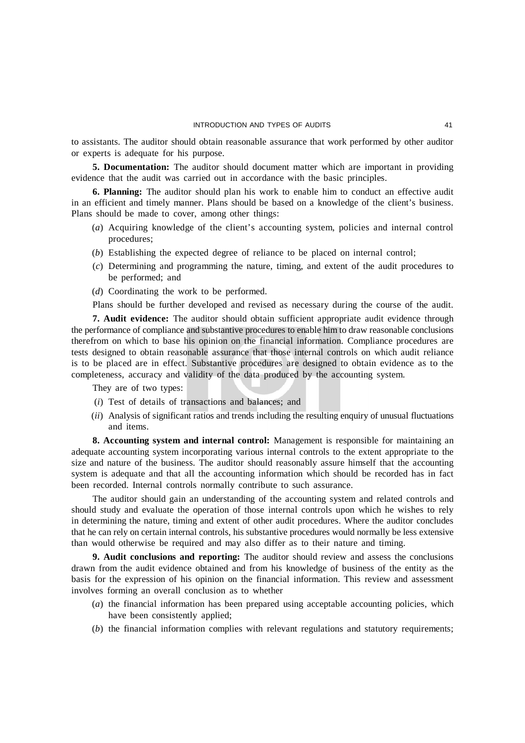to assistants. The auditor should obtain reasonable assurance that work performed by other auditor or experts is adequate for his purpose.

**5. Documentation:** The auditor should document matter which are important in providing evidence that the audit was carried out in accordance with the basic principles.

**6. Planning:** The auditor should plan his work to enable him to conduct an effective audit in an efficient and timely manner. Plans should be based on a knowledge of the client's business. Plans should be made to cover, among other things:

(*a*) Acquiring knowledge of the client's accounting system, policies and internal control procedures;

(*b*) Establishing the expected degree of reliance to be placed on internal control;

(*c*) Determining and programming the nature, timing, and extent of the audit procedures to be performed; and

(*d*) Coordinating the work to be performed.

Plans should be further developed and revised as necessary during the course of the audit.

**7. Audit evidence:** The auditor should obtain sufficient appropriate audit evidence through the performance of compliance and substantive procedures to enable him to draw reasonable conclusions therefrom on which to base his opinion on the financial information. Compliance procedures are tests designed to obtain reasonable assurance that those internal controls on which audit reliance is to be placed are in effect. Substantive procedures are designed to obtain evidence as to the completeness, accuracy and validity of the data produced by the accounting system.

They are of two types:

(*i*) Test of details of transactions and balances; and

(*ii*) Analysis of significant ratios and trends including the resulting enquiry of unusual fluctuations and items.

**8. Accounting system and internal control:** Management is responsible for maintaining an adequate accounting system incorporating various internal controls to the extent appropriate to the size and nature of the business. The auditor should reasonably assure himself that the accounting system is adequate and that all the accounting information which should be recorded has in fact been recorded. Internal controls normally contribute to such assurance.

The auditor should gain an understanding of the accounting system and related controls and should study and evaluate the operation of those internal controls upon which he wishes to rely in determining the nature, timing and extent of other audit procedures. Where the auditor concludes that he can rely on certain internal controls, his substantive procedures would normally be less extensive than would otherwise be required and may also differ as to their nature and timing.

**9. Audit conclusions and reporting:** The auditor should review and assess the conclusions drawn from the audit evidence obtained and from his knowledge of business of the entity as the basis for the expression of his opinion on the financial information. This review and assessment involves forming an overall conclusion as to whether

(*a*) the financial information has been prepared using acceptable accounting policies, which have been consistently applied;

(*b*) the financial information complies with relevant regulations and statutory requirements;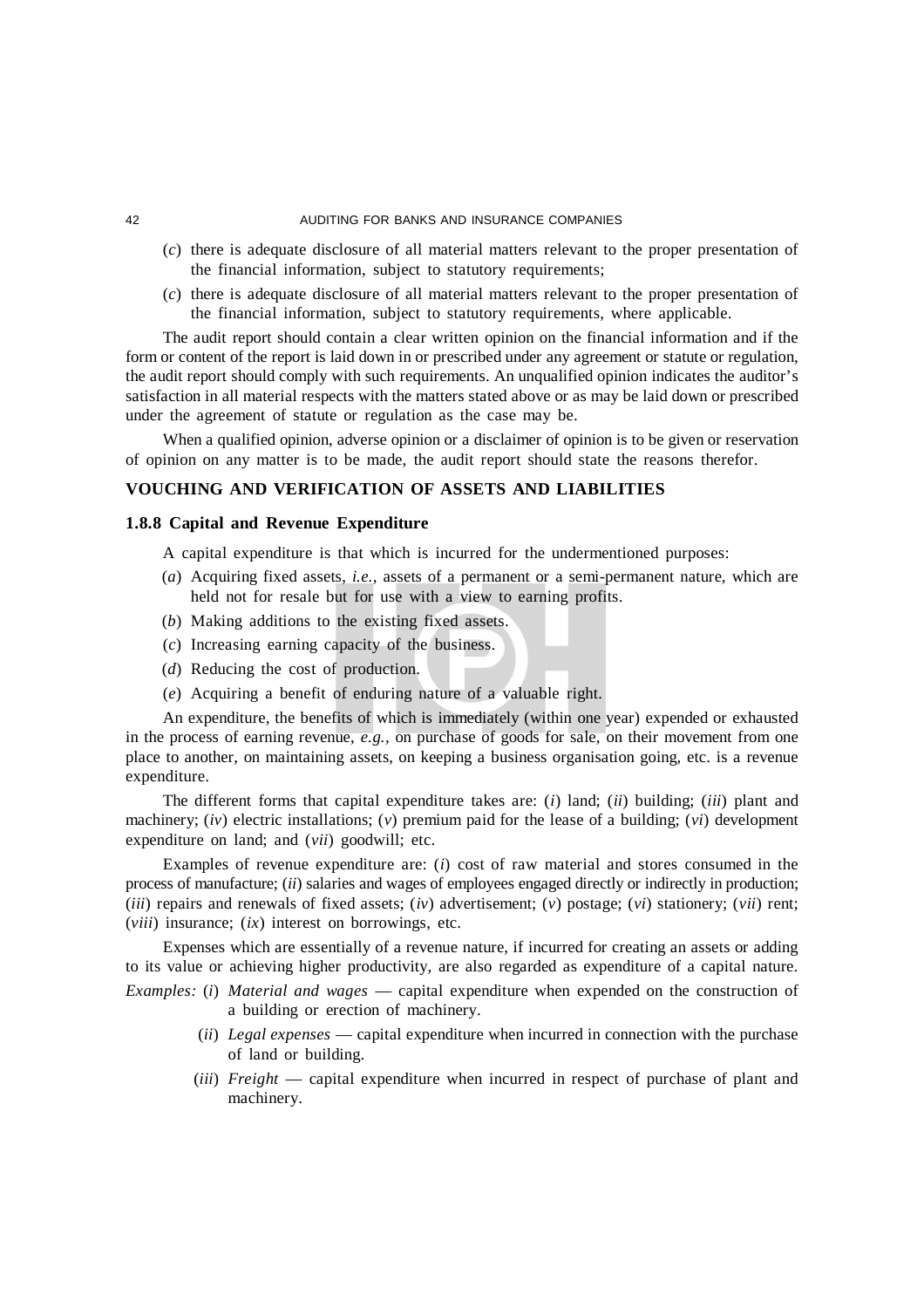(*c*) there is adequate disclosure of all material matters relevant to the proper presentation of the financial information, subject to statutory requirements;

(*c*) there is adequate disclosure of all material matters relevant to the proper presentation of the financial information, subject to statutory requirements, where applicable.

The audit report should contain a clear written opinion on the financial information and if the form or content of the report is laid down in or prescribed under any agreement or statute or regulation, the audit report should comply with such requirements. An unqualified opinion indicates the auditor's satisfaction in all material respects with the matters stated above or as may be laid down or prescribed under the agreement of statute or regulation as the case may be.

When a qualified opinion, adverse opinion or a disclaimer of opinion is to be given or reservation of opinion on any matter is to be made, the audit report should state the reasons therefor.

## VOUCHING AND VERIFICATION OF ASSETS AND LIABILITIES

### 1.8.8 Capital and Revenue Expenditure

A capital expenditure is that which is incurred for the undermentioned purposes:

(*a*) Acquiring fixed assets, *i.e.*, assets of a permanent or a semi-permanent nature, which are held not for resale but for use with a view to earning profits.

(*b*) Making additions to the existing fixed assets.

(*c*) Increasing earning capacity of the business.

(*d*) Reducing the cost of production.

(*e*) Acquiring a benefit of enduring nature of a valuable right.

An expenditure, the benefits of which is immediately (within one year) expended or exhausted in the process of earning revenue, *e.g.*, on purchase of goods for sale, on their movement from one place to another, on maintaining assets, on keeping a business organisation going, etc. is a revenue expenditure.

The different forms that capital expenditure takes are: (*i*) land; (*ii*) building; (*iii*) plant and machinery; (*iv*) electric installations; (*v*) premium paid for the lease of a building; (*vi*) development expenditure on land; and (*vii*) goodwill; etc.

Examples of revenue expenditure are: (*i*) cost of raw material and stores consumed in the process of manufacture; (*ii*) salaries and wages of employees engaged directly or indirectly in production; (*iii*) repairs and renewals of fixed assets; (*iv*) advertisement; (*v*) postage; (*vi*) stationery; (*vii*) rent; (*viii*) insurance; (*ix*) interest on borrowings, etc.

Expenses which are essentially of a revenue nature, if incurred for creating an assets or adding to its value or achieving higher productivity, are also regarded as expenditure of a capital nature.

*Examples:* (*i*) *Material and wages* — capital expenditure when expended on the construction of a building or erection of machinery.

(*ii*) *Legal expenses* — capital expenditure when incurred in connection with the purchase of land or building.

(*iii*) *Freight* — capital expenditure when incurred in respect of purchase of plant and machinery.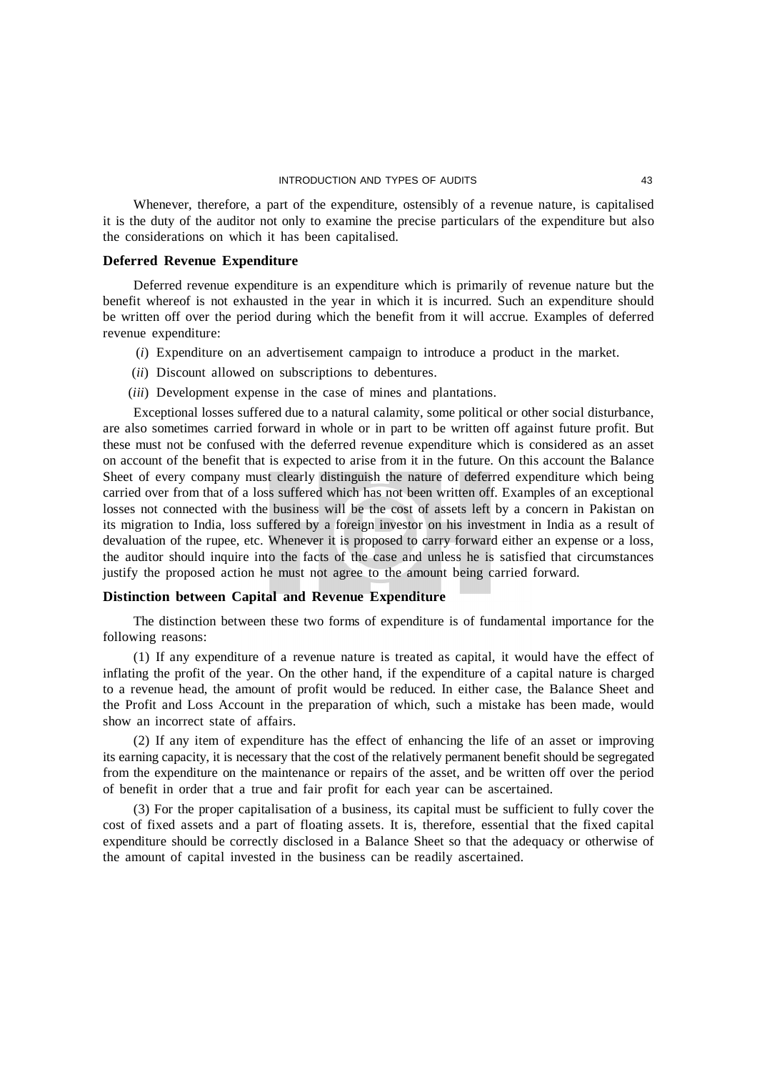Whenever, therefore, a part of the expenditure, ostensibly of a revenue nature, is capitalised it is the duty of the auditor not only to examine the precise particulars of the expenditure but also the considerations on which it has been capitalised.

### Deferred Revenue Expenditure

Deferred revenue expenditure is an expenditure which is primarily of revenue nature but the benefit whereof is not exhausted in the year in which it is incurred. Such an expenditure should be written off over the period during which the benefit from it will accrue. Examples of deferred revenue expenditure:

(*i*) Expenditure on an advertisement campaign to introduce a product in the market.

(*ii*) Discount allowed on subscriptions to debentures.

(*iii*) Development expense in the case of mines and plantations.

Exceptional losses suffered due to a natural calamity, some political or other social disturbance, are also sometimes carried forward in whole or in part to be written off against future profit. But these must not be confused with the deferred revenue expenditure which is considered as an asset on account of the benefit that is expected to arise from it in the future. On this account the Balance Sheet of every company must clearly distinguish the nature of deferred expenditure which being carried over from that of a loss suffered which has not been written off. Examples of an exceptional losses not connected with the business will be the cost of assets left by a concern in Pakistan on its migration to India, loss suffered by a foreign investor on his investment in India as a result of devaluation of the rupee, etc. Whenever it is proposed to carry forward either an expense or a loss, the auditor should inquire into the facts of the case and unless he is satisfied that circumstances justify the proposed action he must not agree to the amount being carried forward.

### Distinction between Capital and Revenue Expenditure

The distinction between these two forms of expenditure is of fundamental importance for the following reasons:

(1) If any expenditure of a revenue nature is treated as capital, it would have the effect of inflating the profit of the year. On the other hand, if the expenditure of a capital nature is charged to a revenue head, the amount of profit would be reduced. In either case, the Balance Sheet and the Profit and Loss Account in the preparation of which, such a mistake has been made, would show an incorrect state of affairs.

(2) If any item of expenditure has the effect of enhancing the life of an asset or improving its earning capacity, it is necessary that the cost of the relatively permanent benefit should be segregated from the expenditure on the maintenance or repairs of the asset, and be written off over the period of benefit in order that a true and fair profit for each year can be ascertained.

(3) For the proper capitalisation of a business, its capital must be sufficient to fully cover the cost of fixed assets and a part of floating assets. It is, therefore, essential that the fixed capital expenditure should be correctly disclosed in a Balance Sheet so that the adequacy or otherwise of the amount of capital invested in the business can be readily ascertained.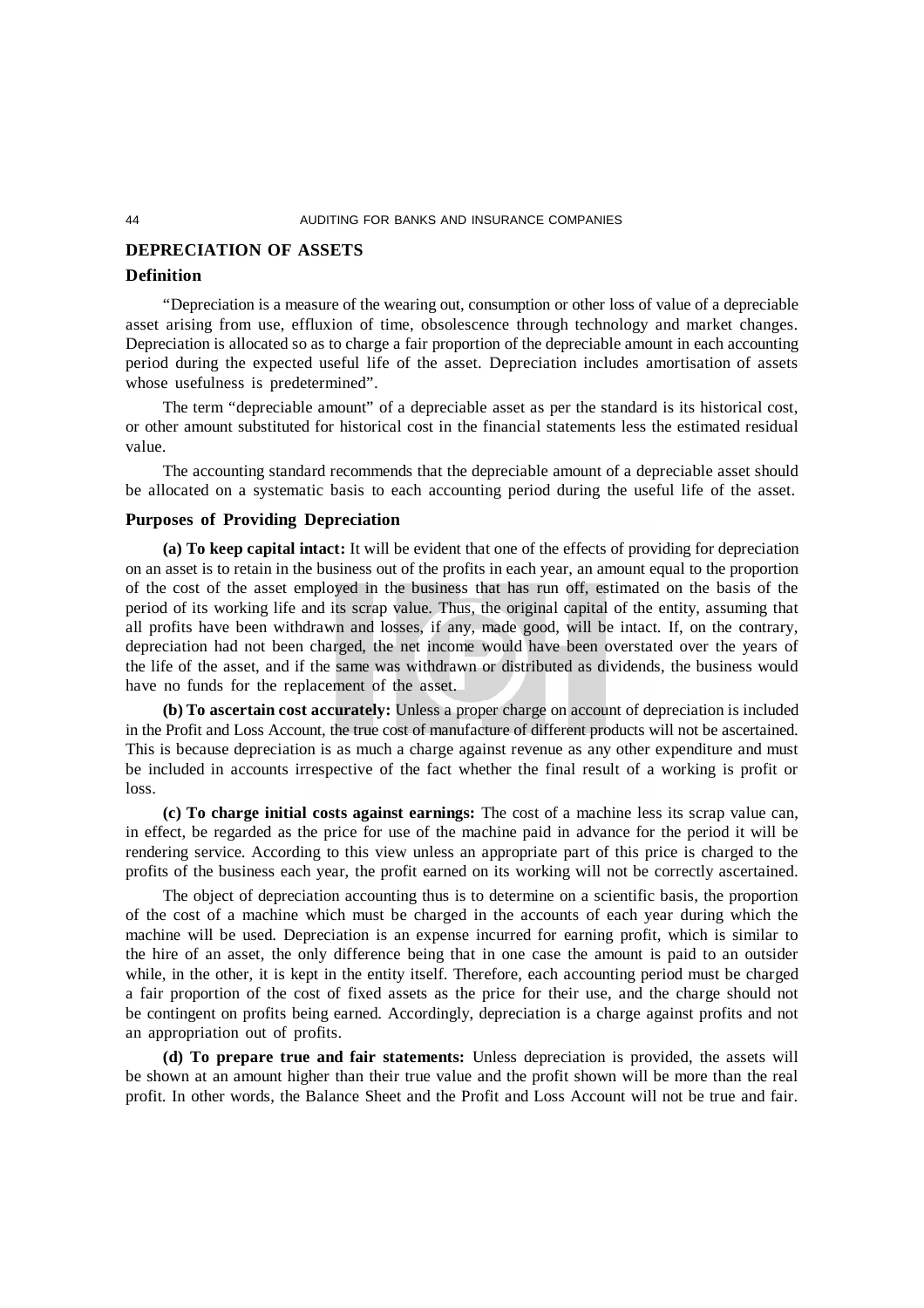## DEPRECIATION OF ASSETS

### Definition

"Depreciation is a measure of the wearing out, consumption or other loss of value of a depreciable asset arising from use, effluxion of time, obsolescence through technology and market changes. Depreciation is allocated so as to charge a fair proportion of the depreciable amount in each accounting period during the expected useful life of the asset. Depreciation includes amortisation of assets whose usefulness is predetermined".

The term "depreciable amount" of a depreciable asset as per the standard is its historical cost, or other amount substituted for historical cost in the financial statements less the estimated residual value.

The accounting standard recommends that the depreciable amount of a depreciable asset should be allocated on a systematic basis to each accounting period during the useful life of the asset.

### Purposes of Providing Depreciation

**(a) To keep capital intact:** It will be evident that one of the effects of providing for depreciation on an asset is to retain in the business out of the profits in each year, an amount equal to the proportion of the cost of the asset employed in the business that has run off, estimated on the basis of the period of its working life and its scrap value. Thus, the original capital of the entity, assuming that all profits have been withdrawn and losses, if any, made good, will be intact. If, on the contrary, depreciation had not been charged, the net income would have been overstated over the years of the life of the asset, and if the same was withdrawn or distributed as dividends, the business would have no funds for the replacement of the asset.

**(b) To ascertain cost accurately:** Unless a proper charge on account of depreciation is included in the Profit and Loss Account, the true cost of manufacture of different products will not be ascertained. This is because depreciation is as much a charge against revenue as any other expenditure and must be included in accounts irrespective of the fact whether the final result of a working is profit or loss.

**(c) To charge initial costs against earnings:** The cost of a machine less its scrap value can, in effect, be regarded as the price for use of the machine paid in advance for the period it will be rendering service. According to this view unless an appropriate part of this price is charged to the profits of the business each year, the profit earned on its working will not be correctly ascertained.

The object of depreciation accounting thus is to determine on a scientific basis, the proportion of the cost of a machine which must be charged in the accounts of each year during which the machine will be used. Depreciation is an expense incurred for earning profit, which is similar to the hire of an asset, the only difference being that in one case the amount is paid to an outsider while, in the other, it is kept in the entity itself. Therefore, each accounting period must be charged a fair proportion of the cost of fixed assets as the price for their use, and the charge should not be contingent on profits being earned. Accordingly, depreciation is a charge against profits and not an appropriation out of profits.

**(d) To prepare true and fair statements:** Unless depreciation is provided, the assets will be shown at an amount higher than their true value and the profit shown will be more than the real profit. In other words, the Balance Sheet and the Profit and Loss Account will not be true and fair.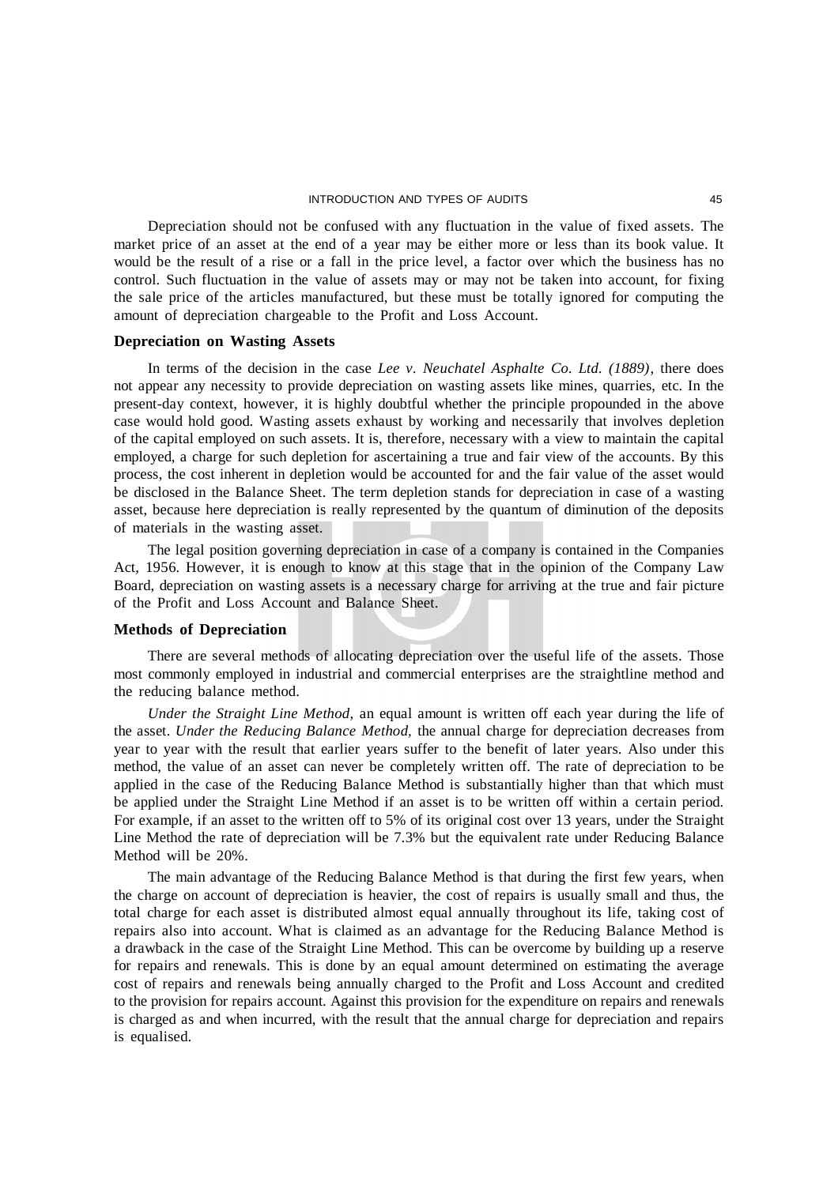Depreciation should not be confused with any fluctuation in the value of fixed assets. The market price of an asset at the end of a year may be either more or less than its book value. It would be the result of a rise or a fall in the price level, a factor over which the business has no control. Such fluctuation in the value of assets may or may not be taken into account, for fixing the sale price of the articles manufactured, but these must be totally ignored for computing the amount of depreciation chargeable to the Profit and Loss Account.

### Depreciation on Wasting Assets

In terms of the decision in the case *Lee v. Neuchatel Asphalte Co. Ltd. (1889)*, there does not appear any necessity to provide depreciation on wasting assets like mines, quarries, etc. In the present-day context, however, it is highly doubtful whether the principle propounded in the above case would hold good. Wasting assets exhaust by working and necessarily that involves depletion of the capital employed on such assets. It is, therefore, necessary with a view to maintain the capital employed, a charge for such depletion for ascertaining a true and fair view of the accounts. By this process, the cost inherent in depletion would be accounted for and the fair value of the asset would be disclosed in the Balance Sheet. The term depletion stands for depreciation in case of a wasting asset, because here depreciation is really represented by the quantum of diminution of the deposits of materials in the wasting asset.

The legal position governing depreciation in case of a company is contained in the Companies Act, 1956. However, it is enough to know at this stage that in the opinion of the Company Law Board, depreciation on wasting assets is a necessary charge for arriving at the true and fair picture of the Profit and Loss Account and Balance Sheet.

### Methods of Depreciation

There are several methods of allocating depreciation over the useful life of the assets. Those most commonly employed in industrial and commercial enterprises are the straightline method and the reducing balance method.

*Under the Straight Line Method,* an equal amount is written off each year during the life of the asset. *Under the Reducing Balance Method,* the annual charge for depreciation decreases from year to year with the result that earlier years suffer to the benefit of later years. Also under this method, the value of an asset can never be completely written off. The rate of depreciation to be applied in the case of the Reducing Balance Method is substantially higher than that which must be applied under the Straight Line Method if an asset is to be written off within a certain period. For example, if an asset to the written off to 5% of its original cost over 13 years, under the Straight Line Method the rate of depreciation will be 7.3% but the equivalent rate under Reducing Balance Method will be 20%.

The main advantage of the Reducing Balance Method is that during the first few years, when the charge on account of depreciation is heavier, the cost of repairs is usually small and thus, the total charge for each asset is distributed almost equal annually throughout its life, taking cost of repairs also into account. What is claimed as an advantage for the Reducing Balance Method is a drawback in the case of the Straight Line Method. This can be overcome by building up a reserve for repairs and renewals. This is done by an equal amount determined on estimating the average cost of repairs and renewals being annually charged to the Profit and Loss Account and credited to the provision for repairs account. Against this provision for the expenditure on repairs and renewals is charged as and when incurred, with the result that the annual charge for depreciation and repairs is equalised.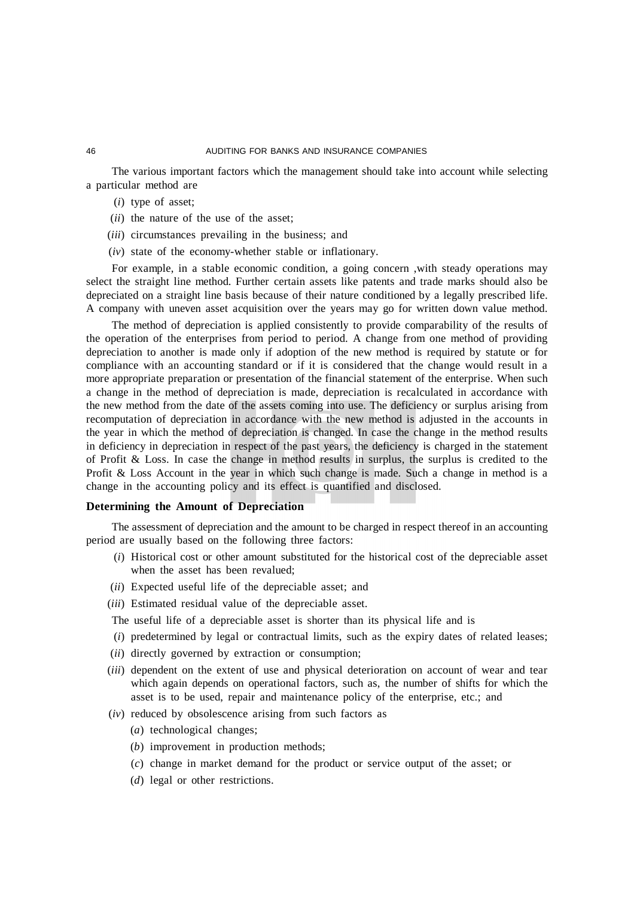The various important factors which the management should take into account while selecting a particular method are

(*i*) type of asset;

(*ii*) the nature of the use of the asset;

(*iii*) circumstances prevailing in the business; and

(*iv*) state of the economy-whether stable or inflationary.

For example, in a stable economic condition, a going concern ,with steady operations may select the straight line method. Further certain assets like patents and trade marks should also be depreciated on a straight line basis because of their nature conditioned by a legally prescribed life. A company with uneven asset acquisition over the years may go for written down value method.

The method of depreciation is applied consistently to provide comparability of the results of the operation of the enterprises from period to period. A change from one method of providing depreciation to another is made only if adoption of the new method is required by statute or for compliance with an accounting standard or if it is considered that the change would result in a more appropriate preparation or presentation of the financial statement of the enterprise. When such a change in the method of depreciation is made, depreciation is recalculated in accordance with the new method from the date of the assets coming into use. The deficiency or surplus arising from recomputation of depreciation in accordance with the new method is adjusted in the accounts in the year in which the method of depreciation is changed. In case the change in the method results in deficiency in depreciation in respect of the past years, the deficiency is charged in the statement of Profit & Loss. In case the change in method results in surplus, the surplus is credited to the Profit & Loss Account in the year in which such change is made. Such a change in method is a change in the accounting policy and its effect is quantified and disclosed.

### Determining the Amount of Depreciation

The assessment of depreciation and the amount to be charged in respect thereof in an accounting period are usually based on the following three factors:

(*i*) Historical cost or other amount substituted for the historical cost of the depreciable asset when the asset has been revalued;

(*ii*) Expected useful life of the depreciable asset; and

(*iii*) Estimated residual value of the depreciable asset.

The useful life of a depreciable asset is shorter than its physical life and is

(*i*) predetermined by legal or contractual limits, such as the expiry dates of related leases;

(*ii*) directly governed by extraction or consumption;

(*iii*) dependent on the extent of use and physical deterioration on account of wear and tear which again depends on operational factors, such as, the number of shifts for which the asset is to be used, repair and maintenance policy of the enterprise, etc.; and

(*iv*) reduced by obsolescence arising from such factors as

(*a*) technological changes;

(*b*) improvement in production methods;

(*c*) change in market demand for the product or service output of the asset; or

(*d*) legal or other restrictions.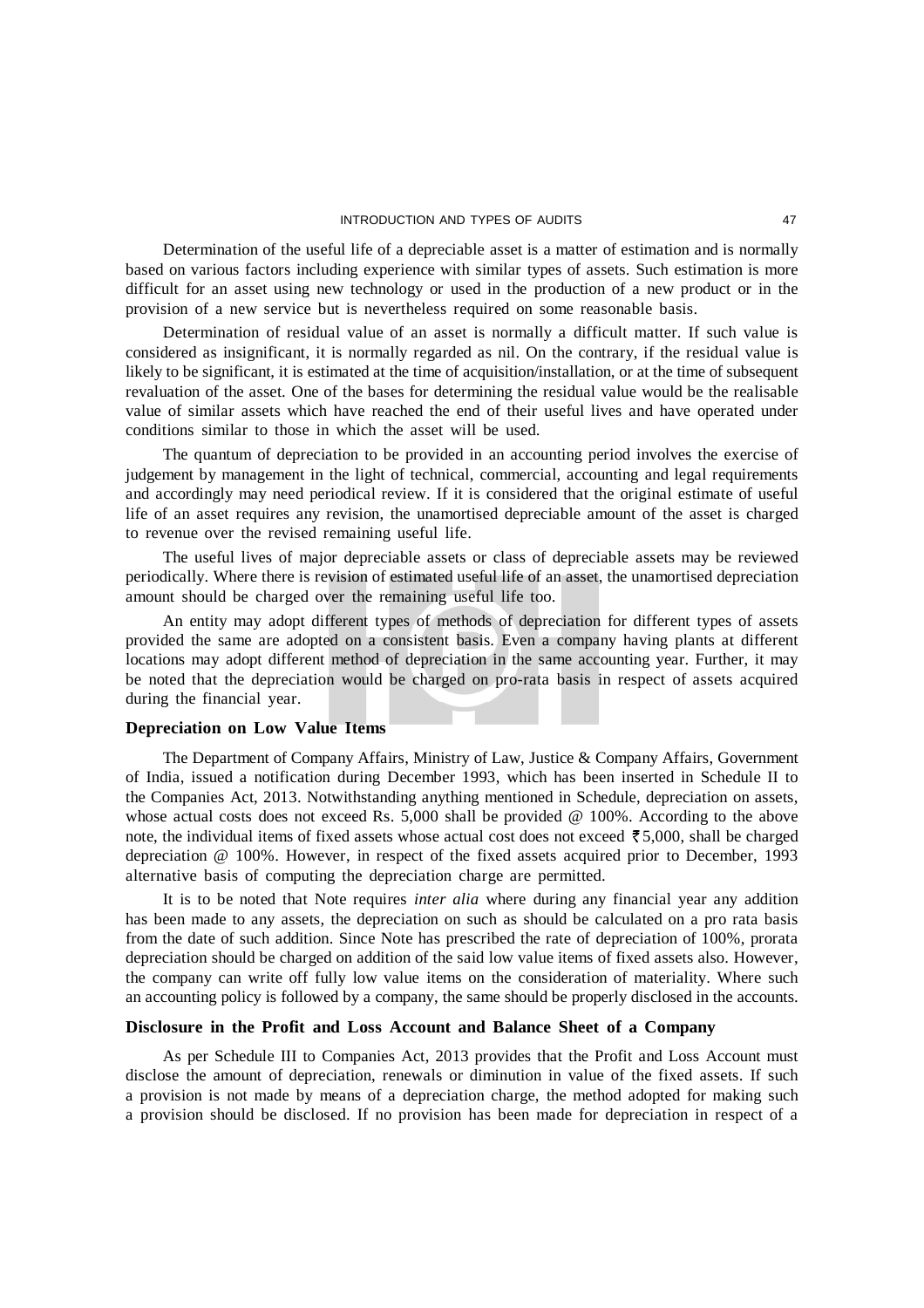Determination of the useful life of a depreciable asset is a matter of estimation and is normally based on various factors including experience with similar types of assets. Such estimation is more difficult for an asset using new technology or used in the production of a new product or in the provision of a new service but is nevertheless required on some reasonable basis.

Determination of residual value of an asset is normally a difficult matter. If such value is considered as insignificant, it is normally regarded as nil. On the contrary, if the residual value is likely to be significant, it is estimated at the time of acquisition/installation, or at the time of subsequent revaluation of the asset. One of the bases for determining the residual value would be the realisable value of similar assets which have reached the end of their useful lives and have operated under conditions similar to those in which the asset will be used.

The quantum of depreciation to be provided in an accounting period involves the exercise of judgement by management in the light of technical, commercial, accounting and legal requirements and accordingly may need periodical review. If it is considered that the original estimate of useful life of an asset requires any revision, the unamortised depreciable amount of the asset is charged to revenue over the revised remaining useful life.

The useful lives of major depreciable assets or class of depreciable assets may be reviewed periodically. Where there is revision of estimated useful life of an asset, the unamortised depreciation amount should be charged over the remaining useful life too.

An entity may adopt different types of methods of depreciation for different types of assets provided the same are adopted on a consistent basis. Even a company having plants at different locations may adopt different method of depreciation in the same accounting year. Further, it may be noted that the depreciation would be charged on pro-rata basis in respect of assets acquired during the financial year.

### Depreciation on Low Value Items

The Department of Company Affairs, Ministry of Law, Justice & Company Affairs, Government of India, issued a notification during December 1993, which has been inserted in Schedule II to the Companies Act, 2013. Notwithstanding anything mentioned in Schedule, depreciation on assets, whose actual costs does not exceed Rs. 5,000 shall be provided @ 100%. According to the above note, the individual items of fixed assets whose actual cost does not exceed ₹5,000, shall be charged depreciation @ 100%. However, in respect of the fixed assets acquired prior to December, 1993 alternative basis of computing the depreciation charge are permitted.

It is to be noted that Note requires *inter alia* where during any financial year any addition has been made to any assets, the depreciation on such as should be calculated on a pro rata basis from the date of such addition. Since Note has prescribed the rate of depreciation of 100%, prorata depreciation should be charged on addition of the said low value items of fixed assets also. However, the company can write off fully low value items on the consideration of materiality. Where such an accounting policy is followed by a company, the same should be properly disclosed in the accounts.

### Disclosure in the Profit and Loss Account and Balance Sheet of a Company

As per Schedule III to Companies Act, 2013 provides that the Profit and Loss Account must disclose the amount of depreciation, renewals or diminution in value of the fixed assets. If such a provision is not made by means of a depreciation charge, the method adopted for making such a provision should be disclosed. If no provision has been made for depreciation in respect of a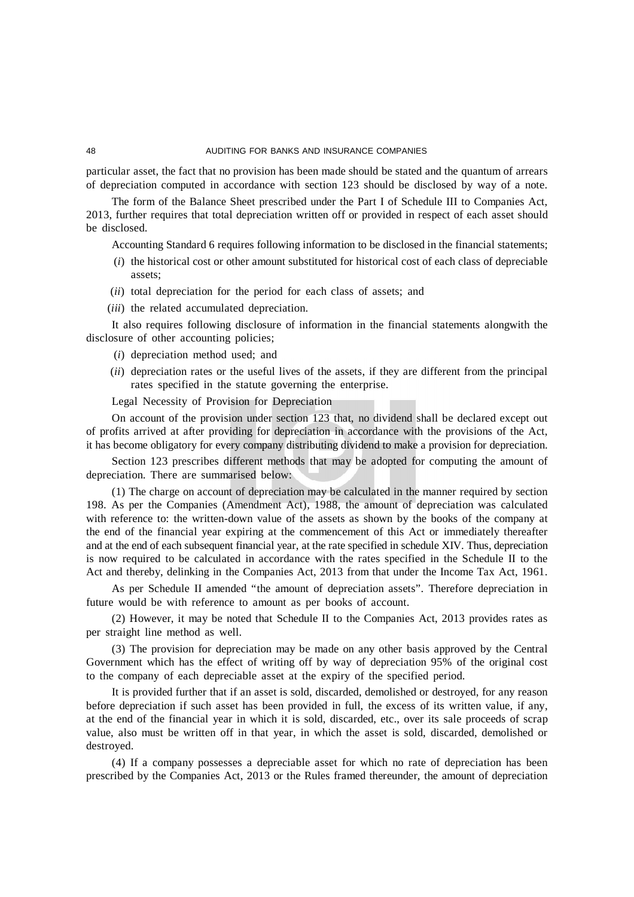particular asset, the fact that no provision has been made should be stated and the quantum of arrears of depreciation computed in accordance with section 123 should be disclosed by way of a note.

The form of the Balance Sheet prescribed under the Part I of Schedule III to Companies Act, 2013, further requires that total depreciation written off or provided in respect of each asset should be disclosed.

Accounting Standard 6 requires following information to be disclosed in the financial statements;

(*i*) the historical cost or other amount substituted for historical cost of each class of depreciable assets;

(*ii*) total depreciation for the period for each class of assets; and

(*iii*) the related accumulated depreciation.

It also requires following disclosure of information in the financial statements alongwith the disclosure of other accounting policies;

(*i*) depreciation method used; and

(*ii*) depreciation rates or the useful lives of the assets, if they are different from the principal rates specified in the statute governing the enterprise.

Legal Necessity of Provision for Depreciation

On account of the provision under section 123 that, no dividend shall be declared except out of profits arrived at after providing for depreciation in accordance with the provisions of the Act, it has become obligatory for every company distributing dividend to make a provision for depreciation.

Section 123 prescribes different methods that may be adopted for computing the amount of depreciation. There are summarised below:

(1) The charge on account of depreciation may be calculated in the manner required by section 198. As per the Companies (Amendment Act), 1988, the amount of depreciation was calculated with reference to: the written-down value of the assets as shown by the books of the company at the end of the financial year expiring at the commencement of this Act or immediately thereafter and at the end of each subsequent financial year, at the rate specified in schedule XIV. Thus, depreciation is now required to be calculated in accordance with the rates specified in the Schedule II to the Act and thereby, delinking in the Companies Act, 2013 from that under the Income Tax Act, 1961.

As per Schedule II amended "the amount of depreciation assets". Therefore depreciation in future would be with reference to amount as per books of account.

(2) However, it may be noted that Schedule II to the Companies Act, 2013 provides rates as per straight line method as well.

(3) The provision for depreciation may be made on any other basis approved by the Central Government which has the effect of writing off by way of depreciation 95% of the original cost to the company of each depreciable asset at the expiry of the specified period.

It is provided further that if an asset is sold, discarded, demolished or destroyed, for any reason before depreciation if such asset has been provided in full, the excess of its written value, if any, at the end of the financial year in which it is sold, discarded, etc., over its sale proceeds of scrap value, also must be written off in that year, in which the asset is sold, discarded, demolished or destroyed.

(4) If a company possesses a depreciable asset for which no rate of depreciation has been prescribed by the Companies Act, 2013 or the Rules framed thereunder, the amount of depreciation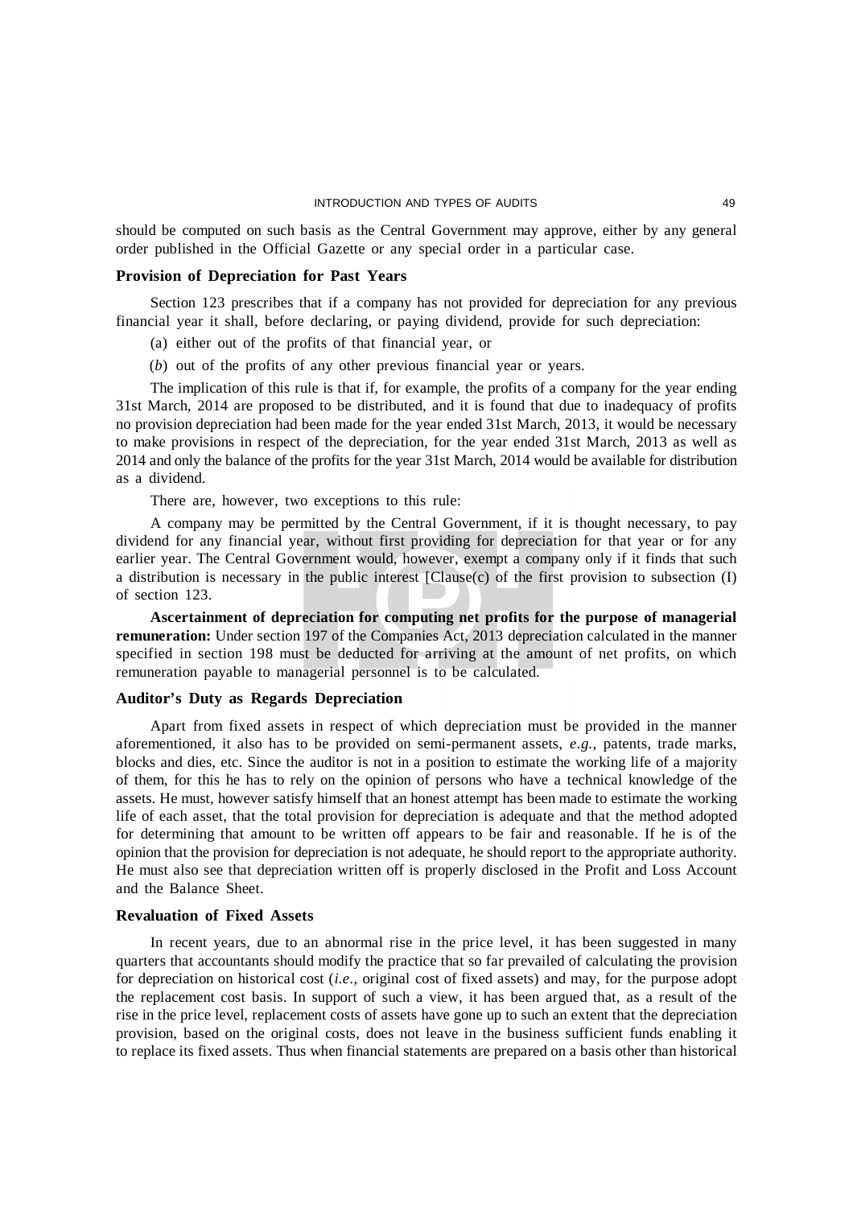should be computed on such basis as the Central Government may approve, either by any general order published in the Official Gazette or any special order in a particular case.

### Provision of Depreciation for Past Years

Section 123 prescribes that if a company has not provided for depreciation for any previous financial year it shall, before declaring, or paying dividend, provide for such depreciation:

(a) either out of the profits of that financial year, or

(*b*) out of the profits of any other previous financial year or years.

The implication of this rule is that if, for example, the profits of a company for the year ending 31st March, 2014 are proposed to be distributed, and it is found that due to inadequacy of profits no provision depreciation had been made for the year ended 31st March, 2013, it would be necessary to make provisions in respect of the depreciation, for the year ended 31st March, 2013 as well as 2014 and only the balance of the profits for the year 31st March, 2014 would be available for distribution as a dividend.

There are, however, two exceptions to this rule:

A company may be permitted by the Central Government, if it is thought necessary, to pay dividend for any financial year, without first providing for depreciation for that year or for any earlier year. The Central Government would, however, exempt a company only if it finds that such a distribution is necessary in the public interest [Clause(c) of the first provision to subsection (I) of section 123.

**Ascertainment of depreciation for computing net profits for the purpose of managerial remuneration:** Under section 197 of the Companies Act, 2013 depreciation calculated in the manner specified in section 198 must be deducted for arriving at the amount of net profits, on which remuneration payable to managerial personnel is to be calculated.

### Auditor's Duty as Regards Depreciation

Apart from fixed assets in respect of which depreciation must be provided in the manner aforementioned, it also has to be provided on semi-permanent assets, *e.g.,* patents, trade marks, blocks and dies, etc. Since the auditor is not in a position to estimate the working life of a majority of them, for this he has to rely on the opinion of persons who have a technical knowledge of the assets. He must, however satisfy himself that an honest attempt has been made to estimate the working life of each asset, that the total provision for depreciation is adequate and that the method adopted for determining that amount to be written off appears to be fair and reasonable. If he is of the opinion that the provision for depreciation is not adequate, he should report to the appropriate authority. He must also see that depreciation written off is properly disclosed in the Profit and Loss Account and the Balance Sheet.

### Revaluation of Fixed Assets

In recent years, due to an abnormal rise in the price level, it has been suggested in many quarters that accountants should modify the practice that so far prevailed of calculating the provision for depreciation on historical cost (*i.e.,* original cost of fixed assets) and may, for the purpose adopt the replacement cost basis. In support of such a view, it has been argued that, as a result of the rise in the price level, replacement costs of assets have gone up to such an extent that the depreciation provision, based on the original costs, does not leave in the business sufficient funds enabling it to replace its fixed assets. Thus when financial statements are prepared on a basis other than historical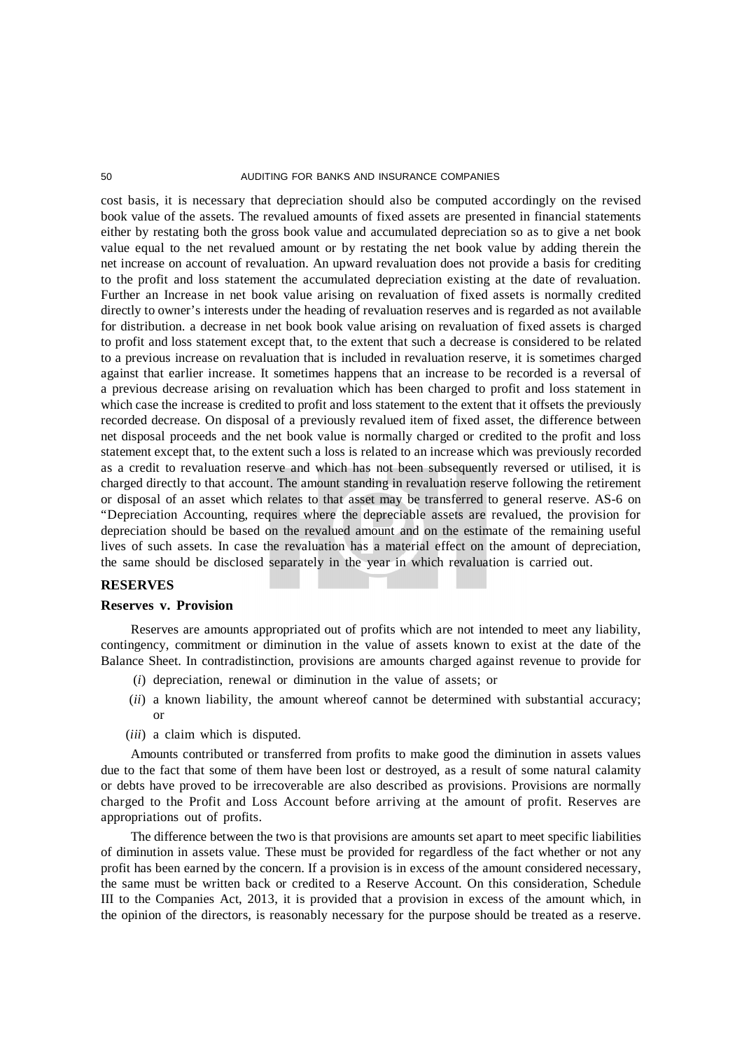cost basis, it is necessary that depreciation should also be computed accordingly on the revised book value of the assets. The revalued amounts of fixed assets are presented in financial statements either by restating both the gross book value and accumulated depreciation so as to give a net book value equal to the net revalued amount or by restating the net book value by adding therein the net increase on account of revaluation. An upward revaluation does not provide a basis for crediting to the profit and loss statement the accumulated depreciation existing at the date of revaluation. Further an Increase in net book value arising on revaluation of fixed assets is normally credited directly to owner's interests under the heading of revaluation reserves and is regarded as not available for distribution. a decrease in net book book value arising on revaluation of fixed assets is charged to profit and loss statement except that, to the extent that such a decrease is considered to be related to a previous increase on revaluation that is included in revaluation reserve, it is sometimes charged against that earlier increase. It sometimes happens that an increase to be recorded is a reversal of a previous decrease arising on revaluation which has been charged to profit and loss statement in which case the increase is credited to profit and loss statement to the extent that it offsets the previously recorded decrease. On disposal of a previously revalued item of fixed asset, the difference between net disposal proceeds and the net book value is normally charged or credited to the profit and loss statement except that, to the extent such a loss is related to an increase which was previously recorded as a credit to revaluation reserve and which has not been subsequently reversed or utilised, it is charged directly to that account. The amount standing in revaluation reserve following the retirement or disposal of an asset which relates to that asset may be transferred to general reserve. AS-6 on "Depreciation Accounting, requires where the depreciable assets are revalued, the provision for depreciation should be based on the revalued amount and on the estimate of the remaining useful lives of such assets. In case the revaluation has a material effect on the amount of depreciation, the same should be disclosed separately in the year in which revaluation is carried out.

## RESERVES

### Reserves v. Provision

Reserves are amounts appropriated out of profits which are not intended to meet any liability, contingency, commitment or diminution in the value of assets known to exist at the date of the Balance Sheet. In contradistinction, provisions are amounts charged against revenue to provide for

(*i*) depreciation, renewal or diminution in the value of assets; or

(*ii*) a known liability, the amount whereof cannot be determined with substantial accuracy; or

(*iii*) a claim which is disputed.

Amounts contributed or transferred from profits to make good the diminution in assets values due to the fact that some of them have been lost or destroyed, as a result of some natural calamity or debts have proved to be irrecoverable are also described as provisions. Provisions are normally charged to the Profit and Loss Account before arriving at the amount of profit. Reserves are appropriations out of profits.

The difference between the two is that provisions are amounts set apart to meet specific liabilities of diminution in assets value. These must be provided for regardless of the fact whether or not any profit has been earned by the concern. If a provision is in excess of the amount considered necessary, the same must be written back or credited to a Reserve Account. On this consideration, Schedule III to the Companies Act, 2013, it is provided that a provision in excess of the amount which, in the opinion of the directors, is reasonably necessary for the purpose should be treated as a reserve.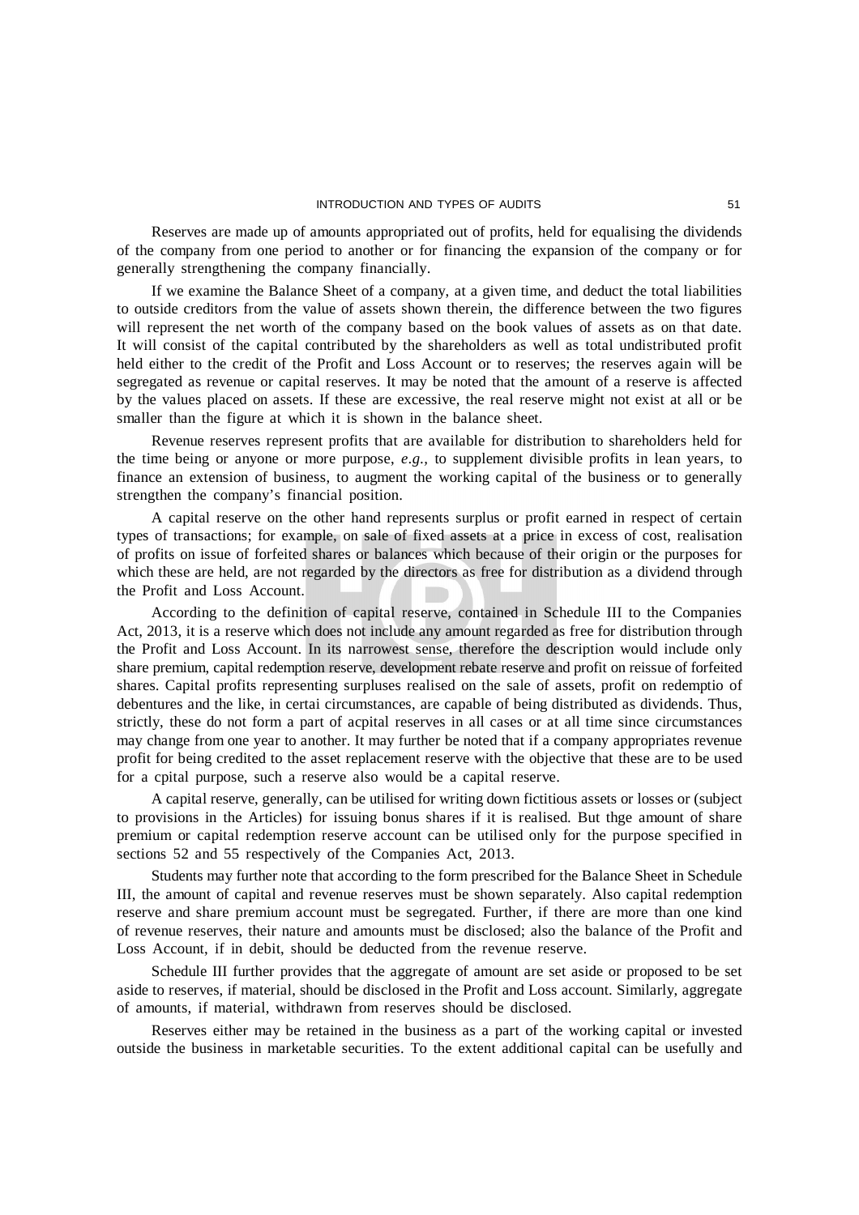Reserves are made up of amounts appropriated out of profits, held for equalising the dividends of the company from one period to another or for financing the expansion of the company or for generally strengthening the company financially.

If we examine the Balance Sheet of a company, at a given time, and deduct the total liabilities to outside creditors from the value of assets shown therein, the difference between the two figures will represent the net worth of the company based on the book values of assets as on that date. It will consist of the capital contributed by the shareholders as well as total undistributed profit held either to the credit of the Profit and Loss Account or to reserves; the reserves again will be segregated as revenue or capital reserves. It may be noted that the amount of a reserve is affected by the values placed on assets. If these are excessive, the real reserve might not exist at all or be smaller than the figure at which it is shown in the balance sheet.

Revenue reserves represent profits that are available for distribution to shareholders held for the time being or anyone or more purpose, *e.g.,* to supplement divisible profits in lean years, to finance an extension of business, to augment the working capital of the business or to generally strengthen the company's financial position.

A capital reserve on the other hand represents surplus or profit earned in respect of certain types of transactions; for example, on sale of fixed assets at a price in excess of cost, realisation of profits on issue of forfeited shares or balances which because of their origin or the purposes for which these are held, are not regarded by the directors as free for distribution as a dividend through the Profit and Loss Account.

According to the definition of capital reserve, contained in Schedule III to the Companies Act, 2013, it is a reserve which does not include any amount regarded as free for distribution through the Profit and Loss Account. In its narrowest sense, therefore the description would include only share premium, capital redemption reserve, development rebate reserve and profit on reissue of forfeited shares. Capital profits representing surpluses realised on the sale of assets, profit on redemptio of debentures and the like, in certai circumstances, are capable of being distributed as dividends. Thus, strictly, these do not form a part of acpital reserves in all cases or at all time since circumstances may change from one year to another. It may further be noted that if a company appropriates revenue profit for being credited to the asset replacement reserve with the objective that these are to be used for a cpital purpose, such a reserve also would be a capital reserve.

A capital reserve, generally, can be utilised for writing down fictitious assets or losses or (subject to provisions in the Articles) for issuing bonus shares if it is realised. But thge amount of share premium or capital redemption reserve account can be utilised only for the purpose specified in sections 52 and 55 respectively of the Companies Act, 2013.

Students may further note that according to the form prescribed for the Balance Sheet in Schedule III, the amount of capital and revenue reserves must be shown separately. Also capital redemption reserve and share premium account must be segregated. Further, if there are more than one kind of revenue reserves, their nature and amounts must be disclosed; also the balance of the Profit and Loss Account, if in debit, should be deducted from the revenue reserve.

Schedule III further provides that the aggregate of amount are set aside or proposed to be set aside to reserves, if material, should be disclosed in the Profit and Loss account. Similarly, aggregate of amounts, if material, withdrawn from reserves should be disclosed.

Reserves either may be retained in the business as a part of the working capital or invested outside the business in marketable securities. To the extent additional capital can be usefully and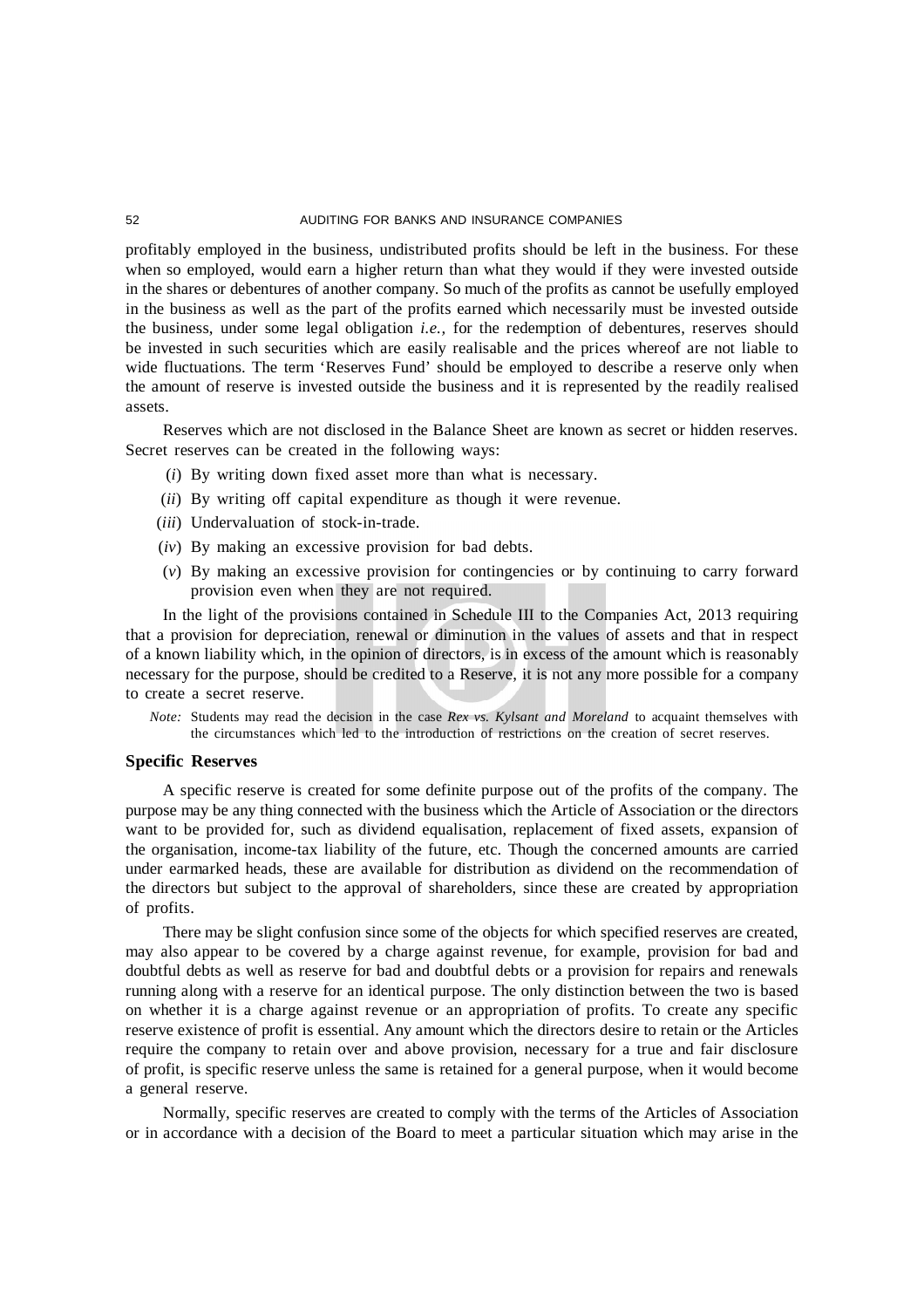profitably employed in the business, undistributed profits should be left in the business. For these when so employed, would earn a higher return than what they would if they were invested outside in the shares or debentures of another company. So much of the profits as cannot be usefully employed in the business as well as the part of the profits earned which necessarily must be invested outside the business, under some legal obligation *i.e.,* for the redemption of debentures, reserves should be invested in such securities which are easily realisable and the prices whereof are not liable to wide fluctuations. The term 'Reserves Fund' should be employed to describe a reserve only when the amount of reserve is invested outside the business and it is represented by the readily realised assets.

Reserves which are not disclosed in the Balance Sheet are known as secret or hidden reserves. Secret reserves can be created in the following ways:

(*i*) By writing down fixed asset more than what is necessary.

(*ii*) By writing off capital expenditure as though it were revenue.

(*iii*) Undervaluation of stock-in-trade.

(*iv*) By making an excessive provision for bad debts.

(*v*) By making an excessive provision for contingencies or by continuing to carry forward provision even when they are not required.

In the light of the provisions contained in Schedule III to the Companies Act, 2013 requiring that a provision for depreciation, renewal or diminution in the values of assets and that in respect of a known liability which, in the opinion of directors, is in excess of the amount which is reasonably necessary for the purpose, should be credited to a Reserve, it is not any more possible for a company to create a secret reserve.

*Note:* Students may read the decision in the case *Rex vs. Kylsant and Moreland* to acquaint themselves with the circumstances which led to the introduction of restrictions on the creation of secret reserves.

### Specific Reserves

A specific reserve is created for some definite purpose out of the profits of the company. The purpose may be any thing connected with the business which the Article of Association or the directors want to be provided for, such as dividend equalisation, replacement of fixed assets, expansion of the organisation, income-tax liability of the future, etc. Though the concerned amounts are carried under earmarked heads, these are available for distribution as dividend on the recommendation of the directors but subject to the approval of shareholders, since these are created by appropriation of profits.

There may be slight confusion since some of the objects for which specified reserves are created, may also appear to be covered by a charge against revenue, for example, provision for bad and doubtful debts as well as reserve for bad and doubtful debts or a provision for repairs and renewals running along with a reserve for an identical purpose. The only distinction between the two is based on whether it is a charge against revenue or an appropriation of profits. To create any specific reserve existence of profit is essential. Any amount which the directors desire to retain or the Articles require the company to retain over and above provision, necessary for a true and fair disclosure of profit, is specific reserve unless the same is retained for a general purpose, when it would become a general reserve.

Normally, specific reserves are created to comply with the terms of the Articles of Association or in accordance with a decision of the Board to meet a particular situation which may arise in the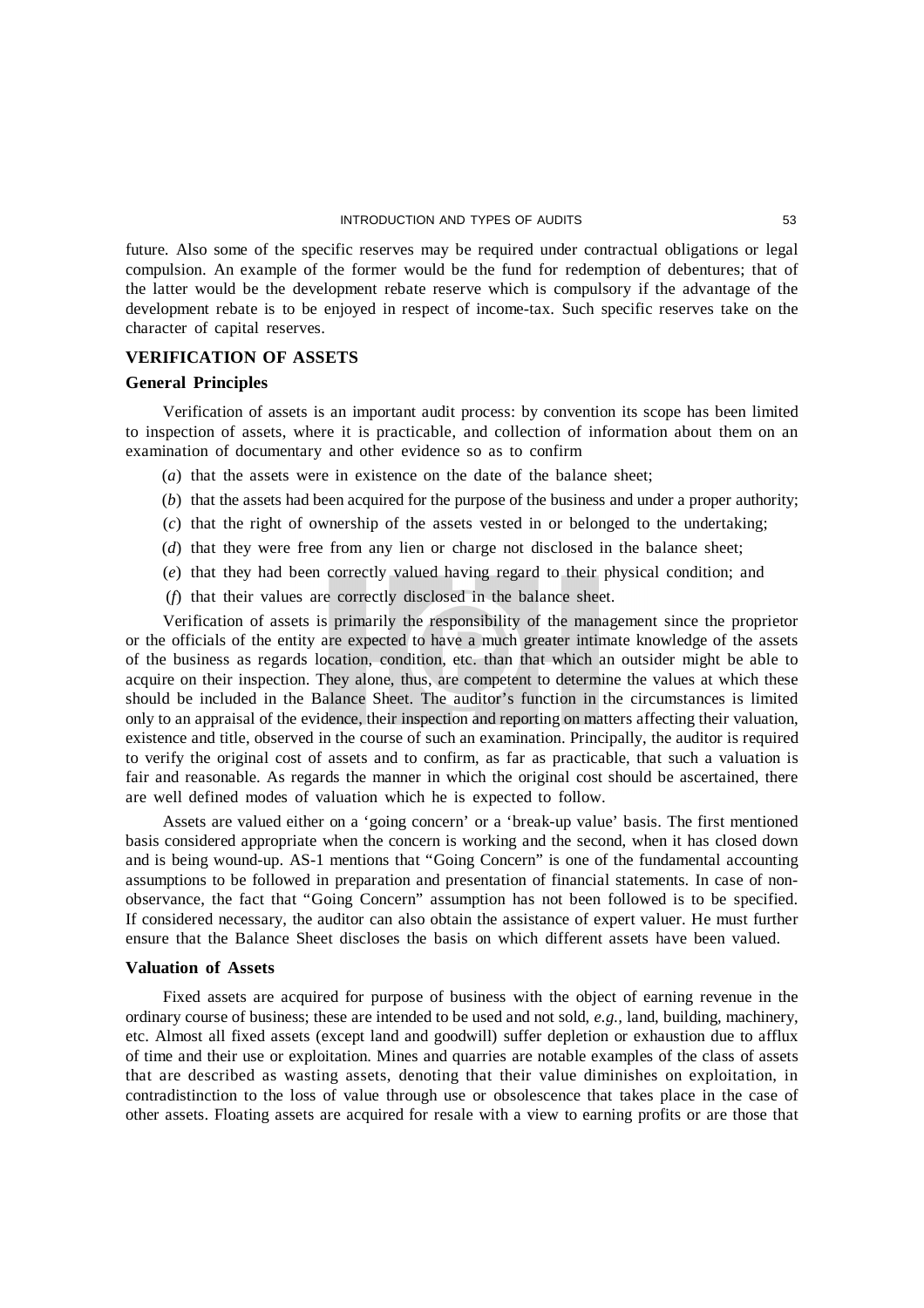future. Also some of the specific reserves may be required under contractual obligations or legal compulsion. An example of the former would be the fund for redemption of debentures; that of the latter would be the development rebate reserve which is compulsory if the advantage of the development rebate is to be enjoyed in respect of income-tax. Such specific reserves take on the character of capital reserves.

## VERIFICATION OF ASSETS

### General Principles

Verification of assets is an important audit process: by convention its scope has been limited to inspection of assets, where it is practicable, and collection of information about them on an examination of documentary and other evidence so as to confirm

(*a*) that the assets were in existence on the date of the balance sheet;

(*b*) that the assets had been acquired for the purpose of the business and under a proper authority;

(*c*) that the right of ownership of the assets vested in or belonged to the undertaking;

(*d*) that they were free from any lien or charge not disclosed in the balance sheet;

(*e*) that they had been correctly valued having regard to their physical condition; and

(*f*) that their values are correctly disclosed in the balance sheet.

Verification of assets is primarily the responsibility of the management since the proprietor or the officials of the entity are expected to have a much greater intimate knowledge of the assets of the business as regards location, condition, etc. than that which an outsider might be able to acquire on their inspection. They alone, thus, are competent to determine the values at which these should be included in the Balance Sheet. The auditor's function in the circumstances is limited only to an appraisal of the evidence, their inspection and reporting on matters affecting their valuation, existence and title, observed in the course of such an examination. Principally, the auditor is required to verify the original cost of assets and to confirm, as far as practicable, that such a valuation is fair and reasonable. As regards the manner in which the original cost should be ascertained, there are well defined modes of valuation which he is expected to follow.

Assets are valued either on a 'going concern' or a 'break-up value' basis. The first mentioned basis considered appropriate when the concern is working and the second, when it has closed down and is being wound-up. AS-1 mentions that "Going Concern" is one of the fundamental accounting assumptions to be followed in preparation and presentation of financial statements. In case of non-observance, the fact that "Going Concern" assumption has not been followed is to be specified. If considered necessary, the auditor can also obtain the assistance of expert valuer. He must further ensure that the Balance Sheet discloses the basis on which different assets have been valued.

### Valuation of Assets

Fixed assets are acquired for purpose of business with the object of earning revenue in the ordinary course of business; these are intended to be used and not sold, *e.g.*, land, building, machinery, etc. Almost all fixed assets (except land and goodwill) suffer depletion or exhaustion due to afflux of time and their use or exploitation. Mines and quarries are notable examples of the class of assets that are described as wasting assets, denoting that their value diminishes on exploitation, in contradistinction to the loss of value through use or obsolescence that takes place in the case of other assets. Floating assets are acquired for resale with a view to earning profits or are those that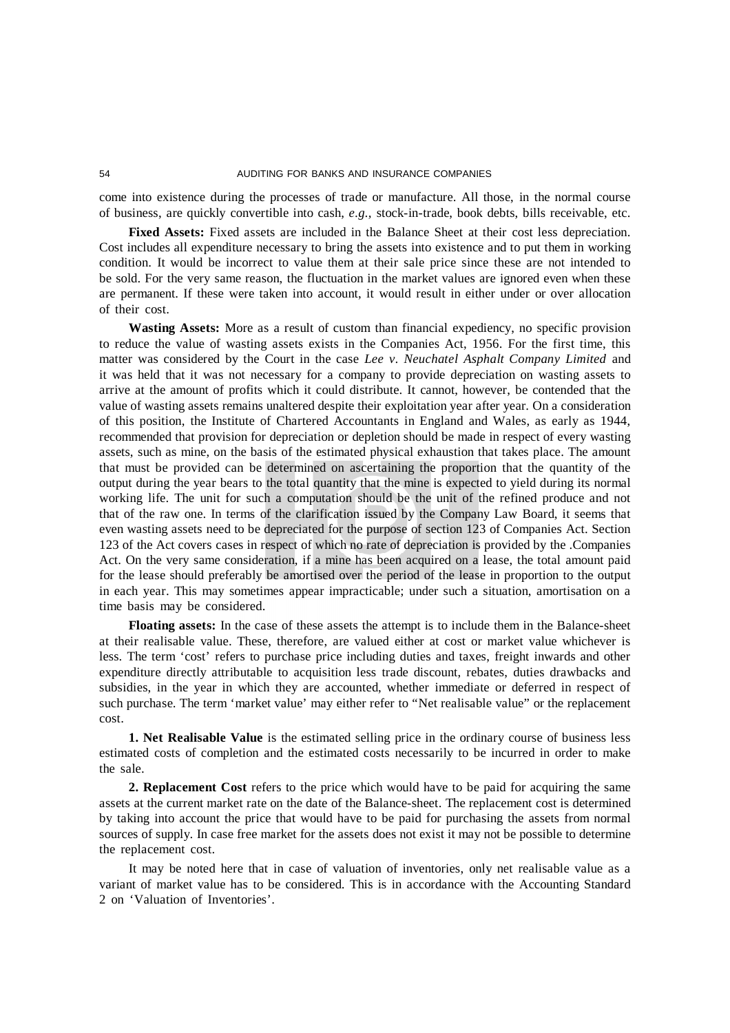come into existence during the processes of trade or manufacture. All those, in the normal course of business, are quickly convertible into cash, *e.g.*, stock-in-trade, book debts, bills receivable, etc.

**Fixed Assets:** Fixed assets are included in the Balance Sheet at their cost less depreciation. Cost includes all expenditure necessary to bring the assets into existence and to put them in working condition. It would be incorrect to value them at their sale price since these are not intended to be sold. For the very same reason, the fluctuation in the market values are ignored even when these are permanent. If these were taken into account, it would result in either under or over allocation of their cost.

**Wasting Assets:** More as a result of custom than financial expediency, no specific provision to reduce the value of wasting assets exists in the Companies Act, 1956. For the first time, this matter was considered by the Court in the case *Lee v. Neuchatel Asphalt Company Limited* and it was held that it was not necessary for a company to provide depreciation on wasting assets to arrive at the amount of profits which it could distribute. It cannot, however, be contended that the value of wasting assets remains unaltered despite their exploitation year after year. On a consideration of this position, the Institute of Chartered Accountants in England and Wales, as early as 1944, recommended that provision for depreciation or depletion should be made in respect of every wasting assets, such as mine, on the basis of the estimated physical exhaustion that takes place. The amount that must be provided can be determined on ascertaining the proportion that the quantity of the output during the year bears to the total quantity that the mine is expected to yield during its normal working life. The unit for such a computation should be the unit of the refined produce and not that of the raw one. In terms of the clarification issued by the Company Law Board, it seems that even wasting assets need to be depreciated for the purpose of section 123 of Companies Act. Section 123 of the Act covers cases in respect of which no rate of depreciation is provided by the .Companies Act. On the very same consideration, if a mine has been acquired on a lease, the total amount paid for the lease should preferably be amortised over the period of the lease in proportion to the output in each year. This may sometimes appear impracticable; under such a situation, amortisation on a time basis may be considered.

**Floating assets:** In the case of these assets the attempt is to include them in the Balance-sheet at their realisable value. These, therefore, are valued either at cost or market value whichever is less. The term 'cost' refers to purchase price including duties and taxes, freight inwards and other expenditure directly attributable to acquisition less trade discount, rebates, duties drawbacks and subsidies, in the year in which they are accounted, whether immediate or deferred in respect of such purchase. The term 'market value' may either refer to "Net realisable value" or the replacement cost.

**1. Net Realisable Value** is the estimated selling price in the ordinary course of business less estimated costs of completion and the estimated costs necessarily to be incurred in order to make the sale.

**2. Replacement Cost** refers to the price which would have to be paid for acquiring the same assets at the current market rate on the date of the Balance-sheet. The replacement cost is determined by taking into account the price that would have to be paid for purchasing the assets from normal sources of supply. In case free market for the assets does not exist it may not be possible to determine the replacement cost.

It may be noted here that in case of valuation of inventories, only net realisable value as a variant of market value has to be considered. This is in accordance with the Accounting Standard 2 on 'Valuation of Inventories'.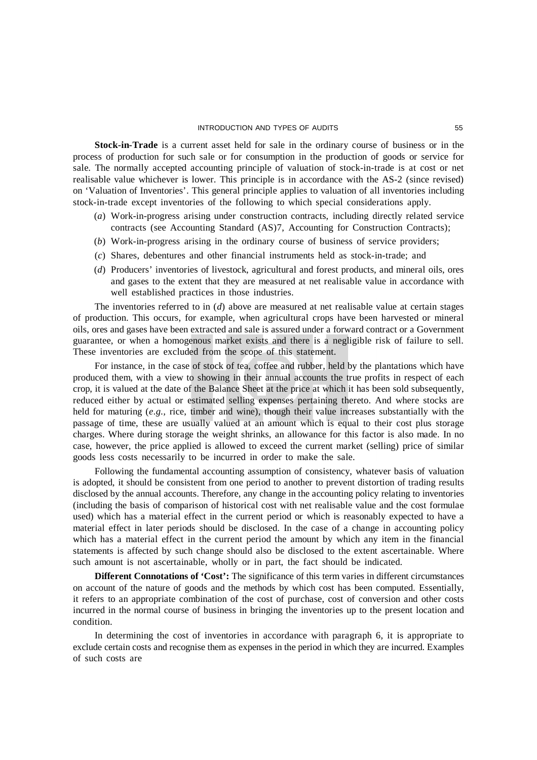**Stock-in-Trade** is a current asset held for sale in the ordinary course of business or in the process of production for such sale or for consumption in the production of goods or service for sale. The normally accepted accounting principle of valuation of stock-in-trade is at cost or net realisable value whichever is lower. This principle is in accordance with the AS-2 (since revised) on 'Valuation of Inventories'. This general principle applies to valuation of all inventories including stock-in-trade except inventories of the following to which special considerations apply.

(*a*) Work-in-progress arising under construction contracts, including directly related service contracts (see Accounting Standard (AS)7, Accounting for Construction Contracts);

(*b*) Work-in-progress arising in the ordinary course of business of service providers;

(*c*) Shares, debentures and other financial instruments held as stock-in-trade; and

(*d*) Producers' inventories of livestock, agricultural and forest products, and mineral oils, ores and gases to the extent that they are measured at net realisable value in accordance with well established practices in those industries.

The inventories referred to in (*d*) above are measured at net realisable value at certain stages of production. This occurs, for example, when agricultural crops have been harvested or mineral oils, ores and gases have been extracted and sale is assured under a forward contract or a Government guarantee, or when a homogenous market exists and there is a negligible risk of failure to sell. These inventories are excluded from the scope of this statement.

For instance, in the case of stock of tea, coffee and rubber, held by the plantations which have produced them, with a view to showing in their annual accounts the true profits in respect of each crop, it is valued at the date of the Balance Sheet at the price at which it has been sold subsequently, reduced either by actual or estimated selling expenses pertaining thereto. And where stocks are held for maturing (*e.g.*, rice, timber and wine), though their value increases substantially with the passage of time, these are usually valued at an amount which is equal to their cost plus storage charges. Where during storage the weight shrinks, an allowance for this factor is also made. In no case, however, the price applied is allowed to exceed the current market (selling) price of similar goods less costs necessarily to be incurred in order to make the sale.

Following the fundamental accounting assumption of consistency, whatever basis of valuation is adopted, it should be consistent from one period to another to prevent distortion of trading results disclosed by the annual accounts. Therefore, any change in the accounting policy relating to inventories (including the basis of comparison of historical cost with net realisable value and the cost formulae used) which has a material effect in the current period or which is reasonably expected to have a material effect in later periods should be disclosed. In the case of a change in accounting policy which has a material effect in the current period the amount by which any item in the financial statements is affected by such change should also be disclosed to the extent ascertainable. Where such amount is not ascertainable, wholly or in part, the fact should be indicated.

**Different Connotations of 'Cost':** The significance of this term varies in different circumstances on account of the nature of goods and the methods by which cost has been computed. Essentially, it refers to an appropriate combination of the cost of purchase, cost of conversion and other costs incurred in the normal course of business in bringing the inventories up to the present location and condition.

In determining the cost of inventories in accordance with paragraph 6, it is appropriate to exclude certain costs and recognise them as expenses in the period in which they are incurred. Examples of such costs are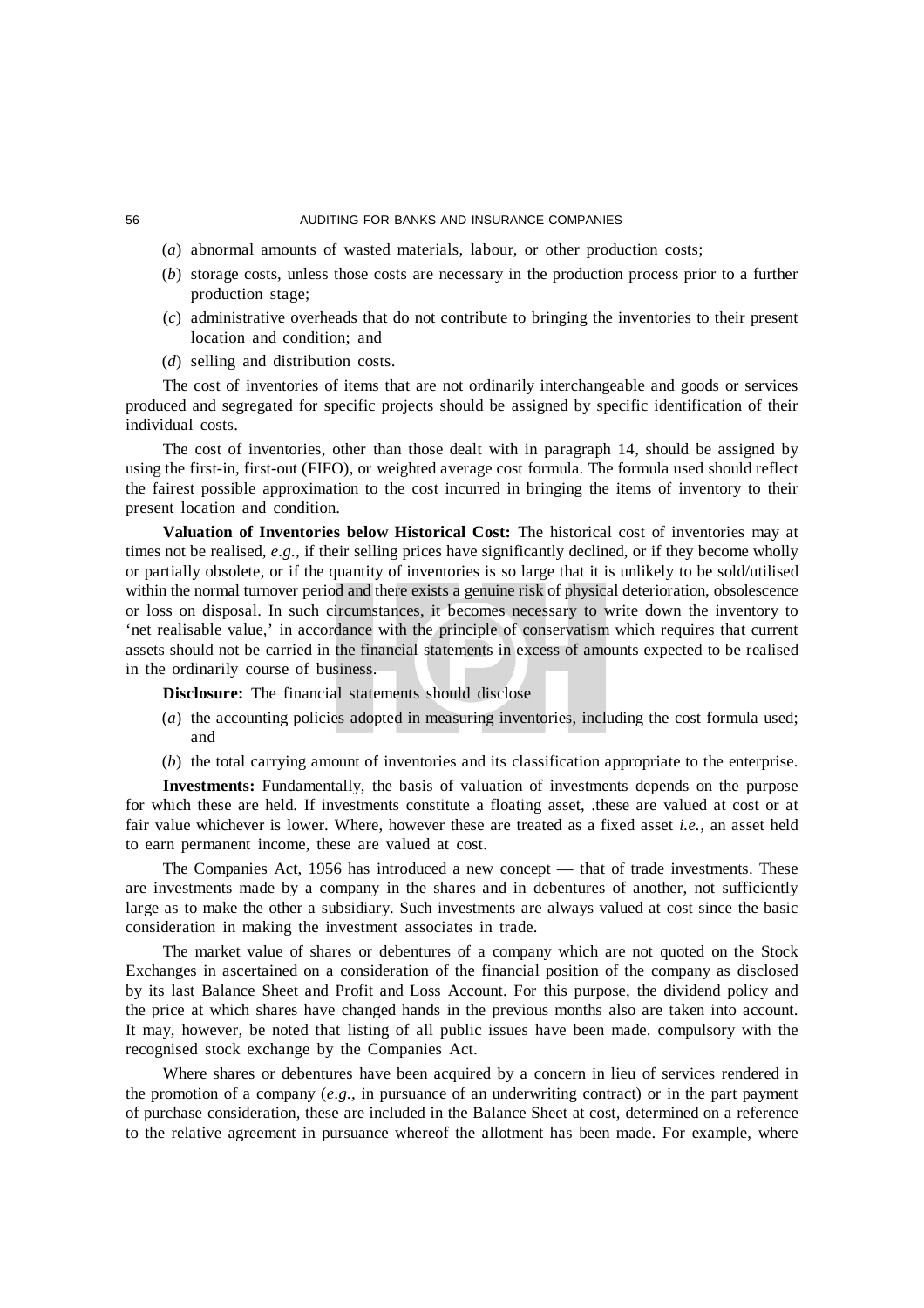(*a*) abnormal amounts of wasted materials, labour, or other production costs;

(*b*) storage costs, unless those costs are necessary in the production process prior to a further production stage;

(*c*) administrative overheads that do not contribute to bringing the inventories to their present location and condition; and

(*d*) selling and distribution costs.

The cost of inventories of items that are not ordinarily interchangeable and goods or services produced and segregated for specific projects should be assigned by specific identification of their individual costs.

The cost of inventories, other than those dealt with in paragraph 14, should be assigned by using the first-in, first-out (FIFO), or weighted average cost formula. The formula used should reflect the fairest possible approximation to the cost incurred in bringing the items of inventory to their present location and condition.

**Valuation of Inventories below Historical Cost:** The historical cost of inventories may at times not be realised, *e.g.*, if their selling prices have significantly declined, or if they become wholly or partially obsolete, or if the quantity of inventories is so large that it is unlikely to be sold/utilised within the normal turnover period and there exists a genuine risk of physical deterioration, obsolescence or loss on disposal. In such circumstances, it becomes necessary to write down the inventory to 'net realisable value,' in accordance with the principle of conservatism which requires that current assets should not be carried in the financial statements in excess of amounts expected to be realised in the ordinarily course of business.

**Disclosure:** The financial statements should disclose

(*a*) the accounting policies adopted in measuring inventories, including the cost formula used; and

(*b*) the total carrying amount of inventories and its classification appropriate to the enterprise.

**Investments:** Fundamentally, the basis of valuation of investments depends on the purpose for which these are held. If investments constitute a floating asset, .these are valued at cost or at fair value whichever is lower. Where, however these are treated as a fixed asset *i.e.*, an asset held to earn permanent income, these are valued at cost.

The Companies Act, 1956 has introduced a new concept — that of trade investments. These are investments made by a company in the shares and in debentures of another, not sufficiently large as to make the other a subsidiary. Such investments are always valued at cost since the basic consideration in making the investment associates in trade.

The market value of shares or debentures of a company which are not quoted on the Stock Exchanges in ascertained on a consideration of the financial position of the company as disclosed by its last Balance Sheet and Profit and Loss Account. For this purpose, the dividend policy and the price at which shares have changed hands in the previous months also are taken into account. It may, however, be noted that listing of all public issues have been made. compulsory with the recognised stock exchange by the Companies Act.

Where shares or debentures have been acquired by a concern in lieu of services rendered in the promotion of a company (*e.g.*, in pursuance of an underwriting contract) or in the part payment of purchase consideration, these are included in the Balance Sheet at cost, determined on a reference to the relative agreement in pursuance whereof the allotment has been made. For example, where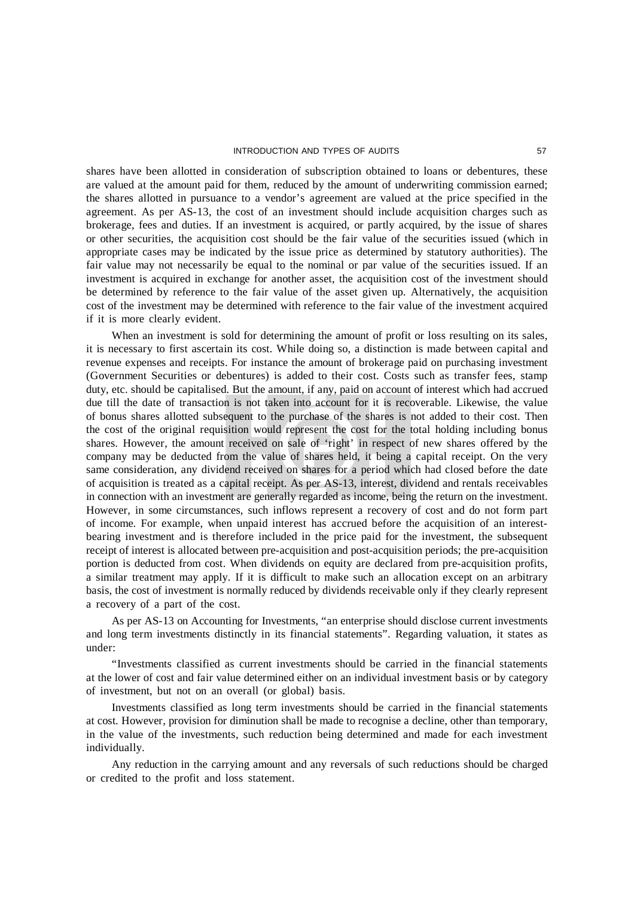shares have been allotted in consideration of subscription obtained to loans or debentures, these are valued at the amount paid for them, reduced by the amount of underwriting commission earned; the shares allotted in pursuance to a vendor's agreement are valued at the price specified in the agreement. As per AS-13, the cost of an investment should include acquisition charges such as brokerage, fees and duties. If an investment is acquired, or partly acquired, by the issue of shares or other securities, the acquisition cost should be the fair value of the securities issued (which in appropriate cases may be indicated by the issue price as determined by statutory authorities). The fair value may not necessarily be equal to the nominal or par value of the securities issued. If an investment is acquired in exchange for another asset, the acquisition cost of the investment should be determined by reference to the fair value of the asset given up. Alternatively, the acquisition cost of the investment may be determined with reference to the fair value of the investment acquired if it is more clearly evident.

When an investment is sold for determining the amount of profit or loss resulting on its sales, it is necessary to first ascertain its cost. While doing so, a distinction is made between capital and revenue expenses and receipts. For instance the amount of brokerage paid on purchasing investment (Government Securities or debentures) is added to their cost. Costs such as transfer fees, stamp duty, etc. should be capitalised. But the amount, if any, paid on account of interest which had accrued due till the date of transaction is not taken into account for it is recoverable. Likewise, the value of bonus shares allotted subsequent to the purchase of the shares is not added to their cost. Then the cost of the original requisition would represent the cost for the total holding including bonus shares. However, the amount received on sale of 'right' in respect of new shares offered by the company may be deducted from the value of shares held, it being a capital receipt. On the very same consideration, any dividend received on shares for a period which had closed before the date of acquisition is treated as a capital receipt. As per AS-13, interest, dividend and rentals receivables in connection with an investment are generally regarded as income, being the return on the investment. However, in some circumstances, such inflows represent a recovery of cost and do not form part of income. For example, when unpaid interest has accrued before the acquisition of an interest-bearing investment and is therefore included in the price paid for the investment, the subsequent receipt of interest is allocated between pre-acquisition and post-acquisition periods; the pre-acquisition portion is deducted from cost. When dividends on equity are declared from pre-acquisition profits, a similar treatment may apply. If it is difficult to make such an allocation except on an arbitrary basis, the cost of investment is normally reduced by dividends receivable only if they clearly represent a recovery of a part of the cost.

As per AS-13 on Accounting for Investments, "an enterprise should disclose current investments and long term investments distinctly in its financial statements". Regarding valuation, it states as under:

"Investments classified as current investments should be carried in the financial statements at the lower of cost and fair value determined either on an individual investment basis or by category of investment, but not on an overall (or global) basis.

Investments classified as long term investments should be carried in the financial statements at cost. However, provision for diminution shall be made to recognise a decline, other than temporary, in the value of the investments, such reduction being determined and made for each investment individually.

Any reduction in the carrying amount and any reversals of such reductions should be charged or credited to the profit and loss statement.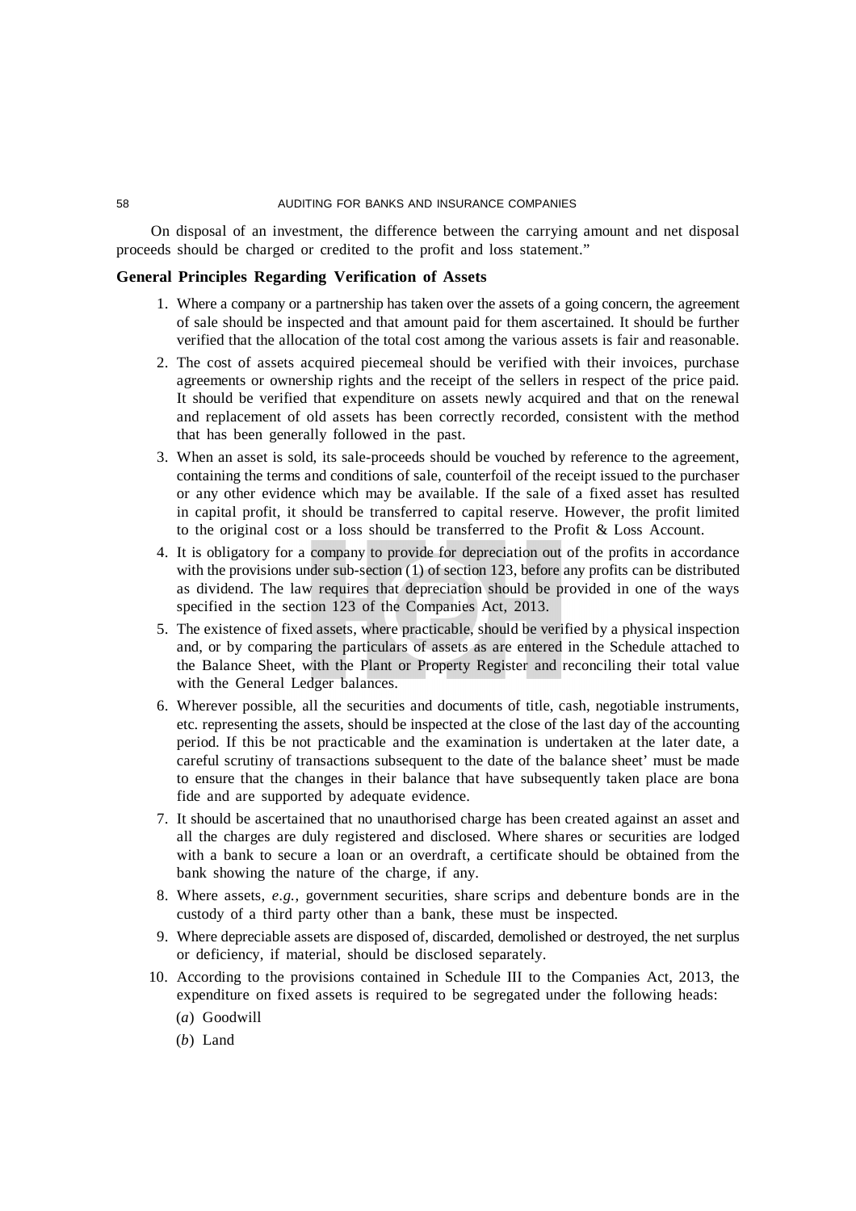On disposal of an investment, the difference between the carrying amount and net disposal proceeds should be charged or credited to the profit and loss statement."

**General Principles Regarding Verification of Assets**

1. Where a company or a partnership has taken over the assets of a going concern, the agreement of sale should be inspected and that amount paid for them ascertained. It should be further verified that the allocation of the total cost among the various assets is fair and reasonable.
2. The cost of assets acquired piecemeal should be verified with their invoices, purchase agreements or ownership rights and the receipt of the sellers in respect of the price paid. It should be verified that expenditure on assets newly acquired and that on the renewal and replacement of old assets has been correctly recorded, consistent with the method that has been generally followed in the past.
3. When an asset is sold, its sale-proceeds should be vouched by reference to the agreement, containing the terms and conditions of sale, counterfoil of the receipt issued to the purchaser or any other evidence which may be available. If the sale of a fixed asset has resulted in capital profit, it should be transferred to capital reserve. However, the profit limited to the original cost or a loss should be transferred to the Profit & Loss Account.
4. It is obligatory for a company to provide for depreciation out of the profits in accordance with the provisions under sub-section (1) of section 123, before any profits can be distributed as dividend. The law requires that depreciation should be provided in one of the ways specified in the section 123 of the Companies Act, 2013.
5. The existence of fixed assets, where practicable, should be verified by a physical inspection and, or by comparing the particulars of assets as are entered in the Schedule attached to the Balance Sheet, with the Plant or Property Register and reconciling their total value with the General Ledger balances.
6. Wherever possible, all the securities and documents of title, cash, negotiable instruments, etc. representing the assets, should be inspected at the close of the last day of the accounting period. If this be not practicable and the examination is undertaken at the later date, a careful scrutiny of transactions subsequent to the date of the balance sheet' must be made to ensure that the changes in their balance that have subsequently taken place are bona fide and are supported by adequate evidence.
7. It should be ascertained that no unauthorised charge has been created against an asset and all the charges are duly registered and disclosed. Where shares or securities are lodged with a bank to secure a loan or an overdraft, a certificate should be obtained from the bank showing the nature of the charge, if any.
8. Where assets, *e.g.*, government securities, share scrips and debenture bonds are in the custody of a third party other than a bank, these must be inspected.
9. Where depreciable assets are disposed of, discarded, demolished or destroyed, the net surplus or deficiency, if material, should be disclosed separately.
10. According to the provisions contained in Schedule III to the Companies Act, 2013, the expenditure on fixed assets is required to be segregated under the following heads:
    (*a*) Goodwill
    (*b*) Land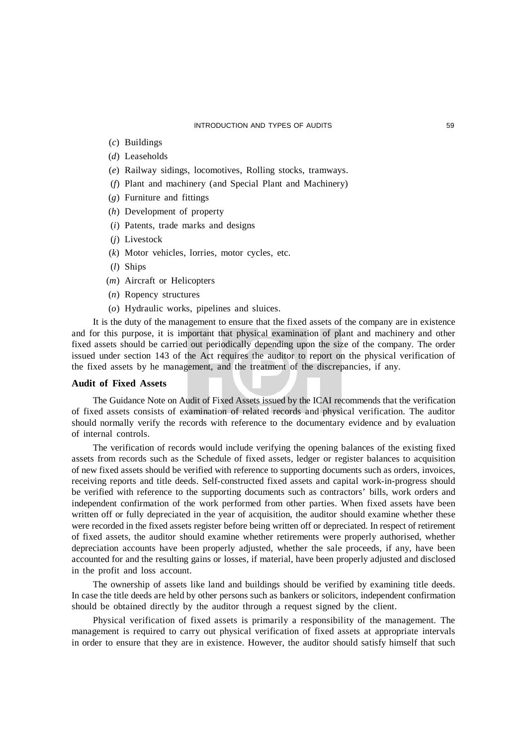(*c*) Buildings

(*d*) Leaseholds

(*e*) Railway sidings, locomotives, Rolling stocks, tramways.

(*f*) Plant and machinery (and Special Plant and Machinery)

(*g*) Furniture and fittings

(*h*) Development of property

(*i*) Patents, trade marks and designs

(*j*) Livestock

(*k*) Motor vehicles, lorries, motor cycles, etc.

(*l*) Ships

(*m*) Aircraft or Helicopters

(*n*) Ropency structures

(*o*) Hydraulic works, pipelines and sluices.

It is the duty of the management to ensure that the fixed assets of the company are in existence and for this purpose, it is important that physical examination of plant and machinery and other fixed assets should be carried out periodically depending upon the size of the company. The order issued under section 143 of the Act requires the auditor to report on the physical verification of the fixed assets by he management, and the treatment of the discrepancies, if any.

### Audit of Fixed Assets

The Guidance Note on Audit of Fixed Assets issued by the ICAI recommends that the verification of fixed assets consists of examination of related records and physical verification. The auditor should normally verify the records with reference to the documentary evidence and by evaluation of internal controls.

The verification of records would include verifying the opening balances of the existing fixed assets from records such as the Schedule of fixed assets, ledger or register balances to acquisition of new fixed assets should be verified with reference to supporting documents such as orders, invoices, receiving reports and title deeds. Self-constructed fixed assets and capital work-in-progress should be verified with reference to the supporting documents such as contractors' bills, work orders and independent confirmation of the work performed from other parties. When fixed assets have been written off or fully depreciated in the year of acquisition, the auditor should examine whether these were recorded in the fixed assets register before being written off or depreciated. In respect of retirement of fixed assets, the auditor should examine whether retirements were properly authorised, whether depreciation accounts have been properly adjusted, whether the sale proceeds, if any, have been accounted for and the resulting gains or losses, if material, have been properly adjusted and disclosed in the profit and loss account.

The ownership of assets like land and buildings should be verified by examining title deeds. In case the title deeds are held by other persons such as bankers or solicitors, independent confirmation should be obtained directly by the auditor through a request signed by the client.

Physical verification of fixed assets is primarily a responsibility of the management. The management is required to carry out physical verification of fixed assets at appropriate intervals in order to ensure that they are in existence. However, the auditor should satisfy himself that such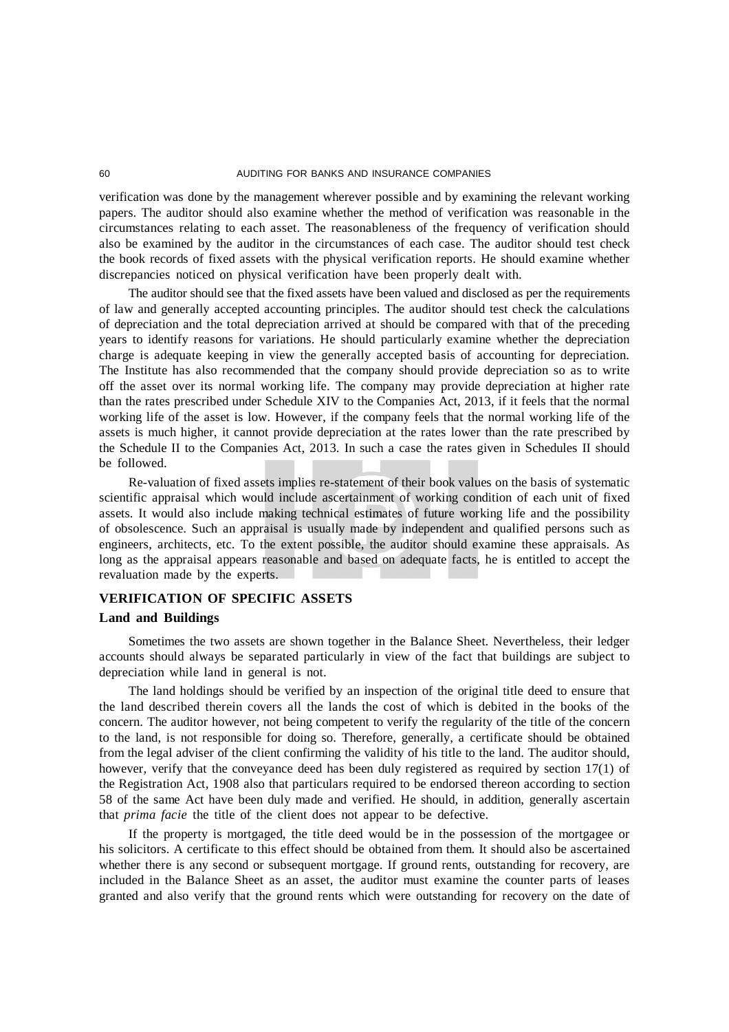verification was done by the management wherever possible and by examining the relevant working papers. The auditor should also examine whether the method of verification was reasonable in the circumstances relating to each asset. The reasonableness of the frequency of verification should also be examined by the auditor in the circumstances of each case. The auditor should test check the book records of fixed assets with the physical verification reports. He should examine whether discrepancies noticed on physical verification have been properly dealt with.

The auditor should see that the fixed assets have been valued and disclosed as per the requirements of law and generally accepted accounting principles. The auditor should test check the calculations of depreciation and the total depreciation arrived at should be compared with that of the preceding years to identify reasons for variations. He should particularly examine whether the depreciation charge is adequate keeping in view the generally accepted basis of accounting for depreciation. The Institute has also recommended that the company should provide depreciation so as to write off the asset over its normal working life. The company may provide depreciation at higher rate than the rates prescribed under Schedule XIV to the Companies Act, 2013, if it feels that the normal working life of the asset is low. However, if the company feels that the normal working life of the assets is much higher, it cannot provide depreciation at the rates lower than the rate prescribed by the Schedule II to the Companies Act, 2013. In such a case the rates given in Schedules II should be followed.

Re-valuation of fixed assets implies re-statement of their book values on the basis of systematic scientific appraisal which would include ascertainment of working condition of each unit of fixed assets. It would also include making technical estimates of future working life and the possibility of obsolescence. Such an appraisal is usually made by independent and qualified persons such as engineers, architects, etc. To the extent possible, the auditor should examine these appraisals. As long as the appraisal appears reasonable and based on adequate facts, he is entitled to accept the revaluation made by the experts.

## VERIFICATION OF SPECIFIC ASSETS

### Land and Buildings

Sometimes the two assets are shown together in the Balance Sheet. Nevertheless, their ledger accounts should always be separated particularly in view of the fact that buildings are subject to depreciation while land in general is not.

The land holdings should be verified by an inspection of the original title deed to ensure that the land described therein covers all the lands the cost of which is debited in the books of the concern. The auditor however, not being competent to verify the regularity of the title of the concern to the land, is not responsible for doing so. Therefore, generally, a certificate should be obtained from the legal adviser of the client confirming the validity of his title to the land. The auditor should, however, verify that the conveyance deed has been duly registered as required by section 17(1) of the Registration Act, 1908 also that particulars required to be endorsed thereon according to section 58 of the same Act have been duly made and verified. He should, in addition, generally ascertain that *prima facie* the title of the client does not appear to be defective.

If the property is mortgaged, the title deed would be in the possession of the mortgagee or his solicitors. A certificate to this effect should be obtained from them. It should also be ascertained whether there is any second or subsequent mortgage. If ground rents, outstanding for recovery, are included in the Balance Sheet as an asset, the auditor must examine the counter parts of leases granted and also verify that the ground rents which were outstanding for recovery on the date of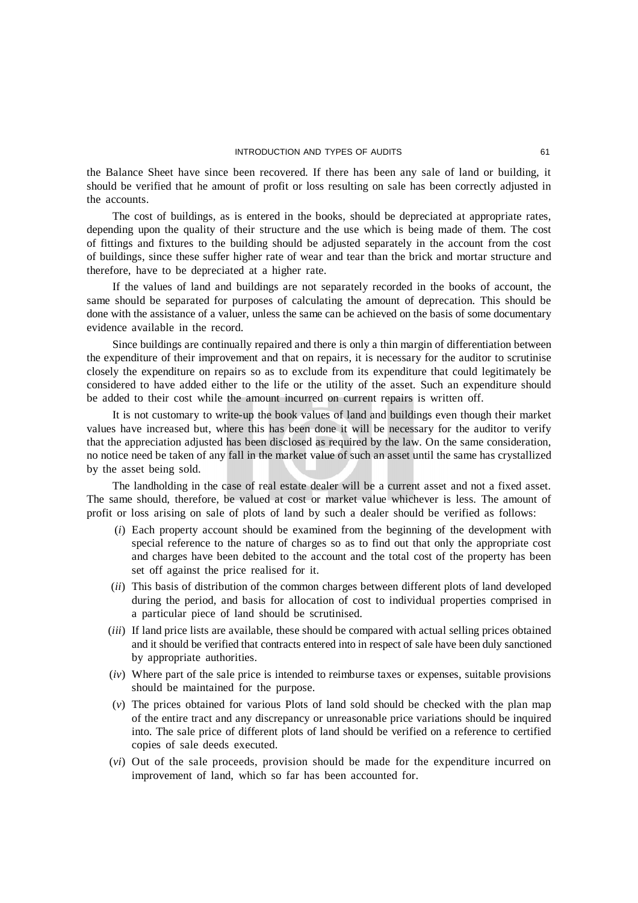the Balance Sheet have since been recovered. If there has been any sale of land or building, it should be verified that he amount of profit or loss resulting on sale has been correctly adjusted in the accounts.

The cost of buildings, as is entered in the books, should be depreciated at appropriate rates, depending upon the quality of their structure and the use which is being made of them. The cost of fittings and fixtures to the building should be adjusted separately in the account from the cost of buildings, since these suffer higher rate of wear and tear than the brick and mortar structure and therefore, have to be depreciated at a higher rate.

If the values of land and buildings are not separately recorded in the books of account, the same should be separated for purposes of calculating the amount of deprecation. This should be done with the assistance of a valuer, unless the same can be achieved on the basis of some documentary evidence available in the record.

Since buildings are continually repaired and there is only a thin margin of differentiation between the expenditure of their improvement and that on repairs, it is necessary for the auditor to scrutinise closely the expenditure on repairs so as to exclude from its expenditure that could legitimately be considered to have added either to the life or the utility of the asset. Such an expenditure should be added to their cost while the amount incurred on current repairs is written off.

It is not customary to write-up the book values of land and buildings even though their market values have increased but, where this has been done it will be necessary for the auditor to verify that the appreciation adjusted has been disclosed as required by the law. On the same consideration, no notice need be taken of any fall in the market value of such an asset until the same has crystallized by the asset being sold.

The landholding in the case of real estate dealer will be a current asset and not a fixed asset. The same should, therefore, be valued at cost or market value whichever is less. The amount of profit or loss arising on sale of plots of land by such a dealer should be verified as follows:

(*i*) Each property account should be examined from the beginning of the development with special reference to the nature of charges so as to find out that only the appropriate cost and charges have been debited to the account and the total cost of the property has been set off against the price realised for it.

(*ii*) This basis of distribution of the common charges between different plots of land developed during the period, and basis for allocation of cost to individual properties comprised in a particular piece of land should be scrutinised.

(*iii*) If land price lists are available, these should be compared with actual selling prices obtained and it should be verified that contracts entered into in respect of sale have been duly sanctioned by appropriate authorities.

(*iv*) Where part of the sale price is intended to reimburse taxes or expenses, suitable provisions should be maintained for the purpose.

(*v*) The prices obtained for various Plots of land sold should be checked with the plan map of the entire tract and any discrepancy or unreasonable price variations should be inquired into. The sale price of different plots of land should be verified on a reference to certified copies of sale deeds executed.

(*vi*) Out of the sale proceeds, provision should be made for the expenditure incurred on improvement of land, which so far has been accounted for.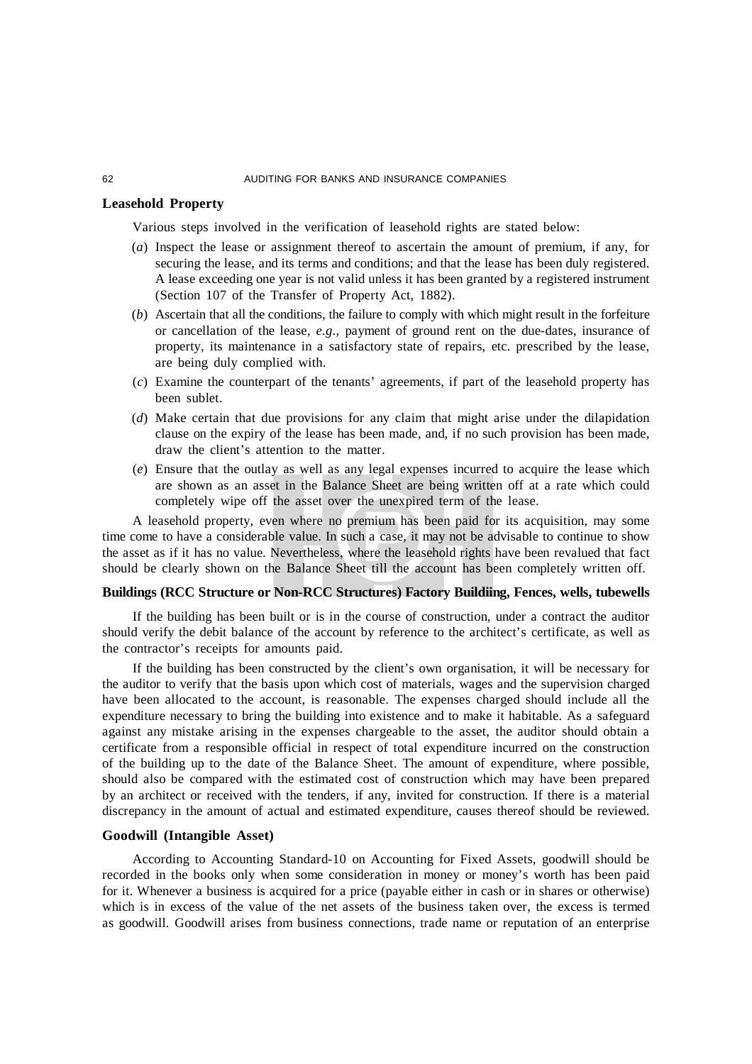### Leasehold Property

Various steps involved in the verification of leasehold rights are stated below:

(*a*) Inspect the lease or assignment thereof to ascertain the amount of premium, if any, for securing the lease, and its terms and conditions; and that the lease has been duly registered. A lease exceeding one year is not valid unless it has been granted by a registered instrument (Section 107 of the Transfer of Property Act, 1882).

(*b*) Ascertain that all the conditions, the failure to comply with which might result in the forfeiture or cancellation of the lease, *e.g.*, payment of ground rent on the due-dates, insurance of property, its maintenance in a satisfactory state of repairs, etc. prescribed by the lease, are being duly complied with.

(*c*) Examine the counterpart of the tenants' agreements, if part of the leasehold property has been sublet.

(*d*) Make certain that due provisions for any claim that might arise under the dilapidation clause on the expiry of the lease has been made, and, if no such provision has been made, draw the client's attention to the matter.

(*e*) Ensure that the outlay as well as any legal expenses incurred to acquire the lease which are shown as an asset in the Balance Sheet are being written off at a rate which could completely wipe off the asset over the unexpired term of the lease.

A leasehold property, even where no premium has been paid for its acquisition, may some time come to have a considerable value. In such a case, it may not be advisable to continue to show the asset as if it has no value. Nevertheless, where the leasehold rights have been revalued that fact should be clearly shown on the Balance Sheet till the account has been completely written off.

### Buildings (RCC Structure or Non-RCC Structures) Factory Buildiing, Fences, wells, tubewells

If the building has been built or is in the course of construction, under a contract the auditor should verify the debit balance of the account by reference to the architect's certificate, as well as the contractor's receipts for amounts paid.

If the building has been constructed by the client's own organisation, it will be necessary for the auditor to verify that the basis upon which cost of materials, wages and the supervision charged have been allocated to the account, is reasonable. The expenses charged should include all the expenditure necessary to bring the building into existence and to make it habitable. As a safeguard against any mistake arising in the expenses chargeable to the asset, the auditor should obtain a certificate from a responsible official in respect of total expenditure incurred on the construction of the building up to the date of the Balance Sheet. The amount of expenditure, where possible, should also be compared with the estimated cost of construction which may have been prepared by an architect or received with the tenders, if any, invited for construction. If there is a material discrepancy in the amount of actual and estimated expenditure, causes thereof should be reviewed.

### Goodwill (Intangible Asset)

According to Accounting Standard-10 on Accounting for Fixed Assets, goodwill should be recorded in the books only when some consideration in money or money's worth has been paid for it. Whenever a business is acquired for a price (payable either in cash or in shares or otherwise) which is in excess of the value of the net assets of the business taken over, the excess is termed as goodwill. Goodwill arises from business connections, trade name or reputation of an enterprise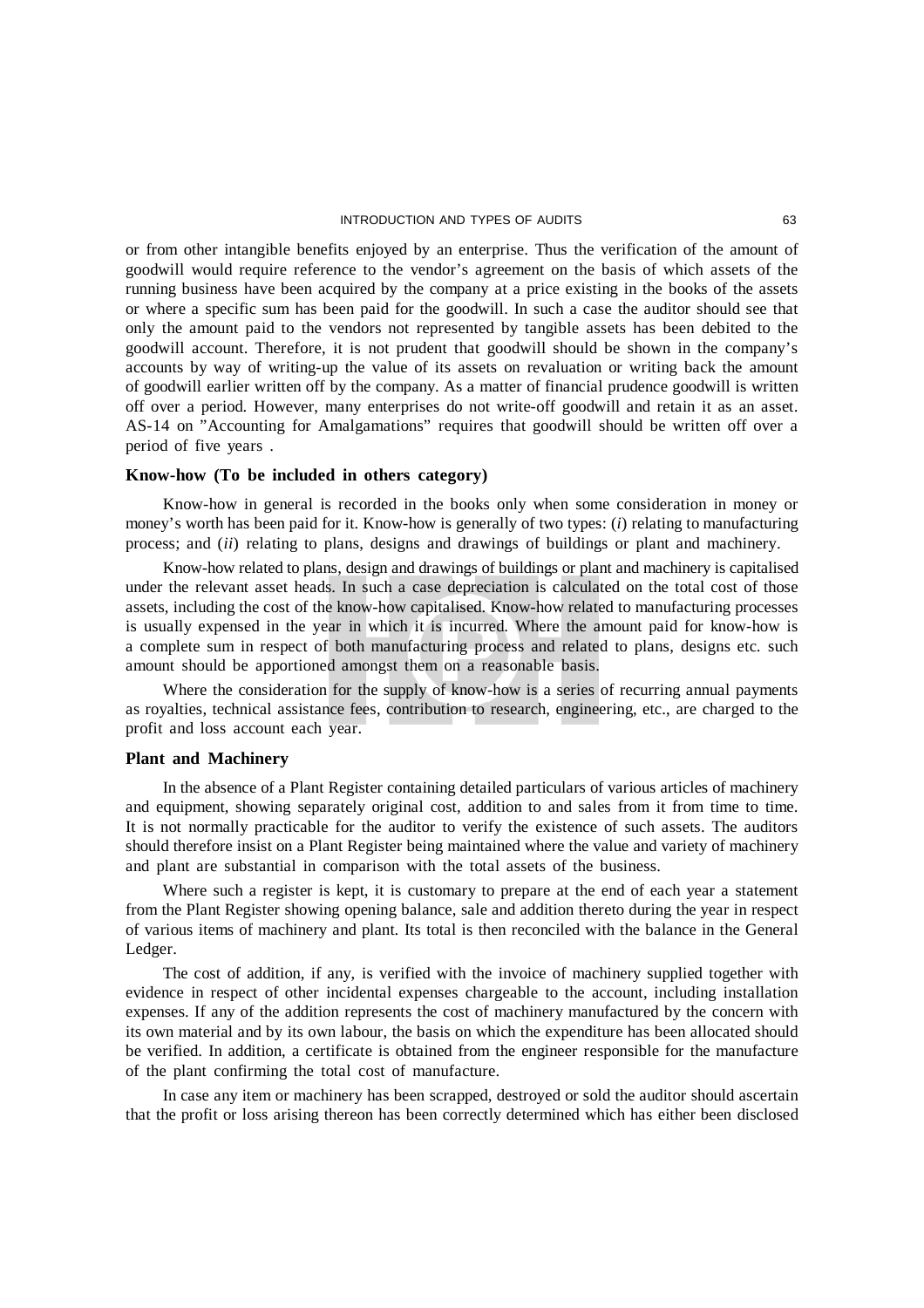or from other intangible benefits enjoyed by an enterprise. Thus the verification of the amount of goodwill would require reference to the vendor's agreement on the basis of which assets of the running business have been acquired by the company at a price existing in the books of the assets or where a specific sum has been paid for the goodwill. In such a case the auditor should see that only the amount paid to the vendors not represented by tangible assets has been debited to the goodwill account. Therefore, it is not prudent that goodwill should be shown in the company's accounts by way of writing-up the value of its assets on revaluation or writing back the amount of goodwill earlier written off by the company. As a matter of financial prudence goodwill is written off over a period. However, many enterprises do not write-off goodwill and retain it as an asset. AS-14 on "Accounting for Amalgamations" requires that goodwill should be written off over a period of five years .

**Know-how (To be included in others category)**

Know-how in general is recorded in the books only when some consideration in money or money's worth has been paid for it. Know-how is generally of two types: (*i*) relating to manufacturing process; and (*ii*) relating to plans, designs and drawings of buildings or plant and machinery.

Know-how related to plans, design and drawings of buildings or plant and machinery is capitalised under the relevant asset heads. In such a case depreciation is calculated on the total cost of those assets, including the cost of the know-how capitalised. Know-how related to manufacturing processes is usually expensed in the year in which it is incurred. Where the amount paid for know-how is a complete sum in respect of both manufacturing process and related to plans, designs etc. such amount should be apportioned amongst them on a reasonable basis.

Where the consideration for the supply of know-how is a series of recurring annual payments as royalties, technical assistance fees, contribution to research, engineering, etc., are charged to the profit and loss account each year.

**Plant and Machinery**

In the absence of a Plant Register containing detailed particulars of various articles of machinery and equipment, showing separately original cost, addition to and sales from it from time to time. It is not normally practicable for the auditor to verify the existence of such assets. The auditors should therefore insist on a Plant Register being maintained where the value and variety of machinery and plant are substantial in comparison with the total assets of the business.

Where such a register is kept, it is customary to prepare at the end of each year a statement from the Plant Register showing opening balance, sale and addition thereto during the year in respect of various items of machinery and plant. Its total is then reconciled with the balance in the General Ledger.

The cost of addition, if any, is verified with the invoice of machinery supplied together with evidence in respect of other incidental expenses chargeable to the account, including installation expenses. If any of the addition represents the cost of machinery manufactured by the concern with its own material and by its own labour, the basis on which the expenditure has been allocated should be verified. In addition, a certificate is obtained from the engineer responsible for the manufacture of the plant confirming the total cost of manufacture.

In case any item or machinery has been scrapped, destroyed or sold the auditor should ascertain that the profit or loss arising thereon has been correctly determined which has either been disclosed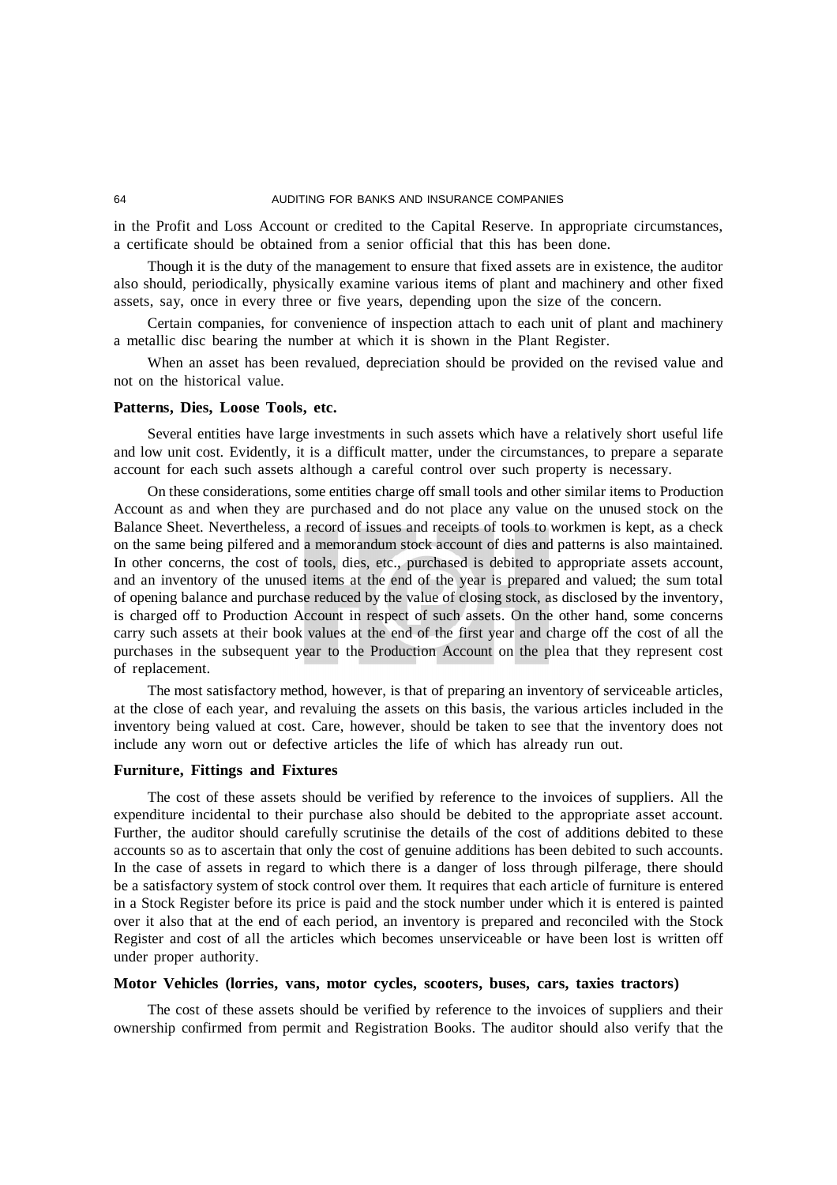in the Profit and Loss Account or credited to the Capital Reserve. In appropriate circumstances, a certificate should be obtained from a senior official that this has been done.

Though it is the duty of the management to ensure that fixed assets are in existence, the auditor also should, periodically, physically examine various items of plant and machinery and other fixed assets, say, once in every three or five years, depending upon the size of the concern.

Certain companies, for convenience of inspection attach to each unit of plant and machinery a metallic disc bearing the number at which it is shown in the Plant Register.

When an asset has been revalued, depreciation should be provided on the revised value and not on the historical value.

### Patterns, Dies, Loose Tools, etc.

Several entities have large investments in such assets which have a relatively short useful life and low unit cost. Evidently, it is a difficult matter, under the circumstances, to prepare a separate account for each such assets although a careful control over such property is necessary.

On these considerations, some entities charge off small tools and other similar items to Production Account as and when they are purchased and do not place any value on the unused stock on the Balance Sheet. Nevertheless, a record of issues and receipts of tools to workmen is kept, as a check on the same being pilfered and a memorandum stock account of dies and patterns is also maintained. In other concerns, the cost of tools, dies, etc., purchased is debited to appropriate assets account, and an inventory of the unused items at the end of the year is prepared and valued; the sum total of opening balance and purchase reduced by the value of closing stock, as disclosed by the inventory, is charged off to Production Account in respect of such assets. On the other hand, some concerns carry such assets at their book values at the end of the first year and charge off the cost of all the purchases in the subsequent year to the Production Account on the plea that they represent cost of replacement.

The most satisfactory method, however, is that of preparing an inventory of serviceable articles, at the close of each year, and revaluing the assets on this basis, the various articles included in the inventory being valued at cost. Care, however, should be taken to see that the inventory does not include any worn out or defective articles the life of which has already run out.

### Furniture, Fittings and Fixtures

The cost of these assets should be verified by reference to the invoices of suppliers. All the expenditure incidental to their purchase also should be debited to the appropriate asset account. Further, the auditor should carefully scrutinise the details of the cost of additions debited to these accounts so as to ascertain that only the cost of genuine additions has been debited to such accounts. In the case of assets in regard to which there is a danger of loss through pilferage, there should be a satisfactory system of stock control over them. It requires that each article of furniture is entered in a Stock Register before its price is paid and the stock number under which it is entered is painted over it also that at the end of each period, an inventory is prepared and reconciled with the Stock Register and cost of all the articles which becomes unserviceable or have been lost is written off under proper authority.

### Motor Vehicles (lorries, vans, motor cycles, scooters, buses, cars, taxies tractors)

The cost of these assets should be verified by reference to the invoices of suppliers and their ownership confirmed from permit and Registration Books. The auditor should also verify that the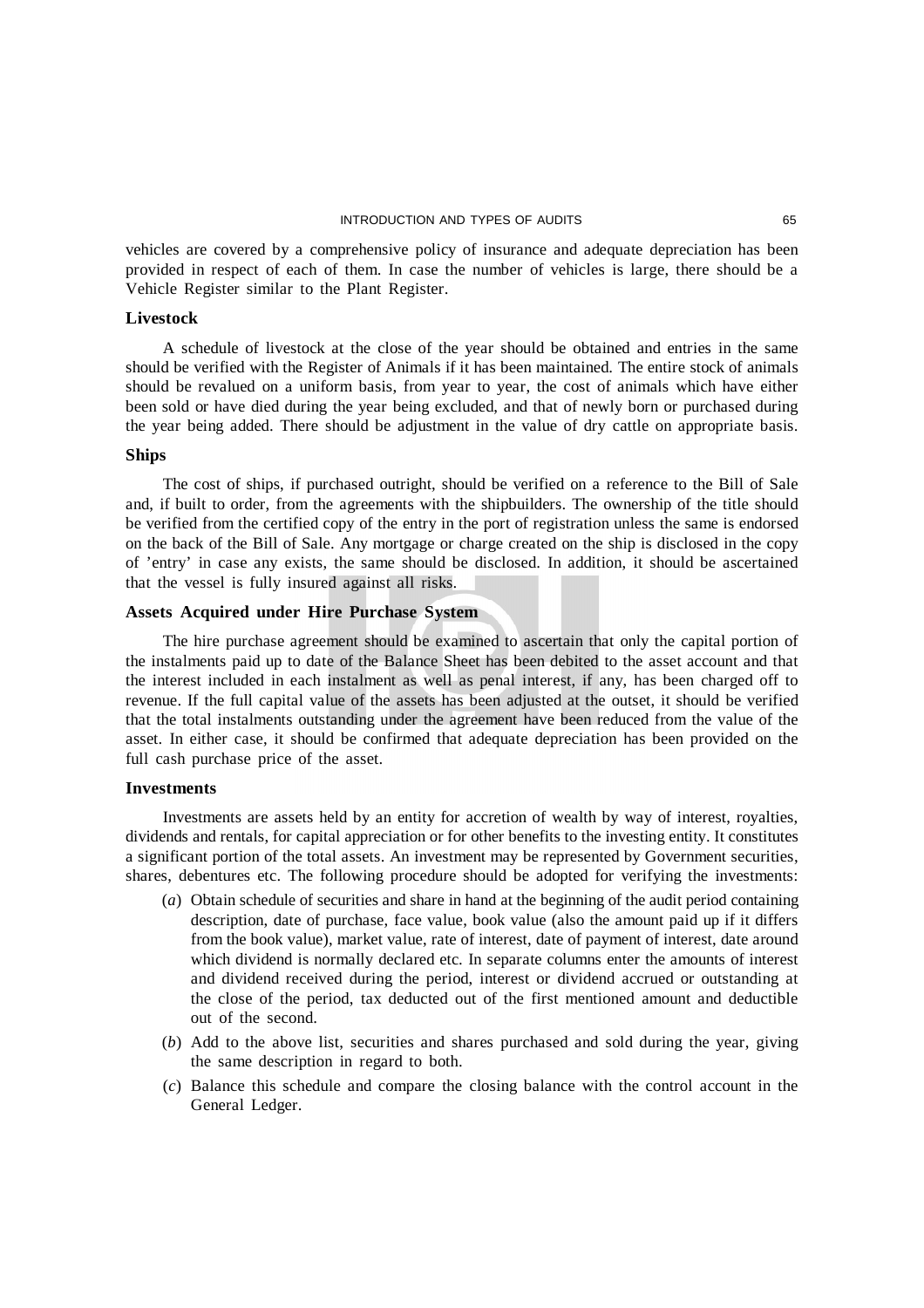vehicles are covered by a comprehensive policy of insurance and adequate depreciation has been provided in respect of each of them. In case the number of vehicles is large, there should be a Vehicle Register similar to the Plant Register.

### Livestock

A schedule of livestock at the close of the year should be obtained and entries in the same should be verified with the Register of Animals if it has been maintained. The entire stock of animals should be revalued on a uniform basis, from year to year, the cost of animals which have either been sold or have died during the year being excluded, and that of newly born or purchased during the year being added. There should be adjustment in the value of dry cattle on appropriate basis.

### Ships

The cost of ships, if purchased outright, should be verified on a reference to the Bill of Sale and, if built to order, from the agreements with the shipbuilders. The ownership of the title should be verified from the certified copy of the entry in the port of registration unless the same is endorsed on the back of the Bill of Sale. Any mortgage or charge created on the ship is disclosed in the copy of 'entry' in case any exists, the same should be disclosed. In addition, it should be ascertained that the vessel is fully insured against all risks.

### Assets Acquired under Hire Purchase System

The hire purchase agreement should be examined to ascertain that only the capital portion of the instalments paid up to date of the Balance Sheet has been debited to the asset account and that the interest included in each instalment as well as penal interest, if any, has been charged off to revenue. If the full capital value of the assets has been adjusted at the outset, it should be verified that the total instalments outstanding under the agreement have been reduced from the value of the asset. In either case, it should be confirmed that adequate depreciation has been provided on the full cash purchase price of the asset.

### Investments

Investments are assets held by an entity for accretion of wealth by way of interest, royalties, dividends and rentals, for capital appreciation or for other benefits to the investing entity. It constitutes a significant portion of the total assets. An investment may be represented by Government securities, shares, debentures etc. The following procedure should be adopted for verifying the investments:

(*a*) Obtain schedule of securities and share in hand at the beginning of the audit period containing description, date of purchase, face value, book value (also the amount paid up if it differs from the book value), market value, rate of interest, date of payment of interest, date around which dividend is normally declared etc. In separate columns enter the amounts of interest and dividend received during the period, interest or dividend accrued or outstanding at the close of the period, tax deducted out of the first mentioned amount and deductible out of the second.

(*b*) Add to the above list, securities and shares purchased and sold during the year, giving the same description in regard to both.

(*c*) Balance this schedule and compare the closing balance with the control account in the General Ledger.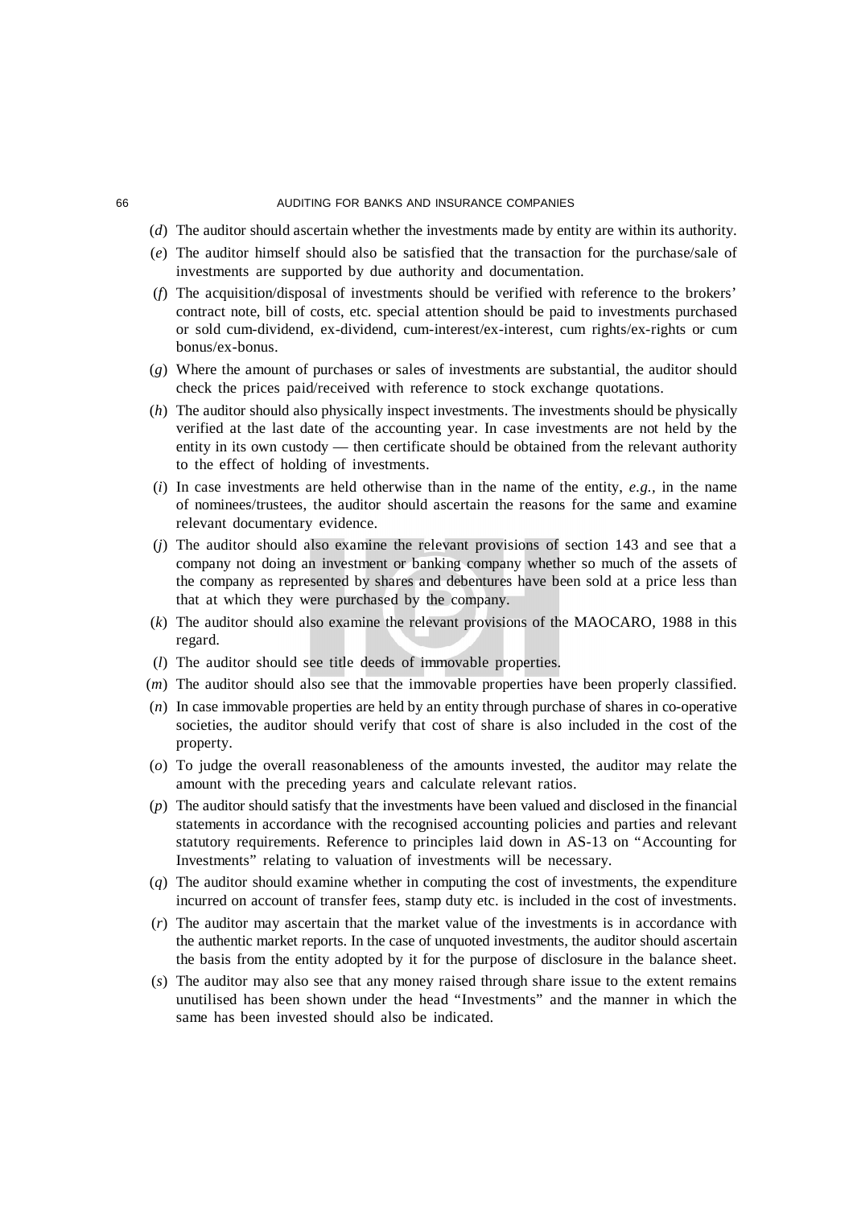(*d*) The auditor should ascertain whether the investments made by entity are within its authority.

(*e*) The auditor himself should also be satisfied that the transaction for the purchase/sale of investments are supported by due authority and documentation.

(*f*) The acquisition/disposal of investments should be verified with reference to the brokers' contract note, bill of costs, etc. special attention should be paid to investments purchased or sold cum-dividend, ex-dividend, cum-interest/ex-interest, cum rights/ex-rights or cum bonus/ex-bonus.

(*g*) Where the amount of purchases or sales of investments are substantial, the auditor should check the prices paid/received with reference to stock exchange quotations.

(*h*) The auditor should also physically inspect investments. The investments should be physically verified at the last date of the accounting year. In case investments are not held by the entity in its own custody — then certificate should be obtained from the relevant authority to the effect of holding of investments.

(*i*) In case investments are held otherwise than in the name of the entity, *e.g.*, in the name of nominees/trustees, the auditor should ascertain the reasons for the same and examine relevant documentary evidence.

(*j*) The auditor should also examine the relevant provisions of section 143 and see that a company not doing an investment or banking company whether so much of the assets of the company as represented by shares and debentures have been sold at a price less than that at which they were purchased by the company.

(*k*) The auditor should also examine the relevant provisions of the MAOCARO, 1988 in this regard.

(*l*) The auditor should see title deeds of immovable properties.

(*m*) The auditor should also see that the immovable properties have been properly classified.

(*n*) In case immovable properties are held by an entity through purchase of shares in co-operative societies, the auditor should verify that cost of share is also included in the cost of the property.

(*o*) To judge the overall reasonableness of the amounts invested, the auditor may relate the amount with the preceding years and calculate relevant ratios.

(*p*) The auditor should satisfy that the investments have been valued and disclosed in the financial statements in accordance with the recognised accounting policies and parties and relevant statutory requirements. Reference to principles laid down in AS-13 on "Accounting for Investments" relating to valuation of investments will be necessary.

(*q*) The auditor should examine whether in computing the cost of investments, the expenditure incurred on account of transfer fees, stamp duty etc. is included in the cost of investments.

(*r*) The auditor may ascertain that the market value of the investments is in accordance with the authentic market reports. In the case of unquoted investments, the auditor should ascertain the basis from the entity adopted by it for the purpose of disclosure in the balance sheet.

(*s*) The auditor may also see that any money raised through share issue to the extent remains unutilised has been shown under the head "Investments" and the manner in which the same has been invested should also be indicated.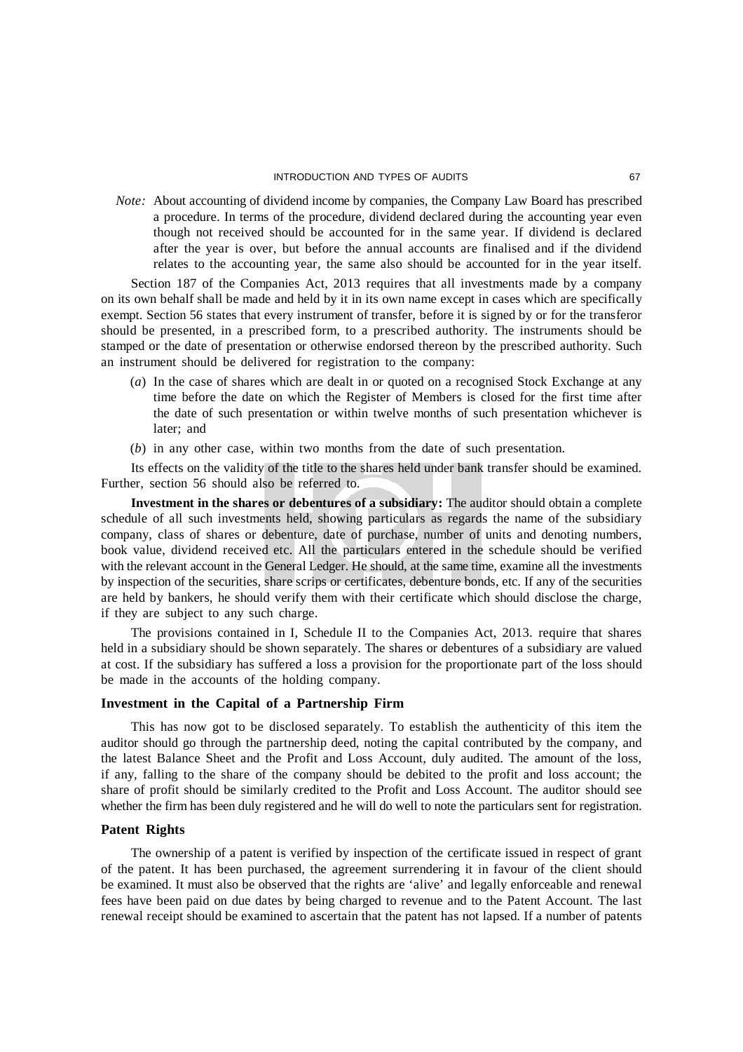*Note:* About accounting of dividend income by companies, the Company Law Board has prescribed a procedure. In terms of the procedure, dividend declared during the accounting year even though not received should be accounted for in the same year. If dividend is declared after the year is over, but before the annual accounts are finalised and if the dividend relates to the accounting year, the same also should be accounted for in the year itself.

Section 187 of the Companies Act, 2013 requires that all investments made by a company on its own behalf shall be made and held by it in its own name except in cases which are specifically exempt. Section 56 states that every instrument of transfer, before it is signed by or for the transferor should be presented, in a prescribed form, to a prescribed authority. The instruments should be stamped or the date of presentation or otherwise endorsed thereon by the prescribed authority. Such an instrument should be delivered for registration to the company:

(*a*) In the case of shares which are dealt in or quoted on a recognised Stock Exchange at any time before the date on which the Register of Members is closed for the first time after the date of such presentation or within twelve months of such presentation whichever is later; and

(*b*) in any other case, within two months from the date of such presentation.

Its effects on the validity of the title to the shares held under bank transfer should be examined. Further, section 56 should also be referred to.

**Investment in the shares or debentures of a subsidiary:** The auditor should obtain a complete schedule of all such investments held, showing particulars as regards the name of the subsidiary company, class of shares or debenture, date of purchase, number of units and denoting numbers, book value, dividend received etc. All the particulars entered in the schedule should be verified with the relevant account in the General Ledger. He should, at the same time, examine all the investments by inspection of the securities, share scrips or certificates, debenture bonds, etc. If any of the securities are held by bankers, he should verify them with their certificate which should disclose the charge, if they are subject to any such charge.

The provisions contained in I, Schedule II to the Companies Act, 2013. require that shares held in a subsidiary should be shown separately. The shares or debentures of a subsidiary are valued at cost. If the subsidiary has suffered a loss a provision for the proportionate part of the loss should be made in the accounts of the holding company.

### Investment in the Capital of a Partnership Firm

This has now got to be disclosed separately. To establish the authenticity of this item the auditor should go through the partnership deed, noting the capital contributed by the company, and the latest Balance Sheet and the Profit and Loss Account, duly audited. The amount of the loss, if any, falling to the share of the company should be debited to the profit and loss account; the share of profit should be similarly credited to the Profit and Loss Account. The auditor should see whether the firm has been duly registered and he will do well to note the particulars sent for registration.

### Patent Rights

The ownership of a patent is verified by inspection of the certificate issued in respect of grant of the patent. It has been purchased, the agreement surrendering it in favour of the client should be examined. It must also be observed that the rights are 'alive' and legally enforceable and renewal fees have been paid on due dates by being charged to revenue and to the Patent Account. The last renewal receipt should be examined to ascertain that the patent has not lapsed. If a number of patents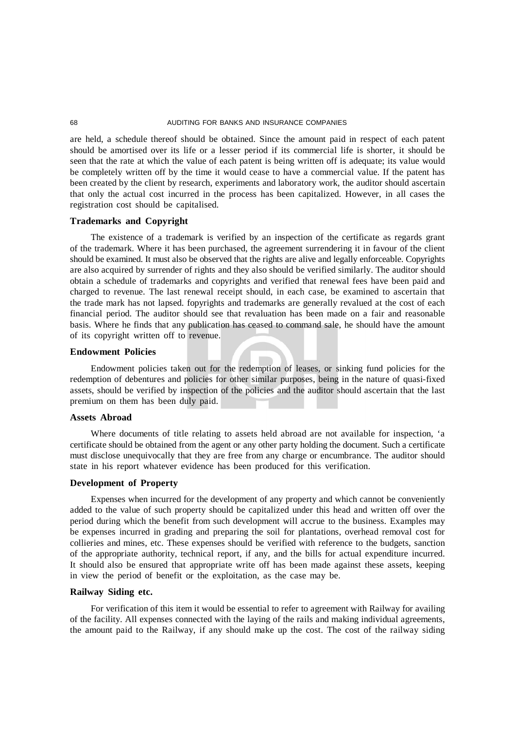are held, a schedule thereof should be obtained. Since the amount paid in respect of each patent should be amortised over its life or a lesser period if its commercial life is shorter, it should be seen that the rate at which the value of each patent is being written off is adequate; its value would be completely written off by the time it would cease to have a commercial value. If the patent has been created by the client by research, experiments and laboratory work, the auditor should ascertain that only the actual cost incurred in the process has been capitalized. However, in all cases the registration cost should be capitalised.

### Trademarks and Copyright

The existence of a trademark is verified by an inspection of the certificate as regards grant of the trademark. Where it has been purchased, the agreement surrendering it in favour of the client should be examined. It must also be observed that the rights are alive and legally enforceable. Copyrights are also acquired by surrender of rights and they also should be verified similarly. The auditor should obtain a schedule of trademarks and copyrights and verified that renewal fees have been paid and charged to revenue. The last renewal receipt should, in each case, be examined to ascertain that the trade mark has not lapsed. fopyrights and trademarks are generally revalued at the cost of each financial period. The auditor should see that revaluation has been made on a fair and reasonable basis. Where he finds that any publication has ceased to command sale, he should have the amount of its copyright written off to revenue.

### Endowment Policies

Endowment policies taken out for the redemption of leases, or sinking fund policies for the redemption of debentures and policies for other similar purposes, being in the nature of quasi-fixed assets, should be verified by inspection of the policies and the auditor should ascertain that the last premium on them has been duly paid.

### Assets Abroad

Where documents of title relating to assets held abroad are not available for inspection, 'a certificate should be obtained from the agent or any other party holding the document. Such a certificate must disclose unequivocally that they are free from any charge or encumbrance. The auditor should state in his report whatever evidence has been produced for this verification.

### Development of Property

Expenses when incurred for the development of any property and which cannot be conveniently added to the value of such property should be capitalized under this head and written off over the period during which the benefit from such development will accrue to the business. Examples may be expenses incurred in grading and preparing the soil for plantations, overhead removal cost for collieries and mines, etc. These expenses should be verified with reference to the budgets, sanction of the appropriate authority, technical report, if any, and the bills for actual expenditure incurred. It should also be ensured that appropriate write off has been made against these assets, keeping in view the period of benefit or the exploitation, as the case may be.

### Railway Siding etc.

For verification of this item it would be essential to refer to agreement with Railway for availing of the facility. All expenses connected with the laying of the rails and making individual agreements, the amount paid to the Railway, if any should make up the cost. The cost of the railway siding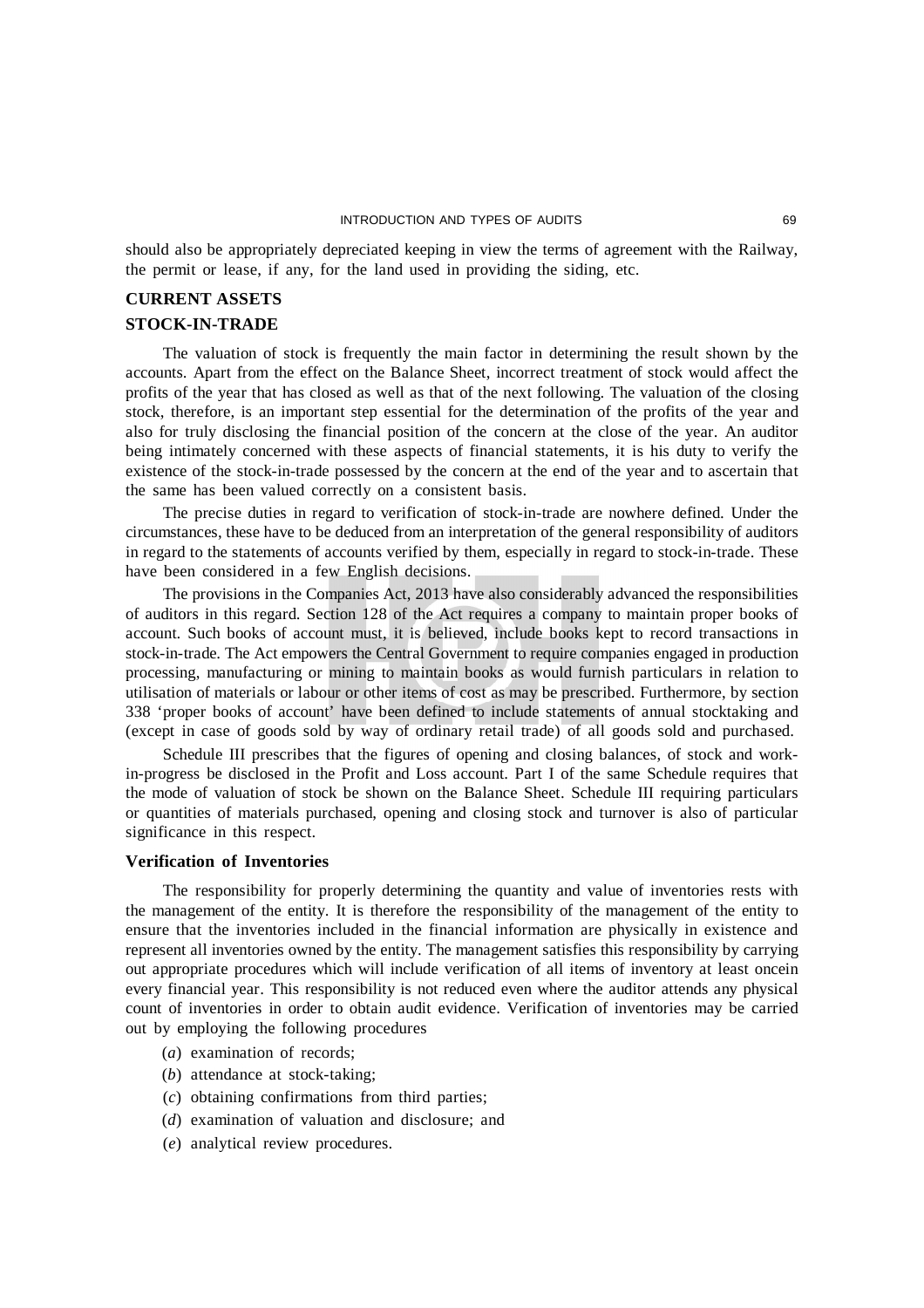should also be appropriately depreciated keeping in view the terms of agreement with the Railway, the permit or lease, if any, for the land used in providing the siding, etc.

## CURRENT ASSETS

## STOCK-IN-TRADE

The valuation of stock is frequently the main factor in determining the result shown by the accounts. Apart from the effect on the Balance Sheet, incorrect treatment of stock would affect the profits of the year that has closed as well as that of the next following. The valuation of the closing stock, therefore, is an important step essential for the determination of the profits of the year and also for truly disclosing the financial position of the concern at the close of the year. An auditor being intimately concerned with these aspects of financial statements, it is his duty to verify the existence of the stock-in-trade possessed by the concern at the end of the year and to ascertain that the same has been valued correctly on a consistent basis.

The precise duties in regard to verification of stock-in-trade are nowhere defined. Under the circumstances, these have to be deduced from an interpretation of the general responsibility of auditors in regard to the statements of accounts verified by them, especially in regard to stock-in-trade. These have been considered in a few English decisions.

The provisions in the Companies Act, 2013 have also considerably advanced the responsibilities of auditors in this regard. Section 128 of the Act requires a company to maintain proper books of account. Such books of account must, it is believed, include books kept to record transactions in stock-in-trade. The Act empowers the Central Government to require companies engaged in production processing, manufacturing or mining to maintain books as would furnish particulars in relation to utilisation of materials or labour or other items of cost as may be prescribed. Furthermore, by section 338 'proper books of account' have been defined to include statements of annual stocktaking and (except in case of goods sold by way of ordinary retail trade) of all goods sold and purchased.

Schedule III prescribes that the figures of opening and closing balances, of stock and work-in-progress be disclosed in the Profit and Loss account. Part I of the same Schedule requires that the mode of valuation of stock be shown on the Balance Sheet. Schedule III requiring particulars or quantities of materials purchased, opening and closing stock and turnover is also of particular significance in this respect.

### Verification of Inventories

The responsibility for properly determining the quantity and value of inventories rests with the management of the entity. It is therefore the responsibility of the management of the entity to ensure that the inventories included in the financial information are physically in existence and represent all inventories owned by the entity. The management satisfies this responsibility by carrying out appropriate procedures which will include verification of all items of inventory at least oncein every financial year. This responsibility is not reduced even where the auditor attends any physical count of inventories in order to obtain audit evidence. Verification of inventories may be carried out by employing the following procedures

(*a*) examination of records;

(*b*) attendance at stock-taking;

(*c*) obtaining confirmations from third parties;

(*d*) examination of valuation and disclosure; and

(*e*) analytical review procedures.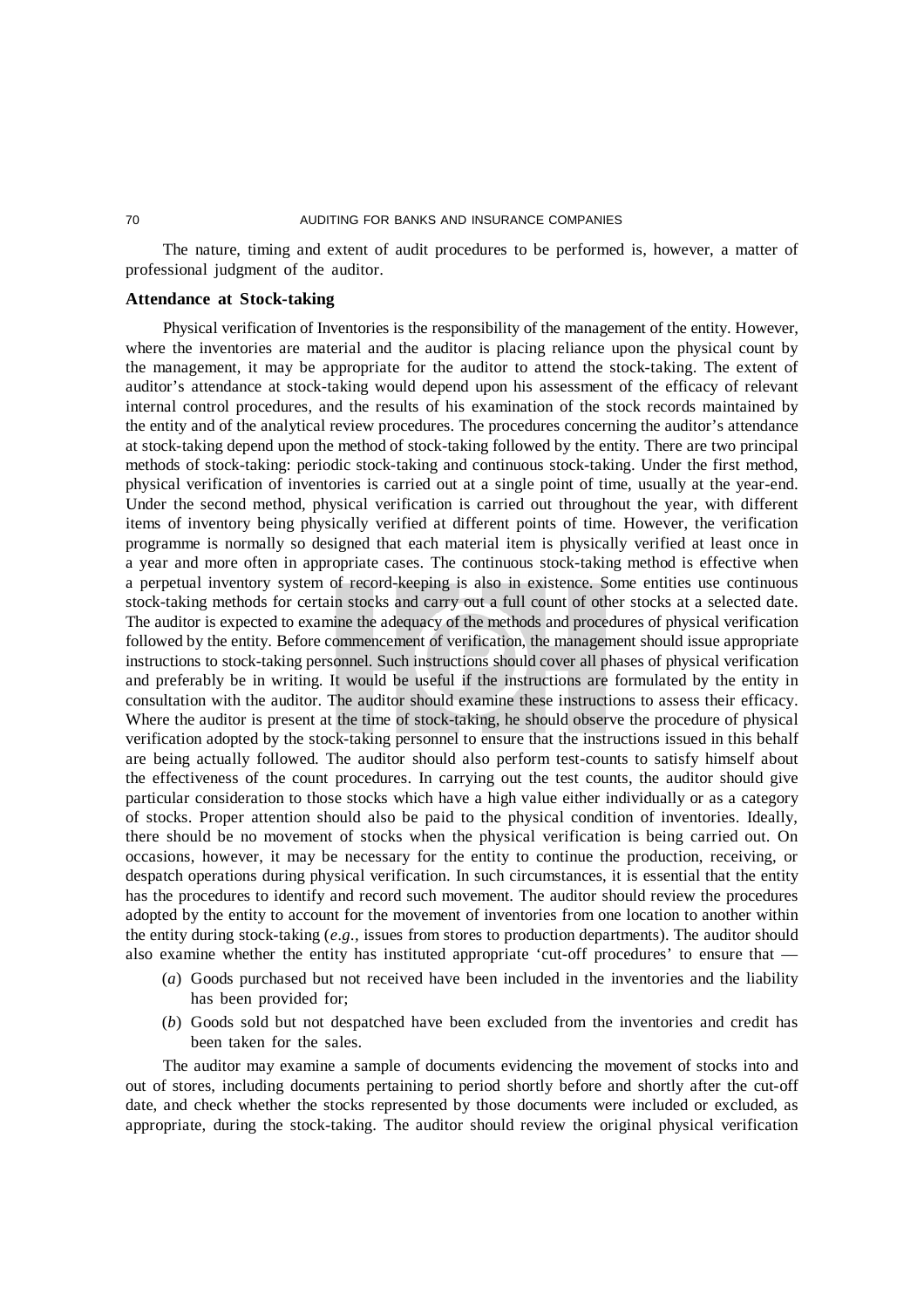The nature, timing and extent of audit procedures to be performed is, however, a matter of professional judgment of the auditor.

### Attendance at Stock-taking

Physical verification of Inventories is the responsibility of the management of the entity. However, where the inventories are material and the auditor is placing reliance upon the physical count by the management, it may be appropriate for the auditor to attend the stock-taking. The extent of auditor's attendance at stock-taking would depend upon his assessment of the efficacy of relevant internal control procedures, and the results of his examination of the stock records maintained by the entity and of the analytical review procedures. The procedures concerning the auditor's attendance at stock-taking depend upon the method of stock-taking followed by the entity. There are two principal methods of stock-taking: periodic stock-taking and continuous stock-taking. Under the first method, physical verification of inventories is carried out at a single point of time, usually at the year-end. Under the second method, physical verification is carried out throughout the year, with different items of inventory being physically verified at different points of time. However, the verification programme is normally so designed that each material item is physically verified at least once in a year and more often in appropriate cases. The continuous stock-taking method is effective when a perpetual inventory system of record-keeping is also in existence. Some entities use continuous stock-taking methods for certain stocks and carry out a full count of other stocks at a selected date. The auditor is expected to examine the adequacy of the methods and procedures of physical verification followed by the entity. Before commencement of verification, the management should issue appropriate instructions to stock-taking personnel. Such instructions should cover all phases of physical verification and preferably be in writing. It would be useful if the instructions are formulated by the entity in consultation with the auditor. The auditor should examine these instructions to assess their efficacy. Where the auditor is present at the time of stock-taking, he should observe the procedure of physical verification adopted by the stock-taking personnel to ensure that the instructions issued in this behalf are being actually followed. The auditor should also perform test-counts to satisfy himself about the effectiveness of the count procedures. In carrying out the test counts, the auditor should give particular consideration to those stocks which have a high value either individually or as a category of stocks. Proper attention should also be paid to the physical condition of inventories. Ideally, there should be no movement of stocks when the physical verification is being carried out. On occasions, however, it may be necessary for the entity to continue the production, receiving, or despatch operations during physical verification. In such circumstances, it is essential that the entity has the procedures to identify and record such movement. The auditor should review the procedures adopted by the entity to account for the movement of inventories from one location to another within the entity during stock-taking (*e.g.*, issues from stores to production departments). The auditor should also examine whether the entity has instituted appropriate 'cut-off procedures' to ensure that —

(*a*) Goods purchased but not received have been included in the inventories and the liability has been provided for;

(*b*) Goods sold but not despatched have been excluded from the inventories and credit has been taken for the sales.

The auditor may examine a sample of documents evidencing the movement of stocks into and out of stores, including documents pertaining to period shortly before and shortly after the cut-off date, and check whether the stocks represented by those documents were included or excluded, as appropriate, during the stock-taking. The auditor should review the original physical verification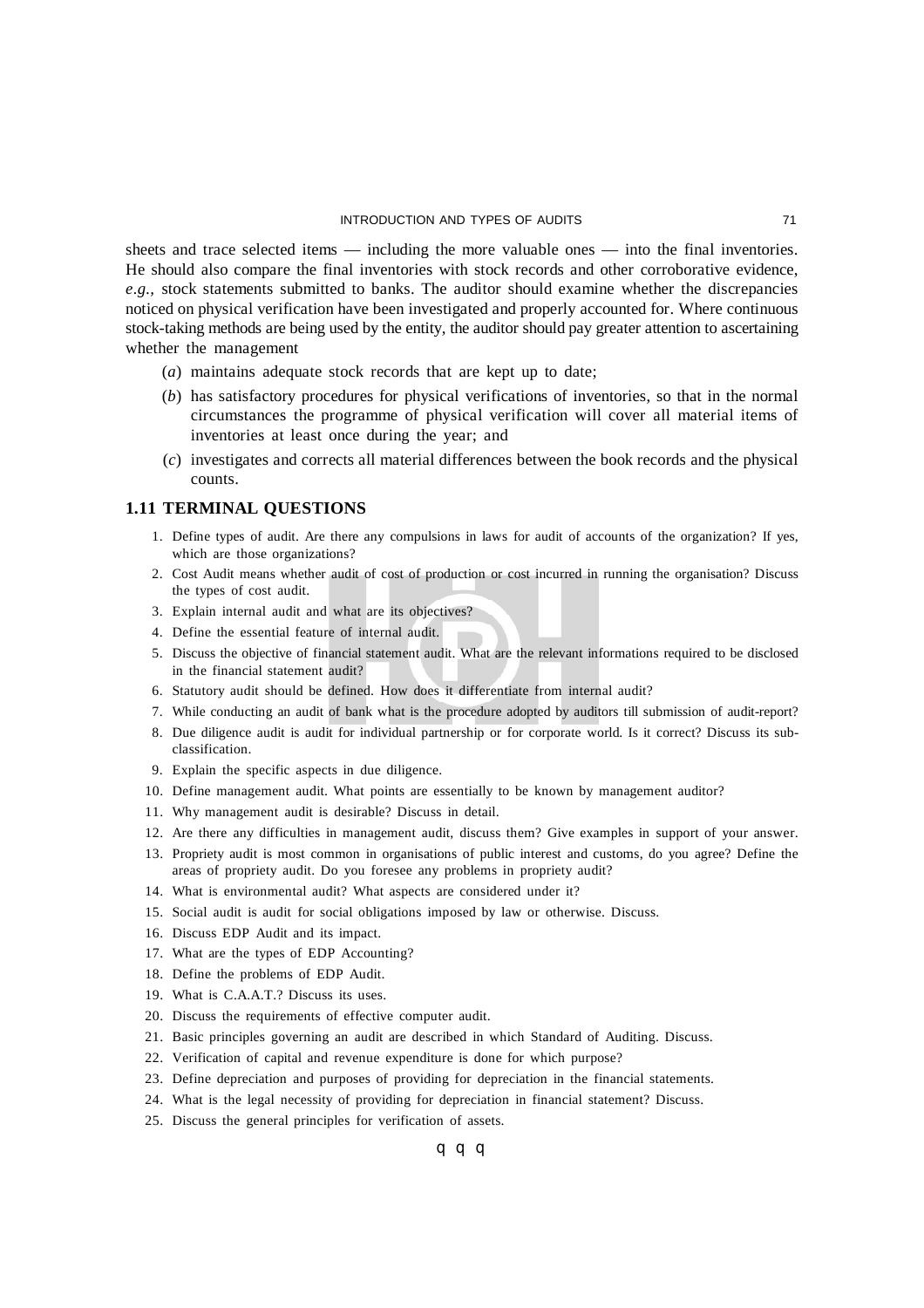sheets and trace selected items — including the more valuable ones — into the final inventories. He should also compare the final inventories with stock records and other corroborative evidence, *e.g.*, stock statements submitted to banks. The auditor should examine whether the discrepancies noticed on physical verification have been investigated and properly accounted for. Where continuous stock-taking methods are being used by the entity, the auditor should pay greater attention to ascertaining whether the management

(*a*) maintains adequate stock records that are kept up to date;

(*b*) has satisfactory procedures for physical verifications of inventories, so that in the normal circumstances the programme of physical verification will cover all material items of inventories at least once during the year; and

(*c*) investigates and corrects all material differences between the book records and the physical counts.

## 1.11 TERMINAL QUESTIONS

1. Define types of audit. Are there any compulsions in laws for audit of accounts of the organization? If yes, which are those organizations?
2. Cost Audit means whether audit of cost of production or cost incurred in running the organisation? Discuss the types of cost audit.
3. Explain internal audit and what are its objectives?
4. Define the essential feature of internal audit.
5. Discuss the objective of financial statement audit. What are the relevant informations required to be disclosed in the financial statement audit?
6. Statutory audit should be defined. How does it differentiate from internal audit?
7. While conducting an audit of bank what is the procedure adopted by auditors till submission of audit-report?
8. Due diligence audit is audit for individual partnership or for corporate world. Is it correct? Discuss its sub-classification.
9. Explain the specific aspects in due diligence.
10. Define management audit. What points are essentially to be known by management auditor?
11. Why management audit is desirable? Discuss in detail.
12. Are there any difficulties in management audit, discuss them? Give examples in support of your answer.
13. Propriety audit is most common in organisations of public interest and customs, do you agree? Define the areas of propriety audit. Do you foresee any problems in propriety audit?
14. What is environmental audit? What aspects are considered under it?
15. Social audit is audit for social obligations imposed by law or otherwise. Discuss.
16. Discuss EDP Audit and its impact.
17. What are the types of EDP Accounting?
18. Define the problems of EDP Audit.
19. What is C.A.A.T.? Discuss its uses.
20. Discuss the requirements of effective computer audit.
21. Basic principles governing an audit are described in which Standard of Auditing. Discuss.
22. Verification of capital and revenue expenditure is done for which purpose?
23. Define depreciation and purposes of providing for depreciation in the financial statements.
24. What is the legal necessity of providing for depreciation in financial statement? Discuss.
25. Discuss the general principles for verification of assets.

q q q